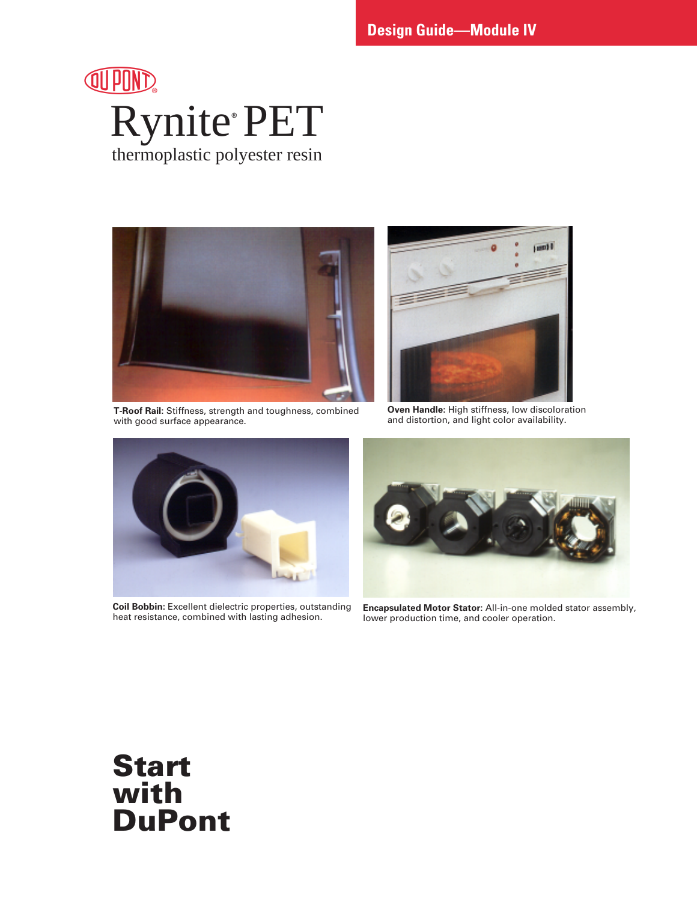Design Guide—Module IV

DUPONT®

# Rynite® PET

thermoplastic polyester resin

**T-Roof Rail:** Stiffness, strength and toughness, combined with good surface appearance.

**Oven Handle:** High stiffness, low discoloration and distortion, and light color availability.

**Coil Bobbin:** Excellent dielectric properties, outstanding heat resistance, combined with lasting adhesion.

**Encapsulated Motor Stator:** All-in-one molded stator assembly, lower production time, and cooler operation.

**Start with DuPont**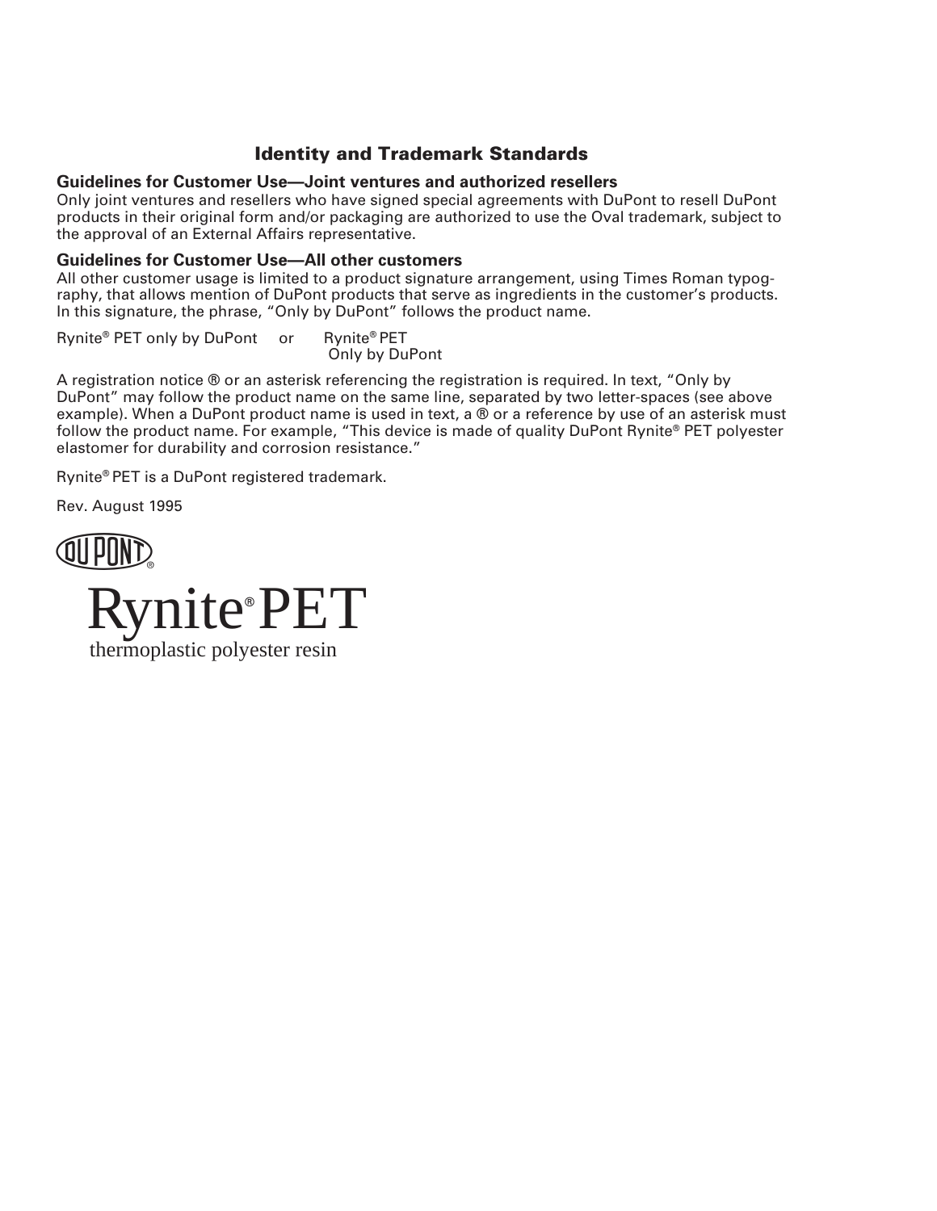## Identity and Trademark Standards

**Guidelines for Customer Use—Joint ventures and authorized resellers**

Only joint ventures and resellers who have signed special agreements with DuPont to resell DuPont products in their original form and/or packaging are authorized to use the Oval trademark, subject to the approval of an External Affairs representative.

**Guidelines for Customer Use—All other customers**

All other customer usage is limited to a product signature arrangement, using Times Roman typography, that allows mention of DuPont products that serve as ingredients in the customer's products. In this signature, the phrase, "Only by DuPont" follows the product name.

Rynite® PET only by DuPont     or     Rynite® PET
Only by DuPont

A registration notice ® or an asterisk referencing the registration is required. In text, "Only by DuPont" may follow the product name on the same line, separated by two letter-spaces (see above example). When a DuPont product name is used in text, a ® or a reference by use of an asterisk must follow the product name. For example, "This device is made of quality DuPont Rynite® PET polyester elastomer for durability and corrosion resistance."

Rynite® PET is a DuPont registered trademark.

Rev. August 1995

DUPONT®

Rynite® PET

thermoplastic polyester resin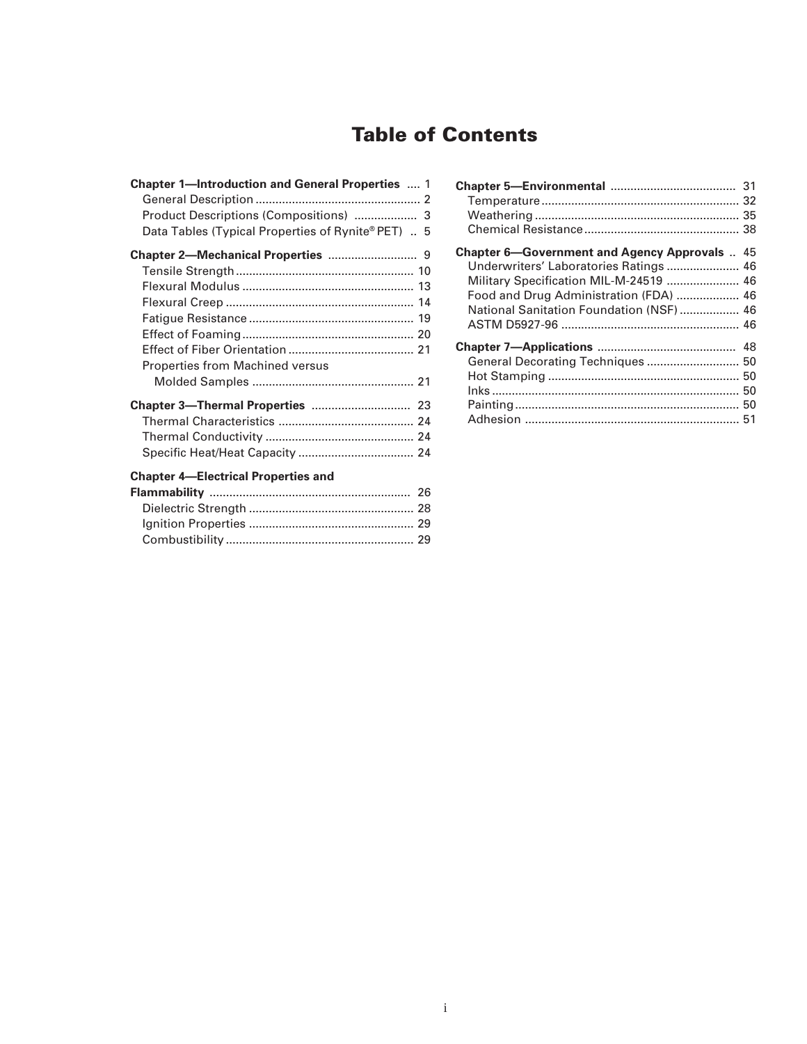# Table of Contents

**Chapter 1—Introduction and General Properties** .... 1
- General Description .... 2
- Product Descriptions (Compositions) .... 3
- Data Tables (Typical Properties of Rynite® PET) .. 5

**Chapter 2—Mechanical Properties** .... 9
- Tensile Strength .... 10
- Flexural Modulus .... 13
- Flexural Creep .... 14
- Fatigue Resistance .... 19
- Effect of Foaming .... 20
- Effect of Fiber Orientation .... 21
- Properties from Machined versus Molded Samples .... 21

**Chapter 3—Thermal Properties** .... 23
- Thermal Characteristics .... 24
- Thermal Conductivity .... 24
- Specific Heat/Heat Capacity .... 24

**Chapter 4—Electrical Properties and Flammability** .... 26
- Dielectric Strength .... 28
- Ignition Properties .... 29
- Combustibility .... 29

**Chapter 5—Environmental** .... 31
- Temperature .... 32
- Weathering .... 35
- Chemical Resistance .... 38

**Chapter 6—Government and Agency Approvals** .. 45
- Underwriters' Laboratories Ratings .... 46
- Military Specification MIL-M-24519 .... 46
- Food and Drug Administration (FDA) .... 46
- National Sanitation Foundation (NSF) .... 46
- ASTM D5927-96 .... 46

**Chapter 7—Applications** .... 48
- General Decorating Techniques .... 50
- Hot Stamping .... 50
- Inks .... 50
- Painting .... 50
- Adhesion .... 51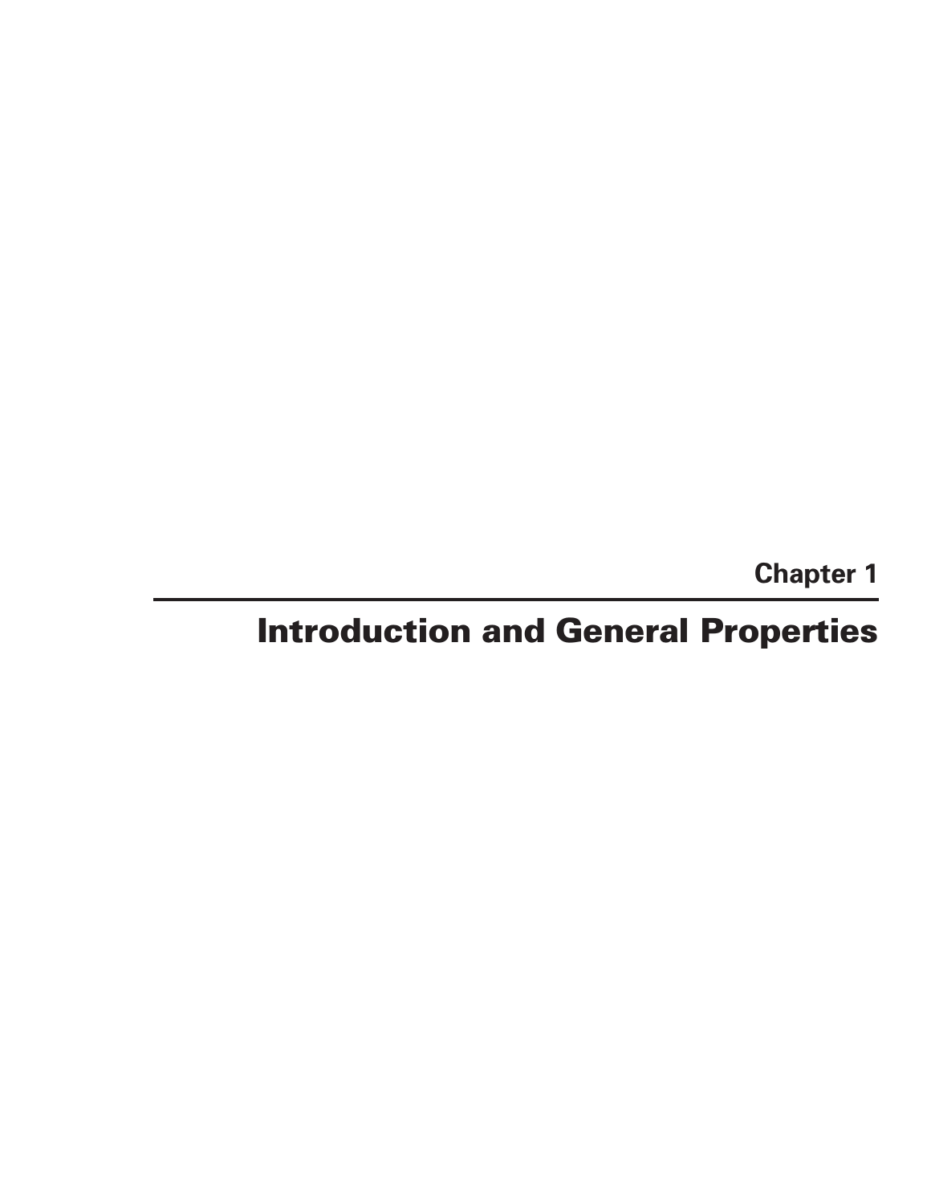# Chapter 1

# Introduction and General Properties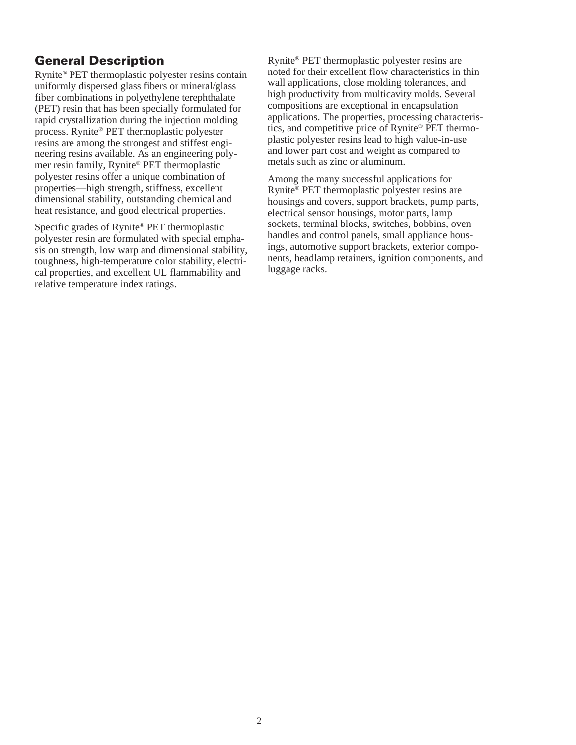## General Description

Rynite® PET thermoplastic polyester resins contain uniformly dispersed glass fibers or mineral/glass fiber combinations in polyethylene terephthalate (PET) resin that has been specially formulated for rapid crystallization during the injection molding process. Rynite® PET thermoplastic polyester resins are among the strongest and stiffest engineering resins available. As an engineering polymer resin family, Rynite® PET thermoplastic polyester resins offer a unique combination of properties—high strength, stiffness, excellent dimensional stability, outstanding chemical and heat resistance, and good electrical properties.

Specific grades of Rynite® PET thermoplastic polyester resin are formulated with special emphasis on strength, low warp and dimensional stability, toughness, high-temperature color stability, electrical properties, and excellent UL flammability and relative temperature index ratings.

Rynite® PET thermoplastic polyester resins are noted for their excellent flow characteristics in thin wall applications, close molding tolerances, and high productivity from multicavity molds. Several compositions are exceptional in encapsulation applications. The properties, processing characteristics, and competitive price of Rynite® PET thermoplastic polyester resins lead to high value-in-use and lower part cost and weight as compared to metals such as zinc or aluminum.

Among the many successful applications for Rynite® PET thermoplastic polyester resins are housings and covers, support brackets, pump parts, electrical sensor housings, motor parts, lamp sockets, terminal blocks, switches, bobbins, oven handles and control panels, small appliance housings, automotive support brackets, exterior components, headlamp retainers, ignition components, and luggage racks.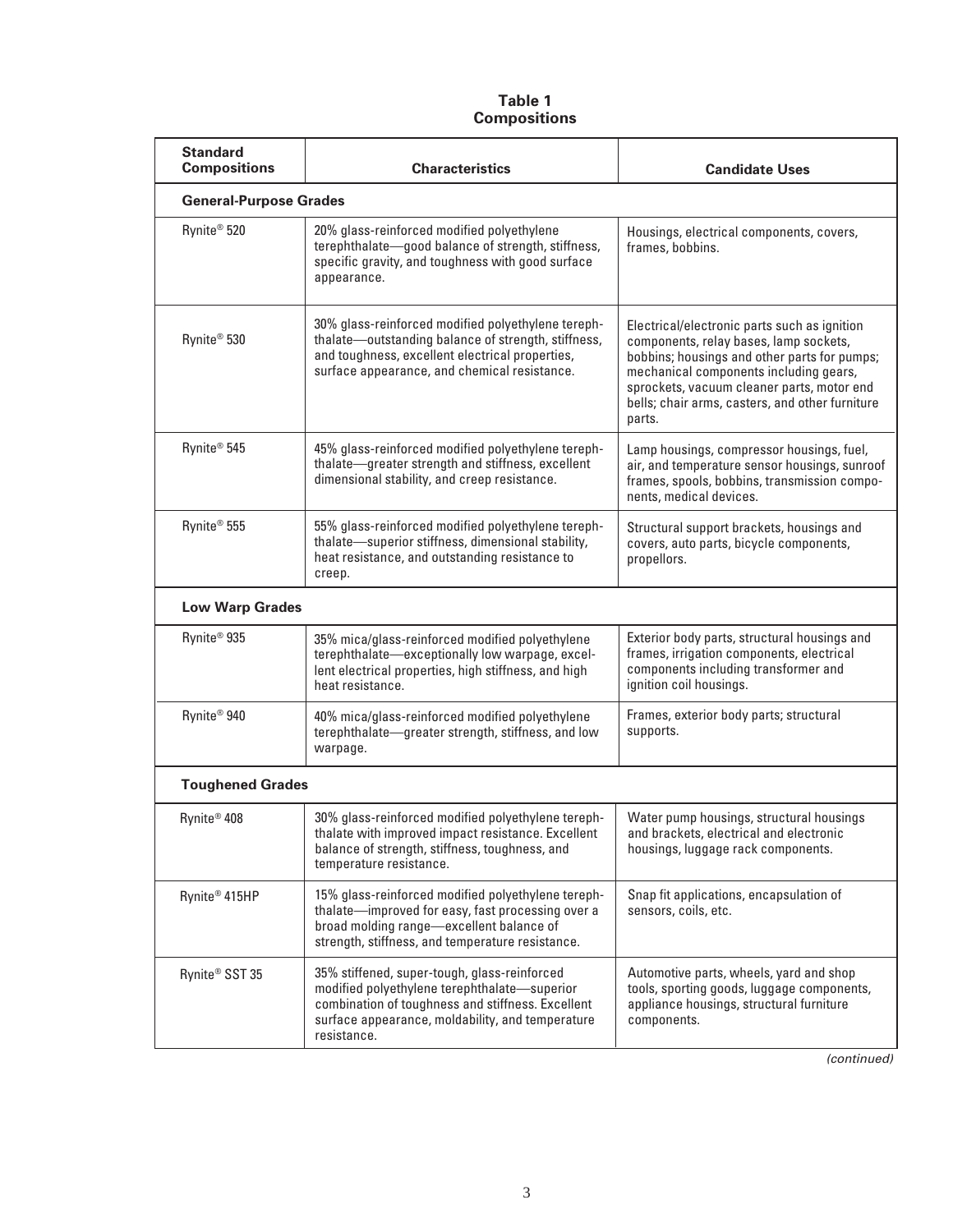**Table 1**
**Compositions**

| Standard Compositions | Characteristics | Candidate Uses |
|---|---|---|
| **General-Purpose Grades** | | |
| Rynite® 520 | 20% glass-reinforced modified polyethylene terephthalate—good balance of strength, stiffness, specific gravity, and toughness with good surface appearance. | Housings, electrical components, covers, frames, bobbins. |
| Rynite® 530 | 30% glass-reinforced modified polyethylene terephthalate—outstanding balance of strength, stiffness, and toughness, excellent electrical properties, surface appearance, and chemical resistance. | Electrical/electronic parts such as ignition components, relay bases, lamp sockets, bobbins; housings and other parts for pumps; mechanical components including gears, sprockets, vacuum cleaner parts, motor end bells; chair arms, casters, and other furniture parts. |
| Rynite® 545 | 45% glass-reinforced modified polyethylene terephthalate—greater strength and stiffness, excellent dimensional stability, and creep resistance. | Lamp housings, compressor housings, fuel, air, and temperature sensor housings, sunroof frames, spools, bobbins, transmission components, medical devices. |
| Rynite® 555 | 55% glass-reinforced modified polyethylene terephthalate—superior stiffness, dimensional stability, heat resistance, and outstanding resistance to creep. | Structural support brackets, housings and covers, auto parts, bicycle components, propellors. |
| **Low Warp Grades** | | |
| Rynite® 935 | 35% mica/glass-reinforced modified polyethylene terephthalate—exceptionally low warpage, excellent electrical properties, high stiffness, and high heat resistance. | Exterior body parts, structural housings and frames, irrigation components, electrical components including transformer and ignition coil housings. |
| Rynite® 940 | 40% mica/glass-reinforced modified polyethylene terephthalate—greater strength, stiffness, and low warpage. | Frames, exterior body parts; structural supports. |
| **Toughened Grades** | | |
| Rynite® 408 | 30% glass-reinforced modified polyethylene terephthalate with improved impact resistance. Excellent balance of strength, stiffness, toughness, and temperature resistance. | Water pump housings, structural housings and brackets, electrical and electronic housings, luggage rack components. |
| Rynite® 415HP | 15% glass-reinforced modified polyethylene terephthalate—improved for easy, fast processing over a broad molding range—excellent balance of strength, stiffness, and temperature resistance. | Snap fit applications, encapsulation of sensors, coils, etc. |
| Rynite® SST 35 | 35% stiffened, super-tough, glass-reinforced modified polyethylene terephthalate—superior combination of toughness and stiffness. Excellent surface appearance, moldability, and temperature resistance. | Automotive parts, wheels, yard and shop tools, sporting goods, luggage components, appliance housings, structural furniture components. |

*(continued)*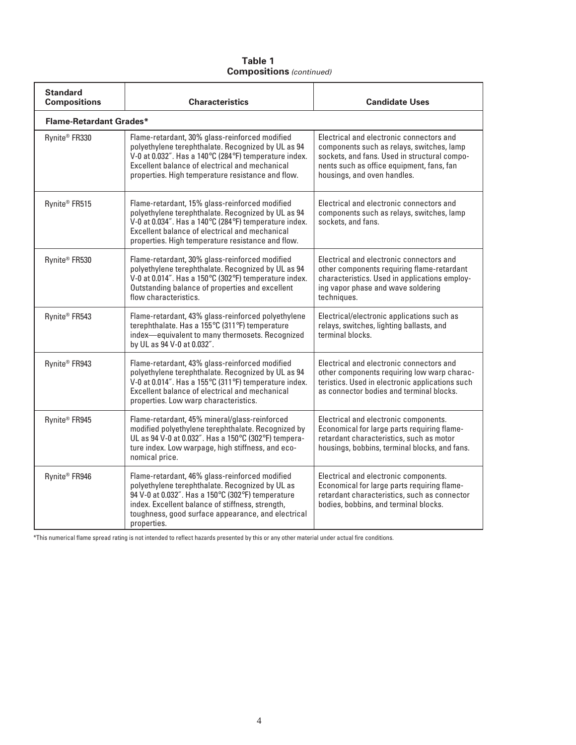**Table 1**
**Compositions** *(continued)*

| Standard Compositions | Characteristics | Candidate Uses |
|---|---|---|
| **Flame-Retardant Grades*** | | |
| Rynite® FR330 | Flame-retardant, 30% glass-reinforced modified polyethylene terephthalate. Recognized by UL as 94 V-0 at 0.032″. Has a 140°C (284°F) temperature index. Excellent balance of electrical and mechanical properties. High temperature resistance and flow. | Electrical and electronic connectors and components such as relays, switches, lamp sockets, and fans. Used in structural components such as office equipment, fans, fan housings, and oven handles. |
| Rynite® FR515 | Flame-retardant, 15% glass-reinforced modified polyethylene terephthalate. Recognized by UL as 94 V-0 at 0.034″. Has a 140°C (284°F) temperature index. Excellent balance of electrical and mechanical properties. High temperature resistance and flow. | Electrical and electronic connectors and components such as relays, switches, lamp sockets, and fans. |
| Rynite® FR530 | Flame-retardant, 30% glass-reinforced modified polyethylene terephthalate. Recognized by UL as 94 V-0 at 0.014″. Has a 150°C (302°F) temperature index. Outstanding balance of properties and excellent flow characteristics. | Electrical and electronic connectors and other components requiring flame-retardant characteristics. Used in applications employing vapor phase and wave soldering techniques. |
| Rynite® FR543 | Flame-retardant, 43% glass-reinforced polyethylene terephthalate. Has a 155°C (311°F) temperature index—equivalent to many thermosets. Recognized by UL as 94 V-0 at 0.032″. | Electrical/electronic applications such as relays, switches, lighting ballasts, and terminal blocks. |
| Rynite® FR943 | Flame-retardant, 43% glass-reinforced modified polyethylene terephthalate. Recognized by UL as 94 V-0 at 0.014″. Has a 155°C (311°F) temperature index. Excellent balance of electrical and mechanical properties. Low warp characteristics. | Electrical and electronic connectors and other components requiring low warp characteristics. Used in electronic applications such as connector bodies and terminal blocks. |
| Rynite® FR945 | Flame-retardant, 45% mineral/glass-reinforced modified polyethylene terephthalate. Recognized by UL as 94 V-0 at 0.032″. Has a 150°C (302°F) temperature index. Low warpage, high stiffness, and economical price. | Electrical and electronic components. Economical for large parts requiring flame-retardant characteristics, such as motor housings, bobbins, terminal blocks, and fans. |
| Rynite® FR946 | Flame-retardant, 46% glass-reinforced modified polyethylene terephthalate. Recognized by UL as 94 V-0 at 0.032″. Has a 150°C (302°F) temperature index. Excellent balance of stiffness, strength, toughness, good surface appearance, and electrical properties. | Electrical and electronic components. Economical for large parts requiring flame-retardant characteristics, such as connector bodies, bobbins, and terminal blocks. |

*This numerical flame spread rating is not intended to reflect hazards presented by this or any other material under actual fire conditions.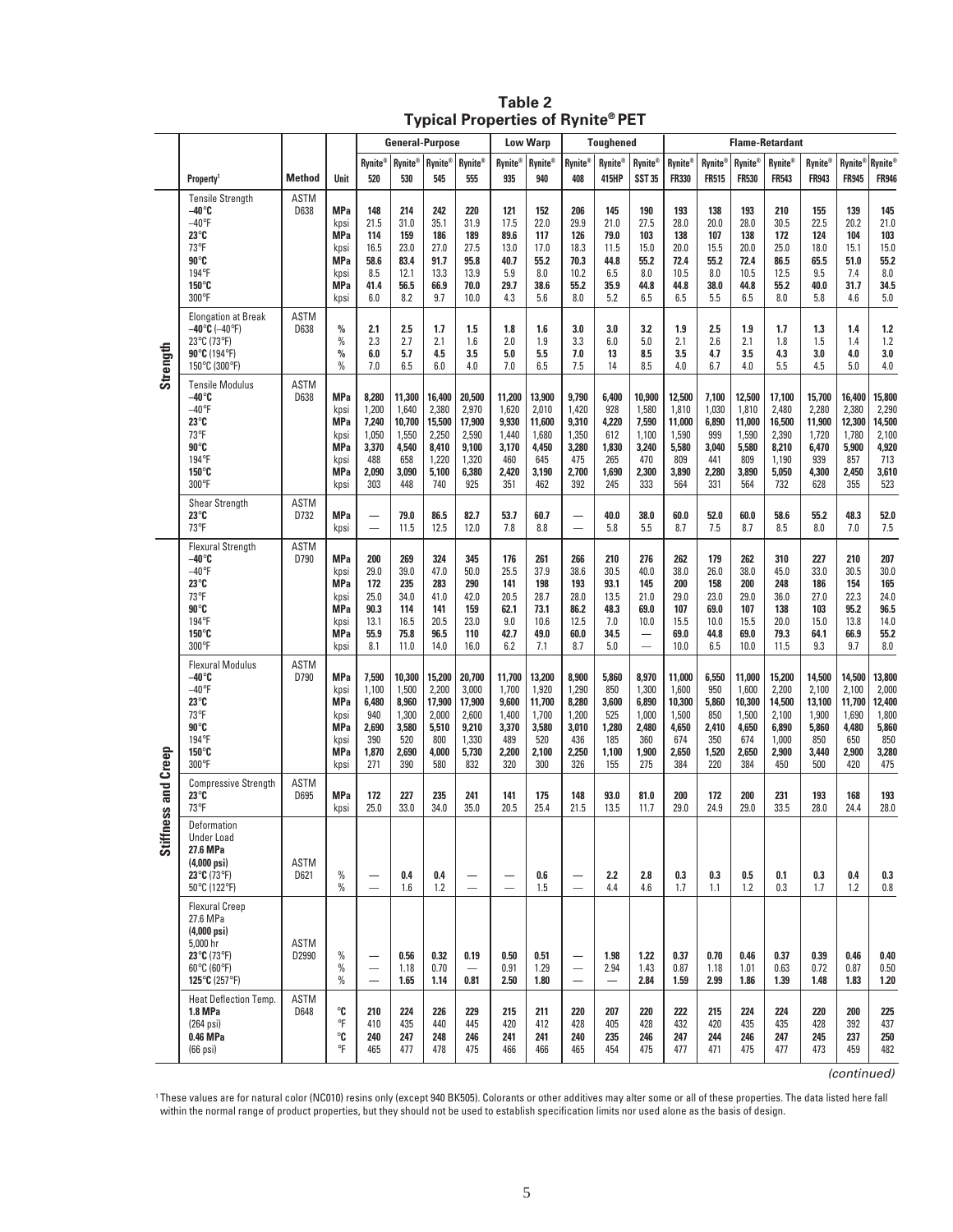# Table 2
## Typical Properties of Rynite® PET

| | | | | General-Purpose | | | | Low Warp | | Toughened | | | Flame-Retardant | | | | | | |
|---|---|---|---|---|---|---|---|---|---|---|---|---|---|---|---|---|---|---|---|
| | Property[1] | Method | Unit | Rynite® 520 | Rynite® 530 | Rynite® 545 | Rynite® 555 | Rynite® 935 | Rynite® 940 | Rynite® 408 | Rynite® 415HP | Rynite® SST 35 | Rynite® FR330 | Rynite® FR515 | Rynite® FR530 | Rynite® FR543 | Rynite® FR943 | Rynite® FR945 | Rynite® FR946 |
| **Strength** | Tensile Strength | ASTM D638 | | | | | | | | | | | | | | | | | |
| | **−40°C** | | **MPa** | **148** | **214** | **242** | **220** | **121** | **152** | **206** | **145** | **190** | **193** | **138** | **193** | **210** | **155** | **139** | **145** |
| | −40°F | | kpsi | 21.5 | 31.0 | 35.1 | 31.9 | 17.5 | 22.0 | 29.9 | 21.0 | 27.5 | 28.0 | 20.0 | 28.0 | 30.5 | 22.5 | 20.2 | 21.0 |
| | **23°C** | | **MPa** | **114** | **159** | **186** | **189** | **89.6** | **117** | **126** | **79.0** | **103** | **138** | **107** | **138** | **172** | **124** | **104** | **103** |
| | 73°F | | kpsi | 16.5 | 23.0 | 27.0 | 27.5 | 13.0 | 17.0 | 18.3 | 11.5 | 15.0 | 20.0 | 15.5 | 20.0 | 25.0 | 18.0 | 15.1 | 15.0 |
| | **90°C** | | **MPa** | **58.6** | **83.4** | **91.7** | **95.8** | **40.7** | **55.2** | **70.3** | **44.8** | **55.2** | **72.4** | **55.2** | **72.4** | **86.5** | **65.5** | **51.0** | **55.2** |
| | 194°F | | kpsi | 8.5 | 12.1 | 13.3 | 13.9 | 5.9 | 8.0 | 10.2 | 6.5 | 8.0 | 10.5 | 8.0 | 10.5 | 12.5 | 9.5 | 7.4 | 8.0 |
| | **150°C** | | **MPa** | **41.4** | **56.5** | **66.9** | **70.0** | **29.7** | **38.6** | **55.2** | **35.9** | **44.8** | **44.8** | **38.0** | **44.8** | **55.2** | **40.0** | **31.7** | **34.5** |
| | 300°F | | kpsi | 6.0 | 8.2 | 9.7 | 10.0 | 4.3 | 5.6 | 8.0 | 5.2 | 6.5 | 6.5 | 5.5 | 6.5 | 8.0 | 5.8 | 4.6 | 5.0 |
| | Elongation at Break | ASTM D638 | | | | | | | | | | | | | | | | | |
| | **−40°C** (−40°F) | | **%** | **2.1** | **2.5** | **1.7** | **1.5** | **1.8** | **1.6** | **3.0** | **3.0** | **3.2** | **1.9** | **2.5** | **1.9** | **1.7** | **1.3** | **1.4** | **1.2** |
| | 23°C (73°F) | | % | 2.3 | 2.7 | 2.1 | 1.6 | 2.0 | 1.9 | 3.3 | 6.0 | 5.0 | 2.1 | 2.6 | 2.1 | 1.8 | 1.5 | 1.4 | 1.2 |
| | **90°C** (194°F) | | **%** | **6.0** | **5.7** | **4.5** | **3.5** | **5.0** | **5.5** | **7.0** | **13** | **8.5** | **3.5** | **4.7** | **3.5** | **4.3** | **3.0** | **4.0** | **3.0** |
| | 150°C (300°F) | | % | 7.0 | 6.5 | 6.0 | 4.0 | 7.0 | 6.5 | 7.5 | 14 | 8.5 | 4.0 | 6.7 | 4.0 | 5.5 | 4.5 | 5.0 | 4.0 |
| | Tensile Modulus | ASTM D638 | | | | | | | | | | | | | | | | | |
| | **−40°C** | | **MPa** | **8,280** | **11,300** | **16,400** | **20,500** | **11,200** | **13,900** | **9,790** | **6,400** | **10,900** | **12,500** | **7,100** | **12,500** | **17,100** | **15,700** | **16,400** | **15,800** |
| | −40°F | | kpsi | 1,200 | 1,640 | 2,380 | 2,970 | 1,620 | 2,010 | 1,420 | 928 | 1,580 | 1,810 | 1,030 | 1,810 | 2,480 | 2,280 | 2,380 | 2,290 |
| | **23°C** | | **MPa** | **7,240** | **10,700** | **15,500** | **17,900** | **9,930** | **11,600** | **9,310** | **4,220** | **7,590** | **11,000** | **6,890** | **11,000** | **16,500** | **11,900** | **12,300** | **14,500** |
| | 73°F | | kpsi | 1,050 | 1,550 | 2,250 | 2,590 | 1,440 | 1,680 | 1,350 | 612 | 1,100 | 1,590 | 999 | 1,590 | 2,390 | 1,720 | 1,780 | 2,100 |
| | **90°C** | | **MPa** | **3,370** | **4,540** | **8,410** | **9,100** | **3,170** | **4,450** | **3,280** | **1,830** | **3,240** | **5,580** | **3,040** | **5,580** | **8,210** | **6,470** | **5,900** | **4,920** |
| | 194°F | | kpsi | 488 | 658 | 1,220 | 1,320 | 460 | 645 | 475 | 265 | 470 | 809 | 441 | 809 | 1,190 | 939 | 857 | 713 |
| | **150°C** | | **MPa** | **2,090** | **3,090** | **5,100** | **6,380** | **2,420** | **3,190** | **2,700** | **1,690** | **2,300** | **3,890** | **2,280** | **3,890** | **5,050** | **4,300** | **2,450** | **3,610** |
| | 300°F | | kpsi | 303 | 448 | 740 | 925 | 351 | 462 | 392 | 245 | 333 | 564 | 331 | 564 | 732 | 628 | 355 | 523 |
| | Shear Strength | ASTM D732 | | | | | | | | | | | | | | | | | |
| | **23°C** | | **MPa** | — | **79.0** | **86.5** | **82.7** | **53.7** | **60.7** | — | **40.0** | **38.0** | **60.0** | **52.0** | **60.0** | **58.6** | **55.2** | **48.3** | **52.0** |
| | 73°F | | kpsi | — | 11.5 | 12.5 | 12.0 | 7.8 | 8.8 | — | 5.8 | 5.5 | 8.7 | 7.5 | 8.7 | 8.5 | 8.0 | 7.0 | 7.5 |
| **Stiffness and Creep** | Flexural Strength | ASTM D790 | | | | | | | | | | | | | | | | | |
| | **−40°C** | | **MPa** | **200** | **269** | **324** | **345** | **176** | **261** | **266** | **210** | **276** | **262** | **179** | **262** | **310** | **227** | **210** | **207** |
| | −40°F | | kpsi | 29.0 | 39.0 | 47.0 | 50.0 | 25.5 | 37.9 | 38.6 | 30.5 | 40.0 | 38.0 | 26.0 | 38.0 | 45.0 | 33.0 | 30.5 | 30.0 |
| | **23°C** | | **MPa** | **172** | **235** | **283** | **290** | **141** | **198** | **193** | **93.1** | **145** | **200** | **158** | **200** | **248** | **186** | **154** | **165** |
| | 73°F | | kpsi | 25.0 | 34.0 | 41.0 | 42.0 | 20.5 | 28.7 | 28.0 | 13.5 | 21.0 | 29.0 | 23.0 | 29.0 | 36.0 | 27.0 | 22.3 | 24.0 |
| | **90°C** | | **MPa** | **90.3** | **114** | **141** | **159** | **62.1** | **73.1** | **86.2** | **48.3** | **69.0** | **107** | **69.0** | **107** | **138** | **103** | **95.2** | **96.5** |
| | 194°F | | kpsi | 13.1 | 16.5 | 20.5 | 23.0 | 9.0 | 10.6 | 12.5 | 7.0 | 10.0 | 15.5 | 10.0 | 15.5 | 20.0 | 15.0 | 13.8 | 14.0 |
| | **150°C** | | **MPa** | **55.9** | **75.8** | **96.5** | **110** | **42.7** | **49.0** | **60.0** | **34.5** | — | **69.0** | **44.8** | **69.0** | **79.3** | **64.1** | **66.9** | **55.2** |
| | 300°F | | kpsi | 8.1 | 11.0 | 14.0 | 16.0 | 6.2 | 7.1 | 8.7 | 5.0 | — | 10.0 | 6.5 | 10.0 | 11.5 | 9.3 | 9.7 | 8.0 |
| | Flexural Modulus | ASTM D790 | | | | | | | | | | | | | | | | | |
| | **−40°C** | | **MPa** | **7,590** | **10,300** | **15,200** | **20,700** | **11,700** | **13,200** | **8,900** | **5,860** | **8,970** | **11,000** | **6,550** | **11,000** | **15,200** | **14,500** | **14,500** | **13,800** |
| | −40°F | | kpsi | 1,100 | 1,500 | 2,200 | 3,000 | 1,700 | 1,920 | 1,290 | 850 | 1,300 | 1,600 | 950 | 1,600 | 2,200 | 2,100 | 2,100 | 2,000 |
| | **23°C** | | **MPa** | **6,480** | **8,960** | **17,900** | **17,900** | **9,600** | **11,700** | **8,280** | **3,600** | **6,890** | **10,300** | **5,860** | **10,300** | **14,500** | **13,100** | **11,700** | **12,400** |
| | 73°F | | kpsi | 940 | 1,300 | 2,000 | 2,600 | 1,400 | 1,700 | 1,200 | 525 | 1,000 | 1,500 | 850 | 1,500 | 2,100 | 1,900 | 1,690 | 1,800 |
| | **90°C** | | **MPa** | **2,690** | **3,580** | **5,510** | **9,210** | **3,370** | **3,580** | **3,010** | **1,280** | **2,480** | **4,650** | **2,410** | **4,650** | **6,890** | **5,860** | **4,480** | **5,860** |
| | 194°F | | kpsi | 390 | 520 | 800 | 1,330 | 489 | 520 | 436 | 185 | 360 | 674 | 350 | 674 | 1,000 | 850 | 650 | 850 |
| | **150°C** | | **MPa** | **1,870** | **2,690** | **4,000** | **5,730** | **2,200** | **2,100** | **2,250** | **1,100** | **1,900** | **2,650** | **1,520** | **2,650** | **2,900** | **3,440** | **2,900** | **3,280** |
| | 300°F | | kpsi | 271 | 390 | 580 | 832 | 320 | 300 | 326 | 155 | 275 | 384 | 220 | 384 | 450 | 500 | 420 | 475 |
| | Compressive Strength | ASTM D695 | | | | | | | | | | | | | | | | | |
| | **23°C** | | **MPa** | **172** | **227** | **235** | **241** | **141** | **175** | **148** | **93.0** | **81.0** | **200** | **172** | **200** | **231** | **193** | **168** | **193** |
| | 73°F | | kpsi | 25.0 | 33.0 | 34.0 | 35.0 | 20.5 | 25.4 | 21.5 | 13.5 | 11.7 | 29.0 | 24.9 | 29.0 | 33.5 | 28.0 | 24.4 | 28.0 |
| | Deformation Under Load **27.6 MPa (4,000 psi)** | ASTM D621 | | | | | | | | | | | | | | | | | |
| | **23°C** (73°F) | | % | — | **0.4** | **0.4** | — | — | **0.6** | — | **2.2** | **2.8** | **0.3** | **0.3** | **0.5** | **0.1** | **0.3** | **0.4** | **0.3** |
| | 50°C (122°F) | | % | — | 1.6 | 1.2 | — | — | 1.5 | — | 4.4 | 4.6 | 1.7 | 1.1 | 1.2 | 0.3 | 1.7 | 1.2 | 0.8 |
| | Flexural Creep 27.6 MPa **(4,000 psi)** 5,000 hr | ASTM D2990 | | | | | | | | | | | | | | | | | |
| | **23°C** (73°F) | | % | — | **0.56** | **0.32** | **0.19** | **0.50** | **0.51** | — | **1.98** | **1.22** | **0.37** | **0.70** | **0.46** | **0.37** | **0.39** | **0.46** | **0.40** |
| | 60°C (60°F) | | % | — | 1.18 | 0.70 | — | 0.91 | 1.29 | — | 2.94 | 1.43 | 0.87 | 1.18 | 1.01 | 0.63 | 0.72 | 0.87 | 0.50 |
| | **125°C** (257°F) | | % | — | **1.65** | **1.14** | **0.81** | **2.50** | **1.80** | — | — | **2.84** | **1.59** | **2.99** | **1.86** | **1.39** | **1.48** | **1.83** | **1.20** |
| | Heat Deflection Temp. | ASTM D648 | | | | | | | | | | | | | | | | | |
| | **1.8 MPa** | | **°C** | **210** | **224** | **226** | **229** | **215** | **211** | **220** | **207** | **220** | **222** | **215** | **224** | **224** | **220** | **200** | **225** |
| | (264 psi) | | °F | 410 | 435 | 440 | 445 | 420 | 412 | 428 | 405 | 428 | 432 | 420 | 435 | 435 | 428 | 392 | 437 |
| | **0.46 MPa** | | **°C** | **240** | **247** | **248** | **246** | **241** | **241** | **240** | **235** | **246** | **247** | **244** | **246** | **247** | **245** | **237** | **250** |
| | (66 psi) | | °F | 465 | 477 | 478 | 475 | 466 | 466 | 465 | 454 | 475 | 477 | 471 | 475 | 477 | 473 | 459 | 482 |

*(continued)*

[1] These values are for natural color (NC010) resins only (except 940 BK505). Colorants or other additives may alter some or all of these properties. The data listed here fall within the normal range of product properties, but they should not be used to establish specification limits nor used alone as the basis of design.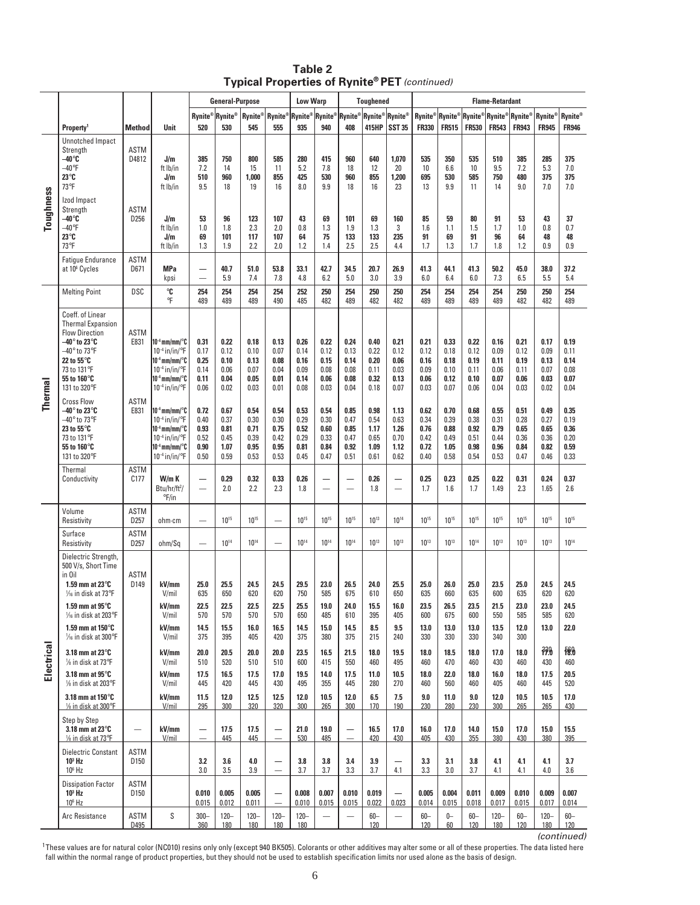# Table 2
## Typical Properties of Rynite® PET *(continued)*

| | Property[1] | Method | Unit | General-Purpose | | | | Low Warp | | Toughened | | | Flame-Retardant | | | | | | |
|---|---|---|---|---|---|---|---|---|---|---|---|---|---|---|---|---|---|---|---|
| | | | | Rynite® 520 | Rynite® 530 | Rynite® 545 | Rynite® 555 | Rynite® 935 | Rynite® 940 | Rynite® 408 | Rynite® 415HP | Rynite® SST 35 | Rynite® FR330 | Rynite® FR515 | Rynite® FR530 | Rynite® FR543 | Rynite® FR943 | Rynite® FR945 | Rynite® FR946 |
| **Toughness** | Unnotched Impact Strength | ASTM D4812 | | | | | | | | | | | | | | | | | |
| | **−40°C** | | **J/m** | **385** | **750** | **800** | **585** | **280** | **415** | **960** | **640** | **1,070** | **535** | **350** | **535** | **510** | **385** | **285** | **375** |
| | −40°F | | ft lb/in | 7.2 | 14 | 15 | 11 | 5.2 | 7.8 | 18 | 12 | 20 | 10 | 6.6 | 10 | 9.5 | 7.2 | 5.3 | 7.0 |
| | **23°C** | | **J/m** | **510** | **960** | **1,000** | **855** | **425** | **530** | **960** | **855** | **1,200** | **695** | **530** | **585** | **750** | **480** | **375** | **375** |
| | 73°F | | ft lb/in | 9.5 | 18 | 19 | 16 | 8.0 | 9.9 | 18 | 16 | 23 | 13 | 9.9 | 11 | 14 | 9.0 | 7.0 | 7.0 |
| | Izod Impact Strength | ASTM D256 | | | | | | | | | | | | | | | | | |
| | **−40°C** | | **J/m** | **53** | **96** | **123** | **107** | **43** | **69** | **101** | **69** | **160** | **85** | **59** | **80** | **91** | **53** | **43** | **37** |
| | −40°F | | ft lb/in | 1.0 | 1.8 | 2.3 | 2.0 | 0.8 | 1.3 | 1.9 | 1.3 | 3 | 1.6 | 1.1 | 1.5 | 1.7 | 1.0 | 0.8 | 0.7 |
| | **23°C** | | **J/m** | **69** | **101** | **117** | **107** | **64** | **75** | **133** | **133** | **235** | **91** | **69** | **91** | **96** | **64** | **48** | **48** |
| | 73°F | | ft lb/in | 1.3 | 1.9 | 2.2 | 2.0 | 1.2 | 1.4 | 2.5 | 2.5 | 4.4 | 1.7 | 1.3 | 1.7 | 1.8 | 1.2 | 0.9 | 0.9 |
| | Fatigue Endurance at $10^6$ Cycles | ASTM D671 | **MPa** | — | **40.7** | **51.0** | **53.8** | **33.1** | **42.7** | **34.5** | **20.7** | **26.9** | **41.3** | **44.1** | **41.3** | **50.2** | **45.0** | **38.0** | **37.2** |
| | | | kpsi | — | 5.9 | 7.4 | 7.8 | 4.8 | 6.2 | 5.0 | 3.0 | 3.9 | 6.0 | 6.4 | 6.0 | 7.3 | 6.5 | 5.5 | 5.4 |
| **Thermal** | Melting Point | DSC | **°C** | **254** | **254** | **254** | **254** | **252** | **250** | **254** | **250** | **250** | **254** | **254** | **254** | **254** | **250** | **250** | **254** |
| | | | °F | 489 | 489 | 489 | 490 | 485 | 482 | 489 | 482 | 482 | 489 | 489 | 489 | 489 | 482 | 482 | 489 |
| | Coeff. of Linear Thermal Expansion Flow Direction | ASTM E831 | | | | | | | | | | | | | | | | | |
| | **−40° to 23°C** | | **$10^{-4}$ mm/mm/°C** | **0.31** | **0.22** | **0.18** | **0.13** | **0.26** | **0.22** | **0.24** | **0.40** | **0.21** | **0.21** | **0.33** | **0.22** | **0.16** | **0.21** | **0.17** | **0.19** |
| | −40° to 73°F | | $10^{-4}$ in/in/°F | 0.17 | 0.12 | 0.10 | 0.07 | 0.14 | 0.12 | 0.13 | 0.22 | 0.12 | 0.12 | 0.18 | 0.12 | 0.09 | 0.12 | 0.09 | 0.11 |
| | **22 to 55°C** | | **$10^{-4}$ mm/mm/°C** | **0.25** | **0.10** | **0.13** | **0.08** | **0.16** | **0.15** | **0.14** | **0.20** | **0.06** | **0.16** | **0.18** | **0.19** | **0.11** | **0.19** | **0.13** | **0.14** |
| | 73 to 131°F | | $10^{-4}$ in/in/°F | 0.14 | 0.06 | 0.07 | 0.04 | 0.09 | 0.08 | 0.08 | 0.11 | 0.03 | 0.09 | 0.10 | 0.11 | 0.06 | 0.11 | 0.07 | 0.08 |
| | **55 to 160°C** | | **$10^{-4}$ mm/mm/°C** | **0.11** | **0.04** | **0.05** | **0.01** | **0.14** | **0.06** | **0.08** | **0.32** | **0.13** | **0.06** | **0.12** | **0.10** | **0.07** | **0.06** | **0.03** | **0.07** |
| | 131 to 320°F | | $10^{-4}$ in/in/°F | 0.06 | 0.02 | 0.03 | 0.01 | 0.08 | 0.03 | 0.04 | 0.18 | 0.07 | 0.03 | 0.07 | 0.06 | 0.04 | 0.03 | 0.02 | 0.04 |
| | Cross Flow | ASTM E831 | | | | | | | | | | | | | | | | | |
| | **−40° to 23°C** | | **$10^{-4}$ mm/mm/°C** | **0.72** | **0.67** | **0.54** | **0.54** | **0.53** | **0.54** | **0.85** | **0.98** | **1.13** | **0.62** | **0.70** | **0.68** | **0.55** | **0.51** | **0.49** | **0.35** |
| | −40° to 73°F | | $10^{-4}$ in/in/°F | 0.40 | 0.37 | 0.30 | 0.30 | 0.29 | 0.30 | 0.47 | 0.54 | 0.63 | 0.34 | 0.39 | 0.38 | 0.31 | 0.28 | 0.27 | 0.19 |
| | **23 to 55°C** | | **$10^{-4}$ mm/mm/°C** | **0.93** | **0.81** | **0.71** | **0.75** | **0.52** | **0.60** | **0.85** | **1.17** | **1.26** | **0.76** | **0.88** | **0.92** | **0.79** | **0.65** | **0.65** | **0.36** |
| | 73 to 131°F | | $10^{-4}$ in/in/°F | 0.52 | 0.45 | 0.39 | 0.42 | 0.29 | 0.33 | 0.47 | 0.65 | 0.70 | 0.42 | 0.49 | 0.51 | 0.44 | 0.36 | 0.36 | 0.20 |
| | **55 to 160°C** | | **$10^{-4}$ mm/mm/°C** | **0.90** | **1.07** | **0.95** | **0.95** | **0.81** | **0.84** | **0.92** | **1.09** | **1.12** | **0.72** | **1.05** | **0.98** | **0.96** | **0.84** | **0.82** | **0.59** |
| | 131 to 320°F | | $10^{-4}$ in/in/°F | 0.50 | 0.59 | 0.53 | 0.53 | 0.45 | 0.47 | 0.51 | 0.61 | 0.62 | 0.40 | 0.58 | 0.54 | 0.53 | 0.47 | 0.46 | 0.33 |
| | Thermal Conductivity | ASTM C177 | **W/m K** | — | **0.29** | **0.32** | **0.33** | **0.26** | — | — | **0.26** | — | **0.25** | **0.23** | **0.25** | **0.22** | **0.31** | **0.24** | **0.37** |
| | | | Btu/hr/ft²/°F/in | — | 2.0 | 2.2 | 2.3 | 1.8 | — | — | 1.8 | — | 1.7 | 1.6 | 1.7 | 1.49 | 2.3 | 1.65 | 2.6 |
| **Electrical** | Volume Resistivity | ASTM D257 | ohm·cm | — | $10^{15}$ | $10^{15}$ | — | $10^{15}$ | $10^{15}$ | $10^{15}$ | $10^{13}$ | $10^{14}$ | $10^{15}$ | $10^{15}$ | $10^{15}$ | $10^{15}$ | $10^{15}$ | $10^{15}$ | $10^{15}$ |
| | Surface Resistivity | ASTM D257 | ohm/Sq | — | $10^{14}$ | $10^{14}$ | — | $10^{14}$ | $10^{14}$ | $10^{14}$ | $10^{13}$ | $10^{13}$ | $10^{13}$ | $10^{13}$ | $10^{14}$ | $10^{13}$ | $10^{13}$ | $10^{13}$ | $10^{14}$ |
| | Dielectric Strength, 500 V/s, Short Time in Oil | ASTM D149 | | | | | | | | | | | | | | | | | |
| | **1.59 mm at 23°C** | | **kV/mm** | **25.0** | **25.5** | **24.5** | **24.5** | **29.5** | **23.0** | **26.5** | **24.0** | **25.5** | **25.0** | **26.0** | **25.0** | **23.5** | **25.0** | **24.5** | **24.5** |
| | ¹⁄₁₆ in disk at 73°F | | V/mil | 635 | 650 | 620 | 620 | 750 | 585 | 675 | 610 | 650 | 635 | 660 | 635 | 600 | 635 | 620 | 620 |
| | **1.59 mm at 95°C** | | **kV/mm** | **22.5** | **22.5** | **22.5** | **22.5** | **25.5** | **19.0** | **24.0** | **15.5** | **16.0** | **23.5** | **26.5** | **23.5** | **21.5** | **23.0** | **23.0** | **24.5** |
| | ¹⁄₁₆ in disk at 203°F | | V/mil | 570 | 570 | 570 | 570 | 650 | 485 | 610 | 395 | 405 | 600 | 675 | 600 | 550 | 585 | 585 | 620 |
| | **1.59 mm at 150°C** | | **kV/mm** | **14.5** | **15.5** | **16.0** | **16.5** | **14.5** | **15.0** | **14.5** | **8.5** | **9.5** | **13.0** | **13.0** | **13.0** | **13.5** | **12.0** | **13.0** | **22.0** |
| | ¹⁄₁₆ in disk at 300°F | | V/mil | 375 | 395 | 405 | 420 | 375 | 380 | 375 | 215 | 240 | 330 | 330 | 330 | 340 | 300 | | |
| | **3.18 mm at 23°C** | | **kV/mm** | **20.0** | **20.5** | **20.0** | **20.0** | **23.5** | **16.5** | **21.5** | **18.0** | **19.5** | **18.0** | **18.5** | **18.0** | **17.0** | **18.0** | **17.0** | **18.0** |
| | ⅛ in disk at 73°F | | V/mil | 510 | 520 | 510 | 510 | 600 | 415 | 550 | 460 | 495 | 460 | 470 | 460 | 430 | 460 | 430 | 460 |
| | **3.18 mm at 95°C** | | **kV/mm** | **17.5** | **16.5** | **17.5** | **17.0** | **19.5** | **14.0** | **17.5** | **11.0** | **10.5** | **18.0** | **22.0** | **18.0** | **16.0** | **18.0** | **17.5** | **20.5** |
| | ⅛ in disk at 203°F | | V/mil | 445 | 420 | 445 | 430 | 495 | 355 | 445 | 280 | 270 | 460 | 560 | 460 | 405 | 460 | 445 | 520 |
| | **3.18 mm at 150°C** | | **kV/mm** | **11.5** | **12.0** | **12.5** | **12.5** | **12.0** | **10.5** | **12.0** | **6.5** | **7.5** | **9.0** | **11.0** | **9.0** | **12.0** | **10.5** | **10.5** | **17.0** |
| | ⅛ in disk at 300°F | | V/mil | 295 | 300 | 320 | 320 | 300 | 265 | 300 | 170 | 190 | 230 | 280 | 230 | 300 | 265 | 265 | 430 |
| | Step by Step | — | | | | | | | | | | | | | | | | | |
| | **3.18 mm at 23°C** | | **kV/mm** | — | **17.5** | **17.5** | — | **21.0** | **19.0** | — | **16.5** | **17.0** | **16.0** | **17.0** | **14.0** | **15.0** | **17.0** | **15.0** | **15.5** |
| | ⅛ in disk at 73°F | | V/mil | — | 445 | 445 | — | 530 | 485 | — | 420 | 430 | 405 | 430 | 355 | 380 | 430 | 380 | 395 |
| | Dielectric Constant | ASTM D150 | | | | | | | | | | | | | | | | | |
| | **$10^3$ Hz** | | | **3.2** | **3.6** | **4.0** | — | **3.8** | **3.8** | **3.4** | **3.9** | — | **3.3** | **3.1** | **3.8** | **4.1** | **4.1** | **4.1** | **3.7** |
| | $10^6$ Hz | | | 3.0 | 3.5 | 3.9 | — | 3.7 | 3.7 | 3.3 | 3.7 | 4.1 | 3.3 | 3.0 | 3.7 | 4.1 | 4.1 | 4.0 | 3.6 |
| | Dissipation Factor | ASTM D150 | | | | | | | | | | | | | | | | | |
| | **$10^3$ Hz** | | | **0.010** | **0.005** | **0.005** | — | **0.008** | **0.007** | **0.010** | **0.019** | — | **0.005** | **0.004** | **0.011** | **0.009** | **0.010** | **0.009** | **0.007** |
| | $10^6$ Hz | | | 0.015 | 0.012 | 0.011 | — | 0.010 | 0.015 | 0.015 | 0.022 | 0.023 | 0.014 | 0.015 | 0.018 | 0.017 | 0.015 | 0.017 | 0.014 |
| | Arc Resistance | ASTM D495 | S | 300–360 | 120–180 | 120–180 | 120–180 | 120–180 | — | — | 60–120 | — | 60–120 | 0–60 | 60–120 | 120–180 | 60–120 | 120–180 | 60–120 |

*(continued)*

[1]These values are for natural color (NC010) resins only (except 940 BK505). Colorants or other additives may alter some or all of these properties. The data listed here fall within the normal range of product properties, but they should not be used to establish specification limits nor used alone as the basis of design.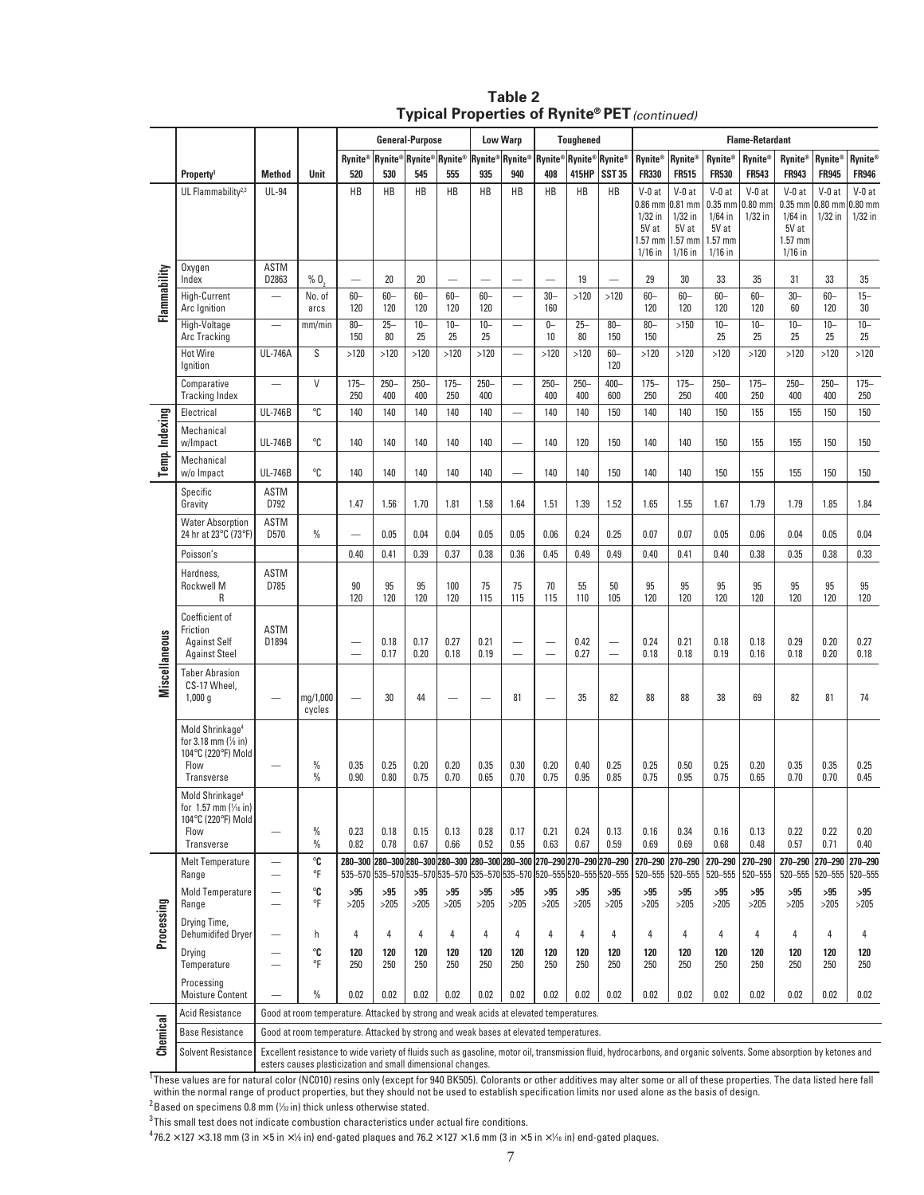# Table 2
## Typical Properties of Rynite® PET *(continued)*

| | Property[1] | Method | Unit | General-Purpose | | | | Low Warp | | Toughened | | | Flame-Retardant | | | | | | |
|---|---|---|---|---|---|---|---|---|---|---|---|---|---|---|---|---|---|---|---|
| | | | | Rynite® 520 | Rynite® 530 | Rynite® 545 | Rynite® 555 | Rynite® 935 | Rynite® 940 | Rynite® 408 | Rynite® 415HP | Rynite® SST 35 | Rynite® FR330 | Rynite® FR515 | Rynite® FR530 | Rynite® FR543 | Rynite® FR943 | Rynite® FR945 | Rynite® FR946 |
| Flammability | UL Flammability[2,3] | UL-94 | | HB | HB | HB | HB | HB | HB | HB | HB | HB | V-0 at 0.86 mm 1/32 in 5V at 1.57 mm 1/16 in | V-0 at 0.81 mm 1/32 in 5V at 1.57 mm 1/16 in | V-0 at 0.35 mm 1/64 in 5V at 1.57 mm 1/16 in | V-0 at 0.80 mm 1/32 in | V-0 at 0.35 mm 1/64 in 5V at 1.57 mm 1/16 in | V-0 at 0.80 mm 1/32 in | V-0 at 0.80 mm 1/32 in |
| | Oxygen Index | ASTM D2863 | % $O_2$ | — | 20 | 20 | — | — | — | — | 19 | — | 29 | 30 | 33 | 35 | 31 | 33 | 35 |
| | High-Current Arc Ignition | — | No. of arcs | 60–120 | 60–120 | 60–120 | 60–120 | 60–120 | — | 30–160 | >120 | >120 | 60–120 | 60–120 | 60–120 | 60–120 | 30–60 | 60–120 | 15–30 |
| | High-Voltage Arc Tracking | — | mm/min | 80–150 | 25–80 | 10–25 | 10–25 | 10–25 | — | 0–10 | 25–80 | 80–150 | 80–150 | >150 | 10–25 | 10–25 | 10–25 | 10–25 | 10–25 |
| | Hot Wire Ignition | UL-746A | S | >120 | >120 | >120 | >120 | >120 | — | >120 | >120 | 60–120 | >120 | >120 | >120 | >120 | >120 | >120 | >120 |
| | Comparative Tracking Index | — | V | 175–250 | 250–400 | 250–400 | 175–250 | 250–400 | — | 250–400 | 250–400 | 400–600 | 175–250 | 175–250 | 250–400 | 175–250 | 250–400 | 250–400 | 175–250 |
| Temp. Indexing | Electrical | UL-746B | °C | 140 | 140 | 140 | 140 | 140 | — | 140 | 140 | 150 | 140 | 140 | 150 | 155 | 155 | 150 | 150 |
| | Mechanical w/Impact | UL-746B | °C | 140 | 140 | 140 | 140 | 140 | — | 140 | 120 | 150 | 140 | 140 | 150 | 155 | 155 | 150 | 150 |
| | Mechanical w/o Impact | UL-746B | °C | 140 | 140 | 140 | 140 | 140 | — | 140 | 140 | 150 | 140 | 140 | 150 | 155 | 155 | 150 | 150 |
| Miscellaneous | Specific Gravity | ASTM D792 | | 1.47 | 1.56 | 1.70 | 1.81 | 1.58 | 1.64 | 1.51 | 1.39 | 1.52 | 1.65 | 1.55 | 1.67 | 1.79 | 1.79 | 1.85 | 1.84 |
| | Water Absorption 24 hr at 23°C (73°F) | ASTM D570 | % | — | 0.05 | 0.04 | 0.04 | 0.05 | 0.05 | 0.06 | 0.24 | 0.25 | 0.07 | 0.07 | 0.05 | 0.06 | 0.04 | 0.05 | 0.04 |
| | Poisson's | | | 0.40 | 0.41 | 0.39 | 0.37 | 0.38 | 0.36 | 0.45 | 0.49 | 0.49 | 0.40 | 0.41 | 0.40 | 0.38 | 0.35 | 0.38 | 0.33 |
| | Hardness, Rockwell M | ASTM D785 | | 90 | 95 | 95 | 100 | 75 | 75 | 70 | 55 | 50 | 95 | 95 | 95 | 95 | 95 | 95 | 95 |
| | R | | | 120 | 120 | 120 | 120 | 115 | 115 | 115 | 110 | 105 | 120 | 120 | 120 | 120 | 120 | 120 | 120 |
| | Coefficient of Friction Against Self | ASTM D1894 | | — | 0.18 | 0.17 | 0.27 | 0.21 | — | — | 0.42 | — | 0.24 | 0.21 | 0.18 | 0.18 | 0.29 | 0.20 | 0.27 |
| | Against Steel | | | — | 0.17 | 0.20 | 0.18 | 0.19 | — | — | 0.27 | — | 0.18 | 0.18 | 0.19 | 0.16 | 0.18 | 0.20 | 0.18 |
| | Taber Abrasion CS-17 Wheel, 1,000 g | — | mg/1,000 cycles | — | 30 | 44 | — | — | 81 | — | 35 | 82 | 88 | 88 | 38 | 69 | 82 | 81 | 74 |
| | Mold Shrinkage[4] for 3.18 mm (⅛ in) 104°C (220°F) Mold Flow | — | % | 0.35 | 0.25 | 0.20 | 0.20 | 0.35 | 0.30 | 0.20 | 0.40 | 0.25 | 0.25 | 0.50 | 0.25 | 0.20 | 0.35 | 0.35 | 0.25 |
| | Transverse | | % | 0.90 | 0.80 | 0.75 | 0.70 | 0.65 | 0.70 | 0.75 | 0.95 | 0.85 | 0.75 | 0.95 | 0.75 | 0.65 | 0.70 | 0.70 | 0.45 |
| | Mold Shrinkage[4] for 1.57 mm (¹⁄₁₆ in) 104°C (220°F) Mold Flow | — | % | 0.23 | 0.18 | 0.15 | 0.13 | 0.28 | 0.17 | 0.21 | 0.24 | 0.13 | 0.16 | 0.34 | 0.16 | 0.13 | 0.22 | 0.22 | 0.20 |
| | Transverse | | % | 0.82 | 0.78 | 0.67 | 0.66 | 0.52 | 0.55 | 0.63 | 0.67 | 0.59 | 0.69 | 0.69 | 0.68 | 0.48 | 0.57 | 0.71 | 0.40 |
| Processing | Melt Temperature Range | — | °C | **280–300** | **280–300** | **280–300** | **280–300** | **280–300** | **280–300** | **270–290** | **270–290** | **270–290** | **270–290** | **270–290** | **270–290** | **270–290** | **270–290** | **270–290** | **270–290** |
| | | — | °F | 535–570 | 535–570 | 535–570 | 535–570 | 535–570 | 535–570 | 520–555 | 520–555 | 520–555 | 520–555 | 520–555 | 520–555 | 520–555 | 520–555 | 520–555 | 520–555 |
| | Mold Temperature Range | — | °C | **>95** | **>95** | **>95** | **>95** | **>95** | **>95** | **>95** | **>95** | **>95** | **>95** | **>95** | **>95** | **>95** | **>95** | **>95** | **>95** |
| | | — | °F | >205 | >205 | >205 | >205 | >205 | >205 | >205 | >205 | >205 | >205 | >205 | >205 | >205 | >205 | >205 | >205 |
| | Drying Time, Dehumidifed Dryer | — | h | 4 | 4 | 4 | 4 | 4 | 4 | 4 | 4 | 4 | 4 | 4 | 4 | 4 | 4 | 4 | 4 |
| | Drying Temperature | — | °C | **120** | **120** | **120** | **120** | **120** | **120** | **120** | **120** | **120** | **120** | **120** | **120** | **120** | **120** | **120** | **120** |
| | | — | °F | 250 | 250 | 250 | 250 | 250 | 250 | 250 | 250 | 250 | 250 | 250 | 250 | 250 | 250 | 250 | 250 |
| | Processing Moisture Content | — | % | 0.02 | 0.02 | 0.02 | 0.02 | 0.02 | 0.02 | 0.02 | 0.02 | 0.02 | 0.02 | 0.02 | 0.02 | 0.02 | 0.02 | 0.02 | 0.02 |
| Chemical | Acid Resistance | Good at room temperature. Attacked by strong and weak acids at elevated temperatures. | | | | | | | | | | | | | | | | | |
| | Base Resistance | Good at room temperature. Attacked by strong and weak bases at elevated temperatures. | | | | | | | | | | | | | | | | | |
| | Solvent Resistance | Excellent resistance to wide variety of fluids such as gasoline, motor oil, transmission fluid, hydrocarbons, and organic solvents. Some absorption by ketones and esters causes plasticization and small dimensional changes. | | | | | | | | | | | | | | | | | |

[1] These values are for natural colorant (NC010) resins only (except for 940 BK505). Colorants or other additives may alter some or all of these properties. The data listed here fall within the normal range of product properties, but they should not be used to establish specification limits nor used alone as the basis of design.

[2] Based on specimens 0.8 mm (¹⁄₃₂ in) thick unless otherwise stated.

[3] This small test does not indicate combustion characteristics under actual fire conditions.

[4] 76.2 × 127 × 3.18 mm (3 in × 5 in × ⅛ in) end-gated plaques and 76.2 × 127 × 1.6 mm (3 in × 5 in × ¹⁄₁₆ in) end-gated plaques.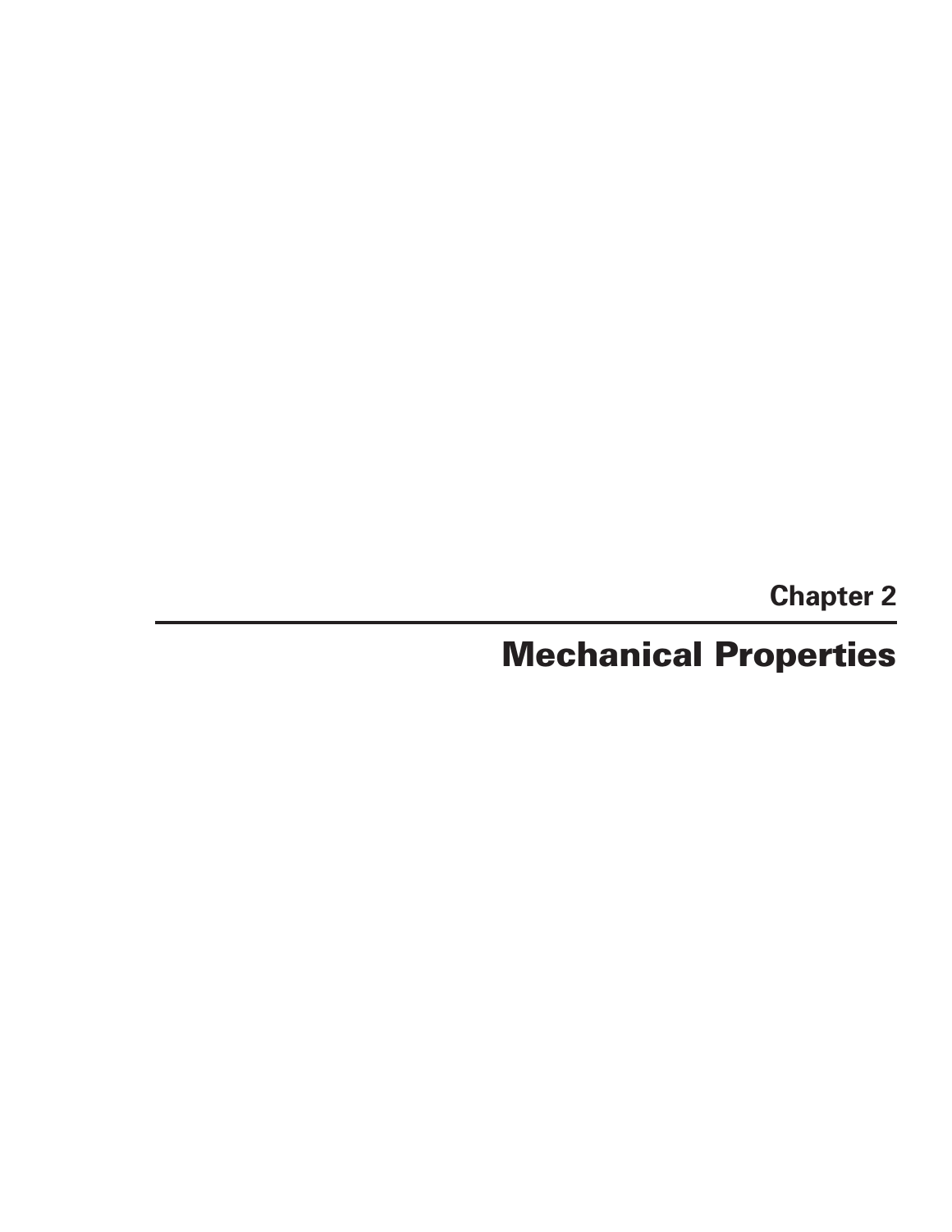Chapter 2

# Mechanical Properties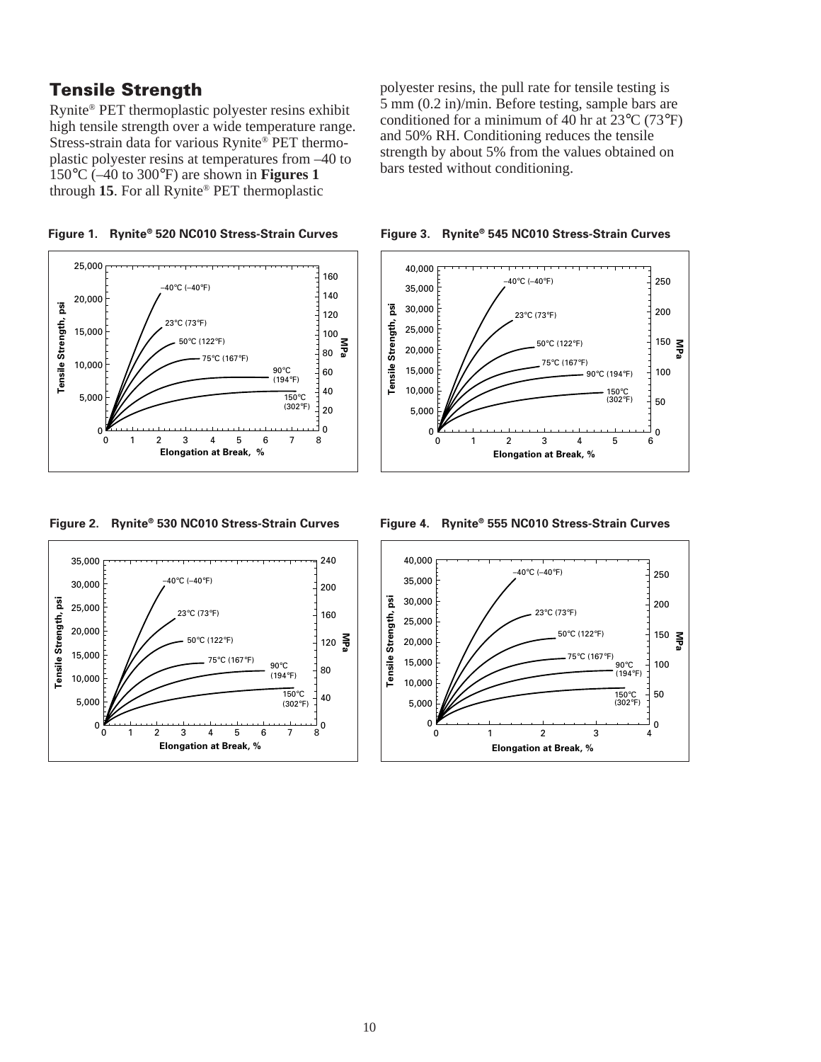## Tensile Strength

Rynite® PET thermoplastic polyester resins exhibit high tensile strength over a wide temperature range. Stress-strain data for various Rynite® PET thermoplastic polyester resins at temperatures from –40 to 150°C (–40 to 300°F) are shown in **Figures 1** through **15**. For all Rynite® PET thermoplastic polyester resins, the pull rate for tensile testing is 5 mm (0.2 in)/min. Before testing, sample bars are conditioned for a minimum of 40 hr at 23°C (73°F) and 50% RH. Conditioning reduces the tensile strength by about 5% from the values obtained on bars tested without conditioning.

**Figure 1. Rynite® 520 NC010 Stress-Strain Curves**

**Figure 2. Rynite® 530 NC010 Stress-Strain Curves**

**Figure 3. Rynite® 545 NC010 Stress-Strain Curves**

**Figure 4. Rynite® 555 NC010 Stress-Strain Curves**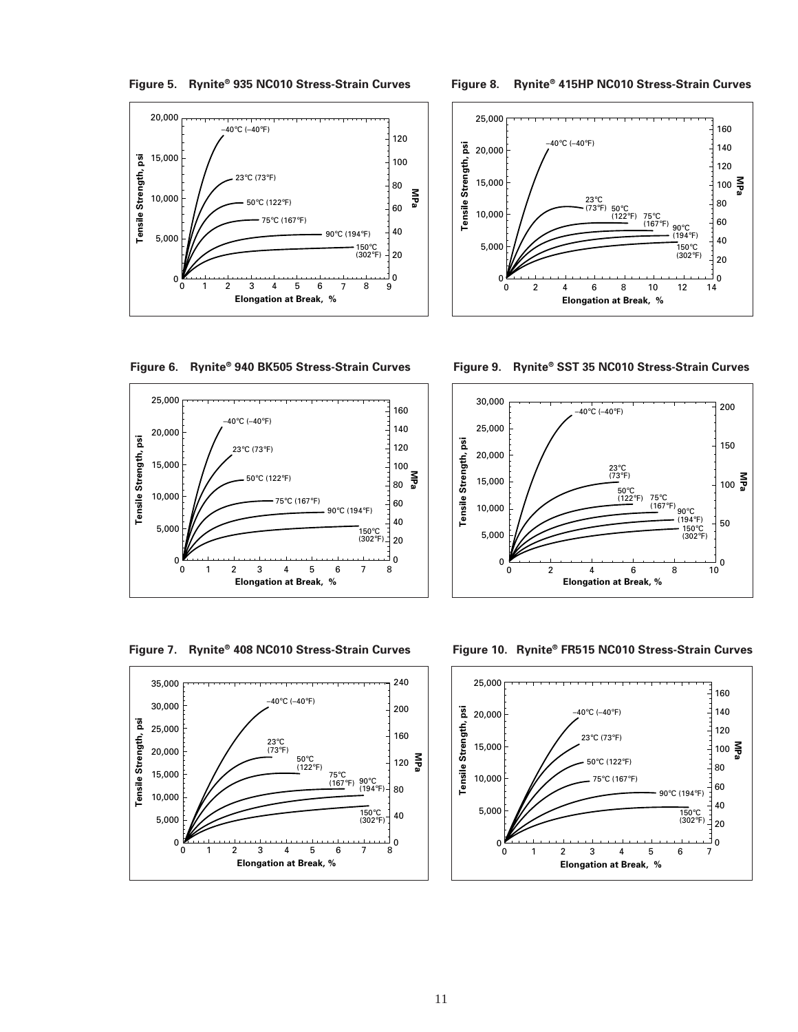**Figure 5. Rynite® 935 NC010 Stress-Strain Curves**

**Figure 6. Rynite® 940 BK505 Stress-Strain Curves**

**Figure 7. Rynite® 408 NC010 Stress-Strain Curves**

**Figure 8. Rynite® 415HP NC010 Stress-Strain Curves**

**Figure 9. Rynite® SST 35 NC010 Stress-Strain Curves**

**Figure 10. Rynite® FR515 NC010 Stress-Strain Curves**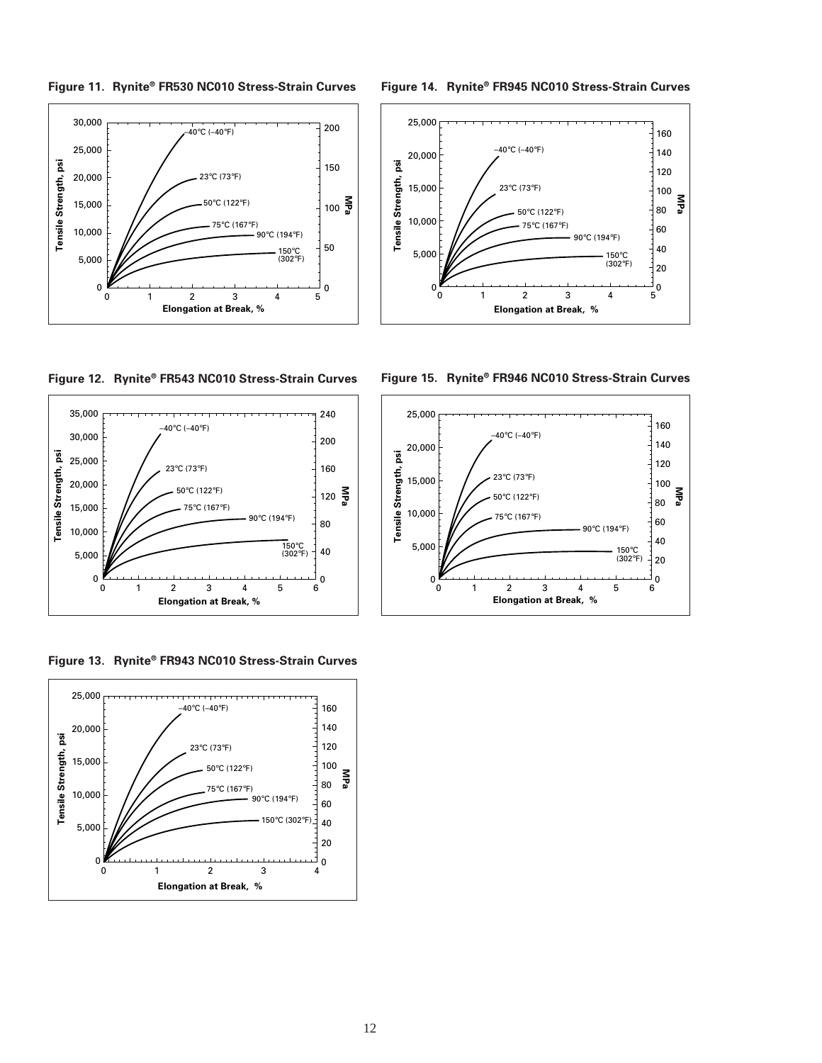**Figure 11. Rynite® FR530 NC010 Stress-Strain Curves**

**Figure 12. Rynite® FR543 NC010 Stress-Strain Curves**

**Figure 13. Rynite® FR943 NC010 Stress-Strain Curves**

**Figure 14. Rynite® FR945 NC010 Stress-Strain Curves**

**Figure 15. Rynite® FR946 NC010 Stress-Strain Curves**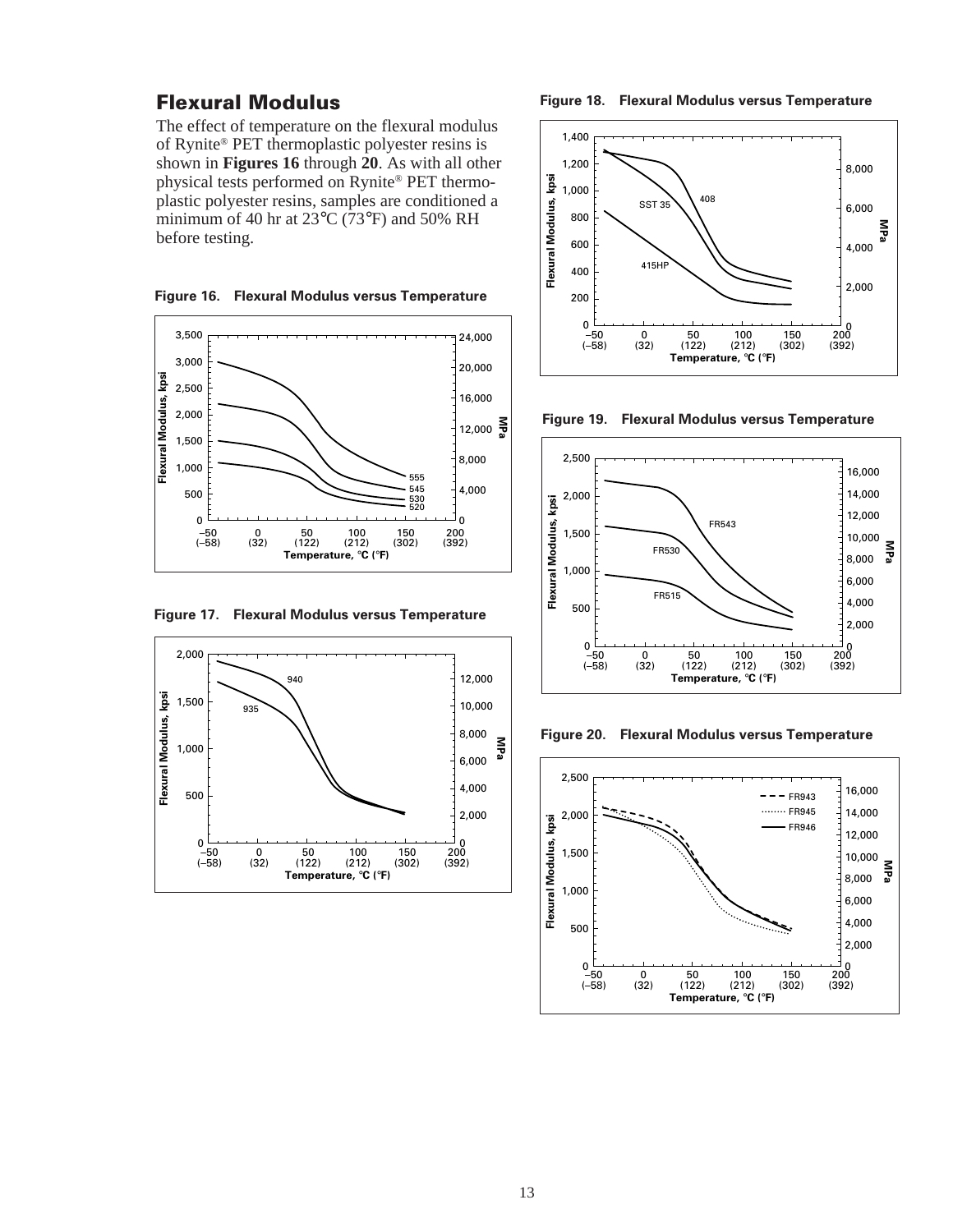## Flexural Modulus

The effect of temperature on the flexural modulus of Rynite® PET thermoplastic polyester resins is shown in **Figures 16** through **20**. As with all other physical tests performed on Rynite® PET thermoplastic polyester resins, samples are conditioned a minimum of 40 hr at 23°C (73°F) and 50% RH before testing.

**Figure 16. Flexural Modulus versus Temperature**

**Figure 17. Flexural Modulus versus Temperature**

**Figure 18. Flexural Modulus versus Temperature**

**Figure 19. Flexural Modulus versus Temperature**

**Figure 20. Flexural Modulus versus Temperature**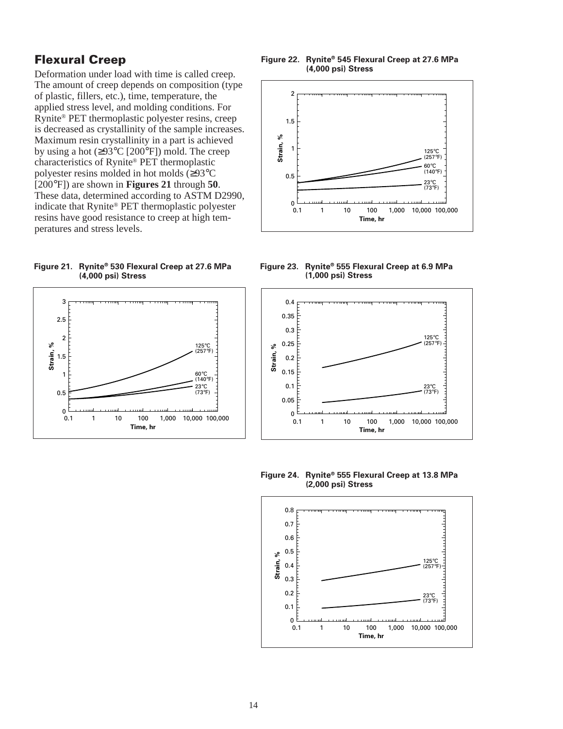## Flexural Creep

Deformation under load with time is called creep. The amount of creep depends on composition (type of plastic, fillers, etc.), time, temperature, the applied stress level, and molding conditions. For Rynite® PET thermoplastic polyester resins, creep is decreased as crystallinity of the sample increases. Maximum resin crystallinity in a part is achieved by using a hot (≥93°C [200°F]) mold. The creep characteristics of Rynite® PET thermoplastic polyester resins molded in hot molds (≥93°C [200°F]) are shown in **Figures 21** through **50**. These data, determined according to ASTM D2990, indicate that Rynite® PET thermoplastic polyester resins have good resistance to creep at high temperatures and stress levels.

**Figure 21. Rynite® 530 Flexural Creep at 27.6 MPa (4,000 psi) Stress**

**Figure 22. Rynite® 545 Flexural Creep at 27.6 MPa (4,000 psi) Stress**

**Figure 23. Rynite® 555 Flexural Creep at 6.9 MPa (1,000 psi) Stress**

**Figure 24. Rynite® 555 Flexural Creep at 13.8 MPa (2,000 psi) Stress**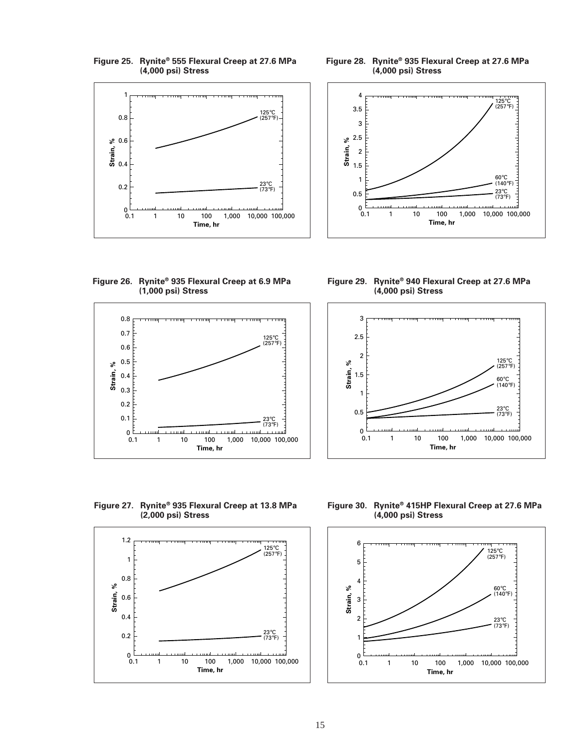**Figure 25. Rynite® 555 Flexural Creep at 27.6 MPa (4,000 psi) Stress**

**Figure 26. Rynite® 935 Flexural Creep at 6.9 MPa (1,000 psi) Stress**

**Figure 27. Rynite® 935 Flexural Creep at 13.8 MPa (2,000 psi) Stress**

**Figure 28. Rynite® 935 Flexural Creep at 27.6 MPa (4,000 psi) Stress**

**Figure 29. Rynite® 940 Flexural Creep at 27.6 MPa (4,000 psi) Stress**

**Figure 30. Rynite® 415HP Flexural Creep at 27.6 MPa (4,000 psi) Stress**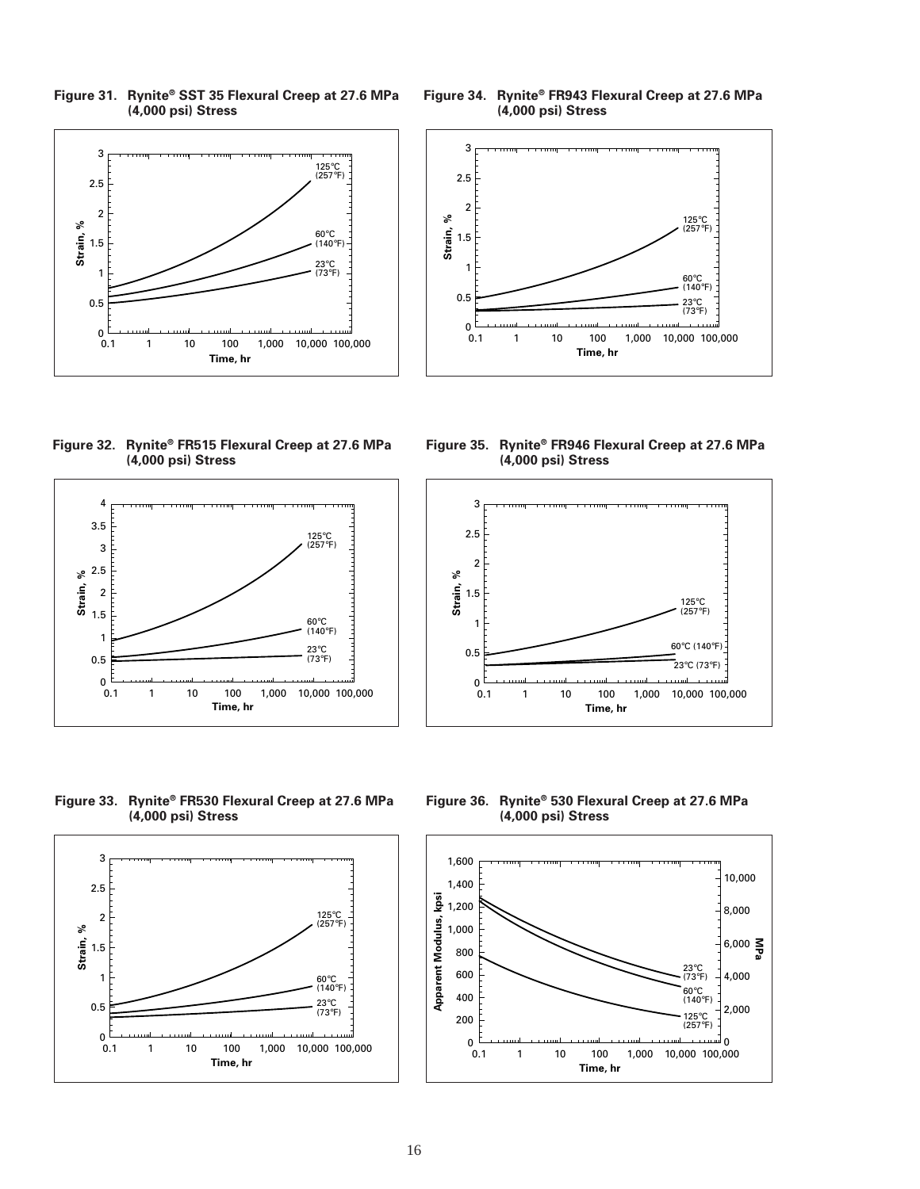**Figure 31. Rynite® SST 35 Flexural Creep at 27.6 MPa (4,000 psi) Stress**

**Figure 32. Rynite® FR515 Flexural Creep at 27.6 MPa (4,000 psi) Stress**

**Figure 33. Rynite® FR530 Flexural Creep at 27.6 MPa (4,000 psi) Stress**

**Figure 34. Rynite® FR943 Flexural Creep at 27.6 MPa (4,000 psi) Stress**

**Figure 35. Rynite® FR946 Flexural Creep at 27.6 MPa (4,000 psi) Stress**

**Figure 36. Rynite® 530 Flexural Creep at 27.6 MPa (4,000 psi) Stress**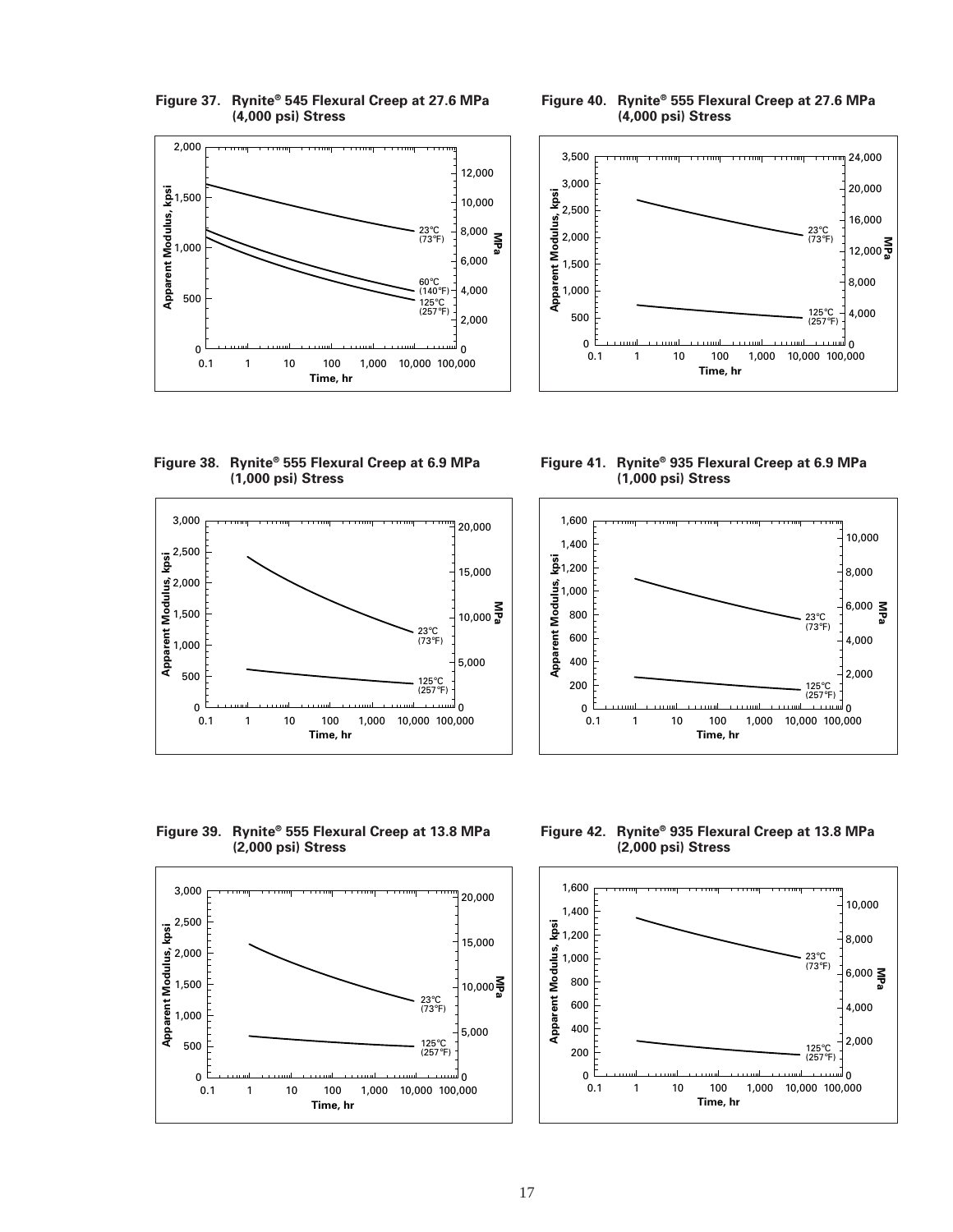**Figure 37. Rynite® 545 Flexural Creep at 27.6 MPa (4,000 psi) Stress**

Apparent Modulus, kpsi: 0, 500, 1,000, 1,500, 2,000

MPa: 0, 2,000, 4,000, 6,000, 8,000, 10,000, 12,000

Time, hr: 0.1, 1, 10, 100, 1,000, 10,000, 100,000

23°C (73°F)

60°C (140°F)

125°C (257°F)

**Figure 38. Rynite® 555 Flexural Creep at 6.9 MPa (1,000 psi) Stress**

Apparent Modulus, kpsi: 0, 500, 1,000, 1,500, 2,000, 2,500, 3,000

MPa: 0, 5,000, 10,000, 15,000, 20,000

Time, hr: 0.1, 1, 10, 100, 1,000, 10,000, 100,000

23°C (73°F)

125°C (257°F)

**Figure 39. Rynite® 555 Flexural Creep at 13.8 MPa (2,000 psi) Stress**

Apparent Modulus, kpsi: 0, 500, 1,000, 1,500, 2,000, 2,500, 3,000

MPa: 0, 5,000, 10,000, 15,000, 20,000

Time, hr: 0.1, 1, 10, 100, 1,000, 10,000, 100,000

23°C (73°F)

125°C (257°F)

**Figure 40. Rynite® 555 Flexural Creep at 27.6 MPa (4,000 psi) Stress**

Apparent Modulus, kpsi: 0, 500, 1,000, 1,500, 2,000, 2,500, 3,000, 3,500

MPa: 0, 4,000, 8,000, 12,000, 16,000, 20,000, 24,000

Time, hr: 0.1, 1, 10, 100, 1,000, 10,000, 100,000

23°C (73°F)

125°C (257°F)

**Figure 41. Rynite® 935 Flexural Creep at 6.9 MPa (1,000 psi) Stress**

Apparent Modulus, kpsi: 0, 200, 400, 600, 800, 1,000, 1,200, 1,400, 1,600

MPa: 0, 2,000, 4,000, 6,000, 8,000, 10,000

Time, hr: 0.1, 1, 10, 100, 1,000, 10,000, 100,000

23°C (73°F)

125°C (257°F)

**Figure 42. Rynite® 935 Flexural Creep at 13.8 MPa (2,000 psi) Stress**

Apparent Modulus, kpsi: 0, 200, 400, 600, 800, 1,000, 1,200, 1,400, 1,600

MPa: 0, 2,000, 4,000, 6,000, 8,000, 10,000

Time, hr: 0.1, 1, 10, 100, 1,000, 10,000, 100,000

23°C (73°F)

125°C (257°F)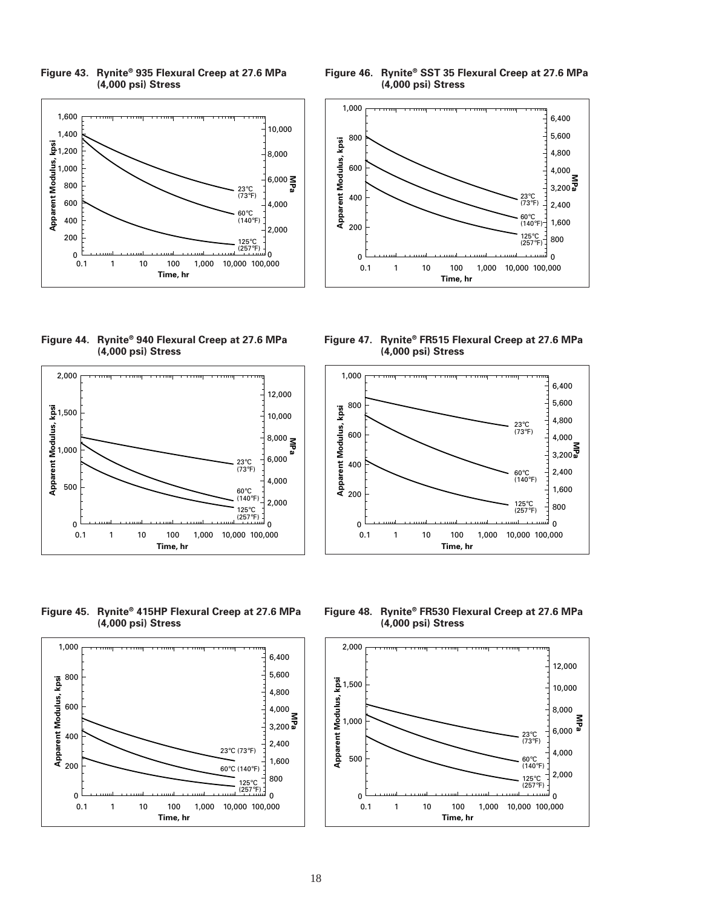**Figure 43. Rynite® 935 Flexural Creep at 27.6 MPa (4,000 psi) Stress**

**Figure 44. Rynite® 940 Flexural Creep at 27.6 MPa (4,000 psi) Stress**

**Figure 45. Rynite® 415HP Flexural Creep at 27.6 MPa (4,000 psi) Stress**

**Figure 46. Rynite® SST 35 Flexural Creep at 27.6 MPa (4,000 psi) Stress**

**Figure 47. Rynite® FR515 Flexural Creep at 27.6 MPa (4,000 psi) Stress**

**Figure 48. Rynite® FR530 Flexural Creep at 27.6 MPa (4,000 psi) Stress**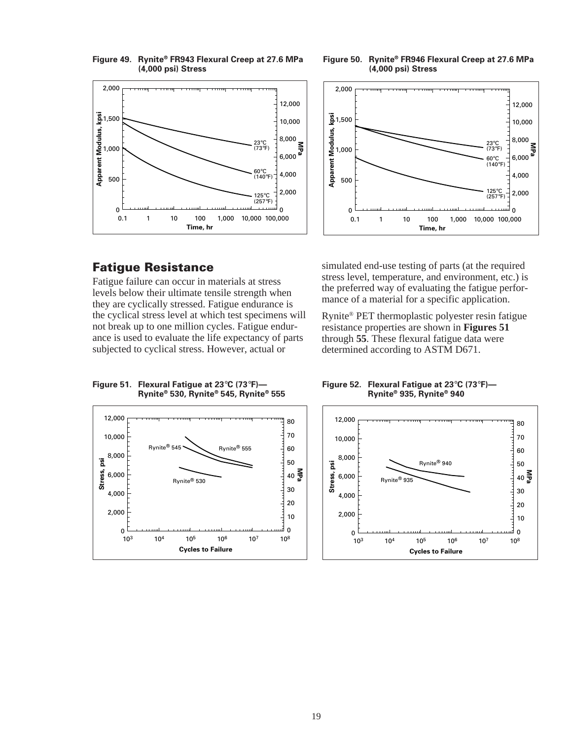**Figure 49. Rynite® FR943 Flexural Creep at 27.6 MPa (4,000 psi) Stress**

**Figure 50. Rynite® FR946 Flexural Creep at 27.6 MPa (4,000 psi) Stress**

## Fatigue Resistance

Fatigue failure can occur in materials at stress levels below their ultimate tensile strength when they are cyclically stressed. Fatigue endurance is the cyclical stress level at which test specimens will not break up to one million cycles. Fatigue endurance is used to evaluate the life expectancy of parts subjected to cyclical stress. However, actual or simulated end-use testing of parts (at the required stress level, temperature, and environment, etc.) is the preferred way of evaluating the fatigue performance of a material for a specific application.

Rynite® PET thermoplastic polyester resin fatigue resistance properties are shown in **Figures 51** through **55**. These flexural fatigue data were determined according to ASTM D671.

**Figure 51. Flexural Fatigue at 23°C (73°F)—Rynite® 530, Rynite® 545, Rynite® 555**

**Figure 52. Flexural Fatigue at 23°C (73°F)—Rynite® 935, Rynite® 940**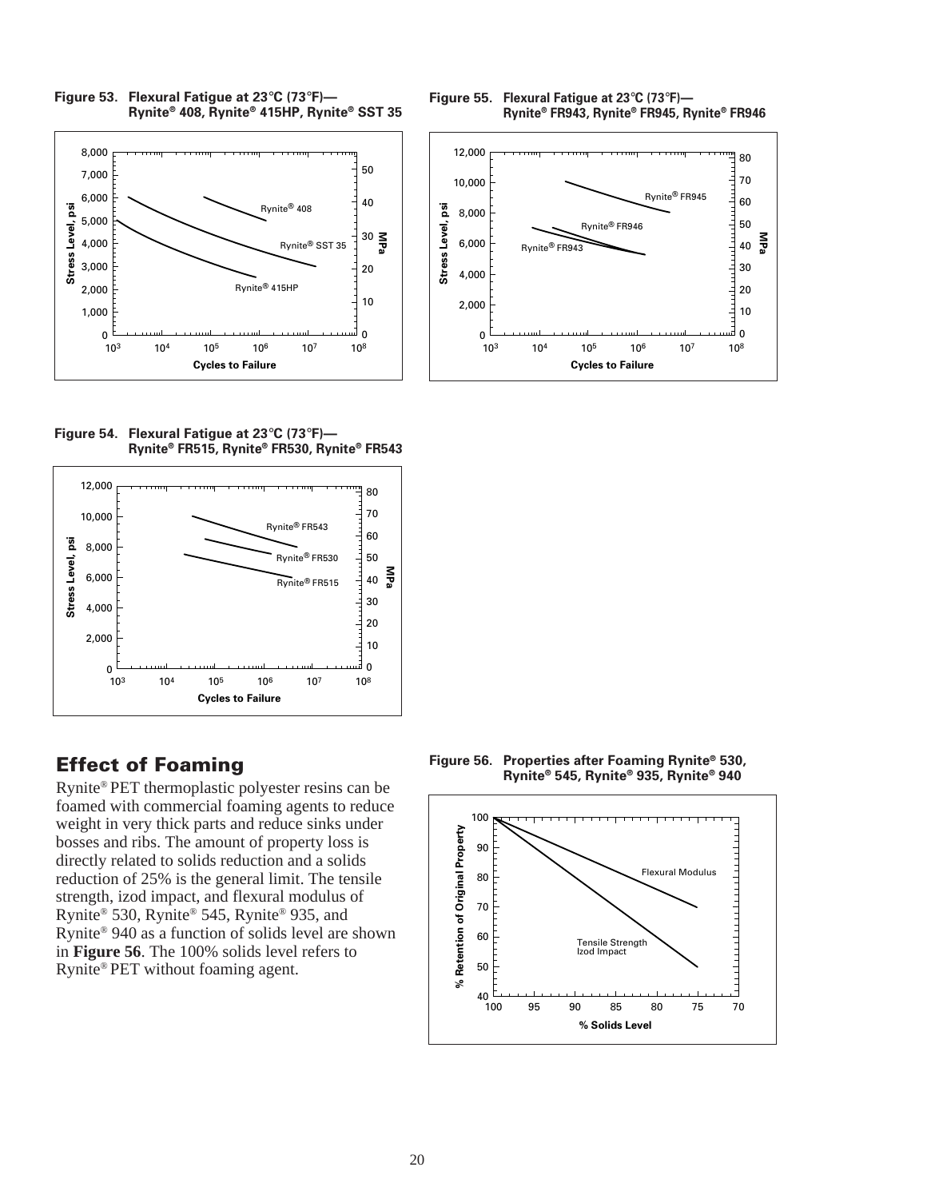**Figure 53. Flexural Fatigue at 23°C (73°F)— Rynite® 408, Rynite® 415HP, Rynite® SST 35**

**Figure 55. Flexural Fatigue at 23°C (73°F)— Rynite® FR943, Rynite® FR945, Rynite® FR946**

**Figure 54. Flexural Fatigue at 23°C (73°F)— Rynite® FR515, Rynite® FR530, Rynite® FR543**

## Effect of Foaming

Rynite® PET thermoplastic polyester resins can be foamed with commercial foaming agents to reduce weight in very thick parts and reduce sinks under bosses and ribs. The amount of property loss is directly related to solids reduction and a solids reduction of 25% is the general limit. The tensile strength, izod impact, and flexural modulus of Rynite® 530, Rynite® 545, Rynite® 935, and Rynite® 940 as a function of solids level are shown in **Figure 56**. The 100% solids level refers to Rynite® PET without foaming agent.

**Figure 56. Properties after Foaming Rynite® 530, Rynite® 545, Rynite® 935, Rynite® 940**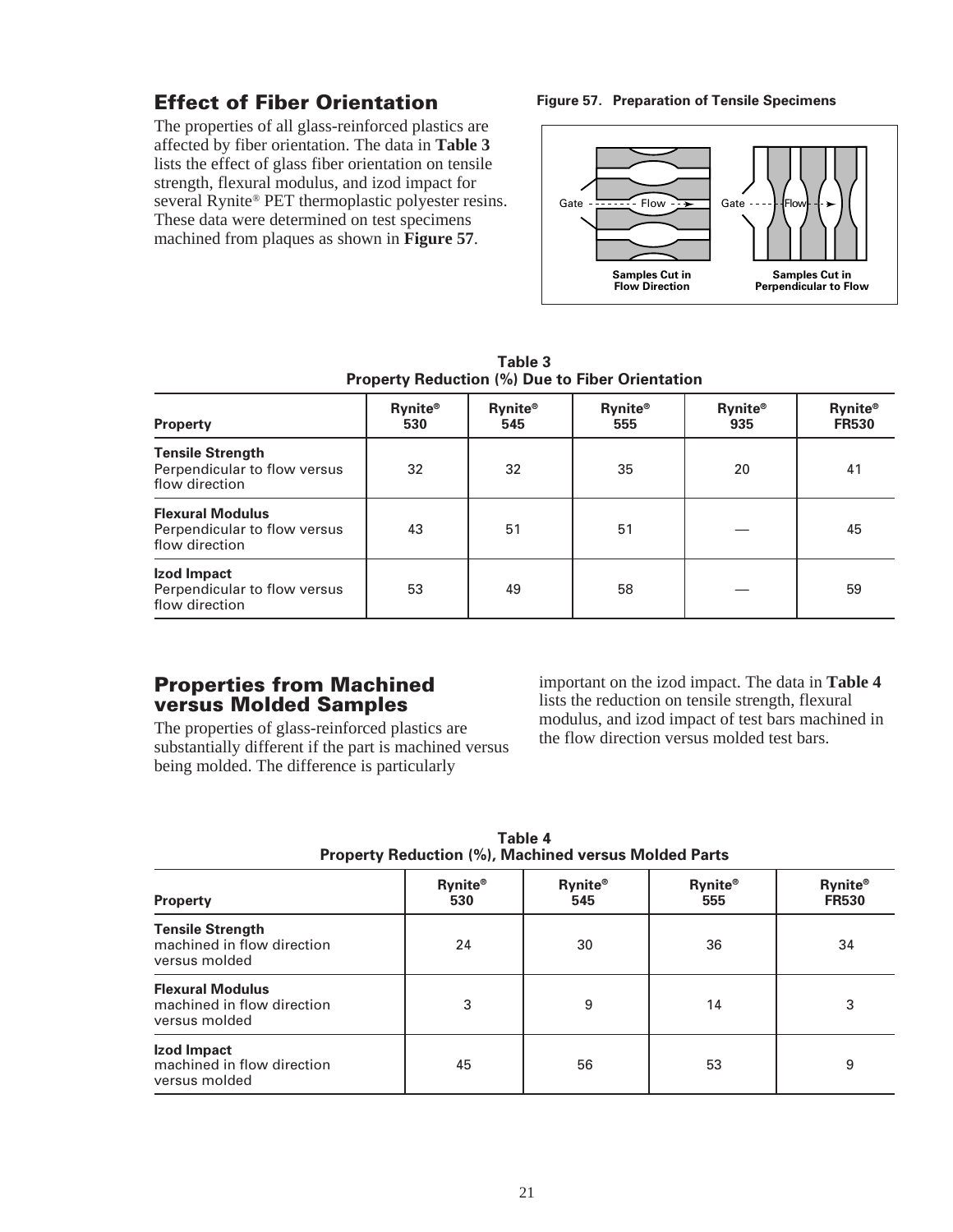## Effect of Fiber Orientation

The properties of all glass-reinforced plastics are affected by fiber orientation. The data in **Table 3** lists the effect of glass fiber orientation on tensile strength, flexural modulus, and izod impact for several Rynite® PET thermoplastic polyester resins. These data were determined on test specimens machined from plaques as shown in **Figure 57**.

**Figure 57. Preparation of Tensile Specimens**

Gate - - - - Flow - - ➤ Gate - - - - Flow - - ➤

Samples Cut in Flow Direction

Samples Cut in Perpendicular to Flow

**Table 3**
**Property Reduction (%) Due to Fiber Orientation**

| Property | Rynite® 530 | Rynite® 545 | Rynite® 555 | Rynite® 935 | Rynite® FR530 |
|---|---|---|---|---|---|
| **Tensile Strength** Perpendicular to flow versus flow direction | 32 | 32 | 35 | 20 | 41 |
| **Flexural Modulus** Perpendicular to flow versus flow direction | 43 | 51 | 51 | — | 45 |
| **Izod Impact** Perpendicular to flow versus flow direction | 53 | 49 | 58 | — | 59 |

## Properties from Machined versus Molded Samples

The properties of glass-reinforced plastics are substantially different if the part is machined versus being molded. The difference is particularly important on the izod impact. The data in **Table 4** lists the reduction on tensile strength, flexural modulus, and izod impact of test bars machined in the flow direction versus molded test bars.

**Table 4**
**Property Reduction (%), Machined versus Molded Parts**

| Property | Rynite® 530 | Rynite® 545 | Rynite® 555 | Rynite® FR530 |
|---|---|---|---|---|
| **Tensile Strength** machined in flow direction versus molded | 24 | 30 | 36 | 34 |
| **Flexural Modulus** machined in flow direction versus molded | 3 | 9 | 14 | 3 |
| **Izod Impact** machined in flow direction versus molded | 45 | 56 | 53 | 9 |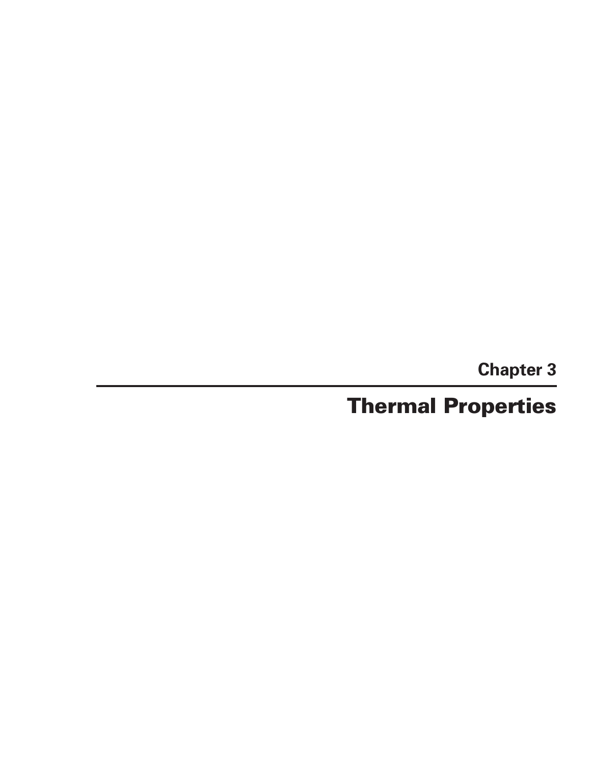Chapter 3

# Thermal Properties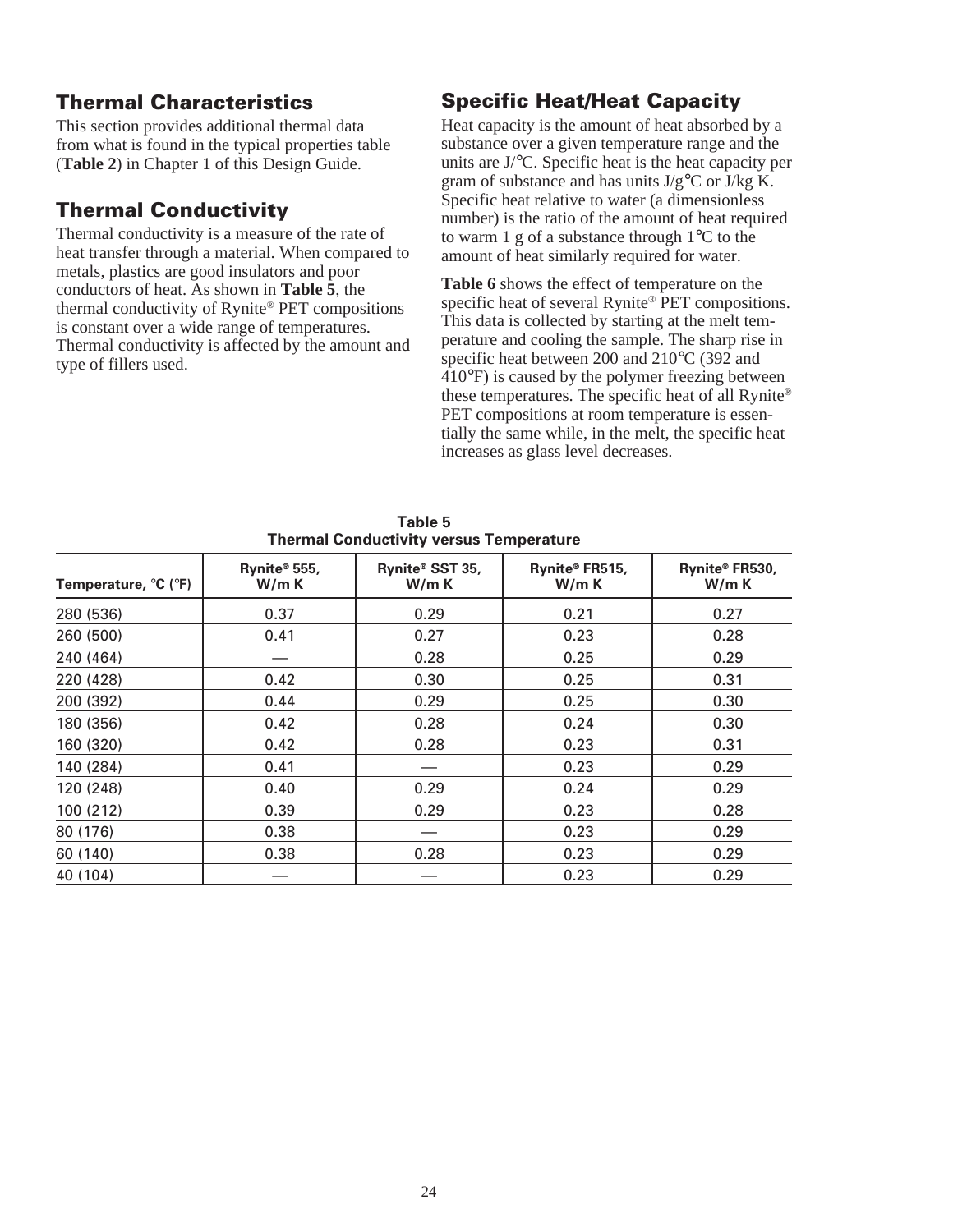## Thermal Characteristics

This section provides additional thermal data from what is found in the typical properties table (**Table 2**) in Chapter 1 of this Design Guide.

## Thermal Conductivity

Thermal conductivity is a measure of the rate of heat transfer through a material. When compared to metals, plastics are good insulators and poor conductors of heat. As shown in **Table 5**, the thermal conductivity of Rynite® PET compositions is constant over a wide range of temperatures. Thermal conductivity is affected by the amount and type of fillers used.

## Specific Heat/Heat Capacity

Heat capacity is the amount of heat absorbed by a substance over a given temperature range and the units are J/°C. Specific heat is the heat capacity per gram of substance and has units J/g°C or J/kg K. Specific heat relative to water (a dimensionless number) is the ratio of the amount of heat required to warm 1 g of a substance through 1°C to the amount of heat similarly required for water.

**Table 6** shows the effect of temperature on the specific heat of several Rynite® PET compositions. This data is collected by starting at the melt temperature and cooling the sample. The sharp rise in specific heat between 200 and 210°C (392 and 410°F) is caused by the polymer freezing between these temperatures. The specific heat of all Rynite® PET compositions at room temperature is essentially the same while, in the melt, the specific heat increases as glass level decreases.

**Table 5**
**Thermal Conductivity versus Temperature**

| Temperature, °C (°F) | Rynite® 555, W/m K | Rynite® SST 35, W/m K | Rynite® FR515, W/m K | Rynite® FR530, W/m K |
|---|---|---|---|---|
| 280 (536) | 0.37 | 0.29 | 0.21 | 0.27 |
| 260 (500) | 0.41 | 0.27 | 0.23 | 0.28 |
| 240 (464) | — | 0.28 | 0.25 | 0.29 |
| 220 (428) | 0.42 | 0.30 | 0.25 | 0.31 |
| 200 (392) | 0.44 | 0.29 | 0.25 | 0.30 |
| 180 (356) | 0.42 | 0.28 | 0.24 | 0.30 |
| 160 (320) | 0.42 | 0.28 | 0.23 | 0.31 |
| 140 (284) | 0.41 | — | 0.23 | 0.29 |
| 120 (248) | 0.40 | 0.29 | 0.24 | 0.29 |
| 100 (212) | 0.39 | 0.29 | 0.23 | 0.28 |
| 80 (176) | 0.38 | — | 0.23 | 0.29 |
| 60 (140) | 0.38 | 0.28 | 0.23 | 0.29 |
| 40 (104) | — | — | 0.23 | 0.29 |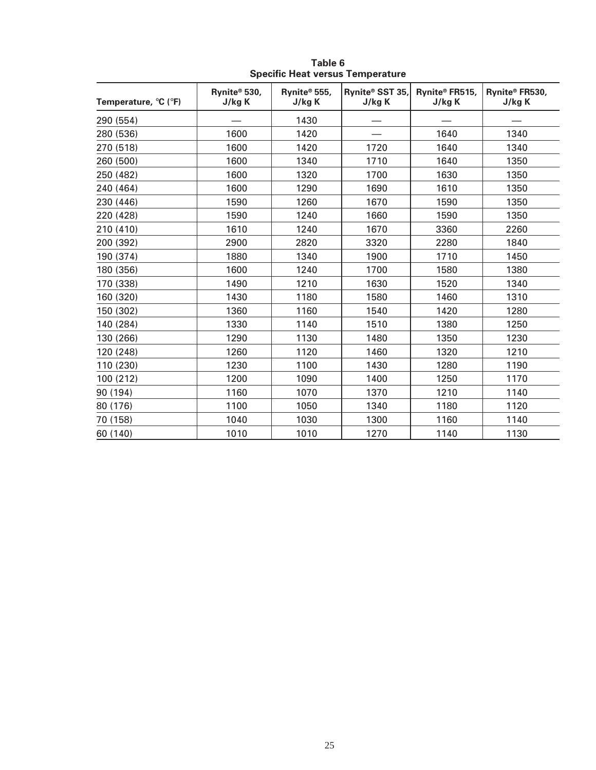**Table 6**
**Specific Heat versus Temperature**

| Temperature, °C (°F) | Rynite® 530, J/kg K | Rynite® 555, J/kg K | Rynite® SST 35, J/kg K | Rynite® FR515, J/kg K | Rynite® FR530, J/kg K |
|---|---|---|---|---|---|
| 290 (554) | — | 1430 | — | — | — |
| 280 (536) | 1600 | 1420 | — | 1640 | 1340 |
| 270 (518) | 1600 | 1420 | 1720 | 1640 | 1340 |
| 260 (500) | 1600 | 1340 | 1710 | 1640 | 1350 |
| 250 (482) | 1600 | 1320 | 1700 | 1630 | 1350 |
| 240 (464) | 1600 | 1290 | 1690 | 1610 | 1350 |
| 230 (446) | 1590 | 1260 | 1670 | 1590 | 1350 |
| 220 (428) | 1590 | 1240 | 1660 | 1590 | 1350 |
| 210 (410) | 1610 | 1240 | 1670 | 3360 | 2260 |
| 200 (392) | 2900 | 2820 | 3320 | 2280 | 1840 |
| 190 (374) | 1880 | 1340 | 1900 | 1710 | 1450 |
| 180 (356) | 1600 | 1240 | 1700 | 1580 | 1380 |
| 170 (338) | 1490 | 1210 | 1630 | 1520 | 1340 |
| 160 (320) | 1430 | 1180 | 1580 | 1460 | 1310 |
| 150 (302) | 1360 | 1160 | 1540 | 1420 | 1280 |
| 140 (284) | 1330 | 1140 | 1510 | 1380 | 1250 |
| 130 (266) | 1290 | 1130 | 1480 | 1350 | 1230 |
| 120 (248) | 1260 | 1120 | 1460 | 1320 | 1210 |
| 110 (230) | 1230 | 1100 | 1430 | 1280 | 1190 |
| 100 (212) | 1200 | 1090 | 1400 | 1250 | 1170 |
| 90 (194) | 1160 | 1070 | 1370 | 1210 | 1140 |
| 80 (176) | 1100 | 1050 | 1340 | 1180 | 1120 |
| 70 (158) | 1040 | 1030 | 1300 | 1160 | 1140 |
| 60 (140) | 1010 | 1010 | 1270 | 1140 | 1130 |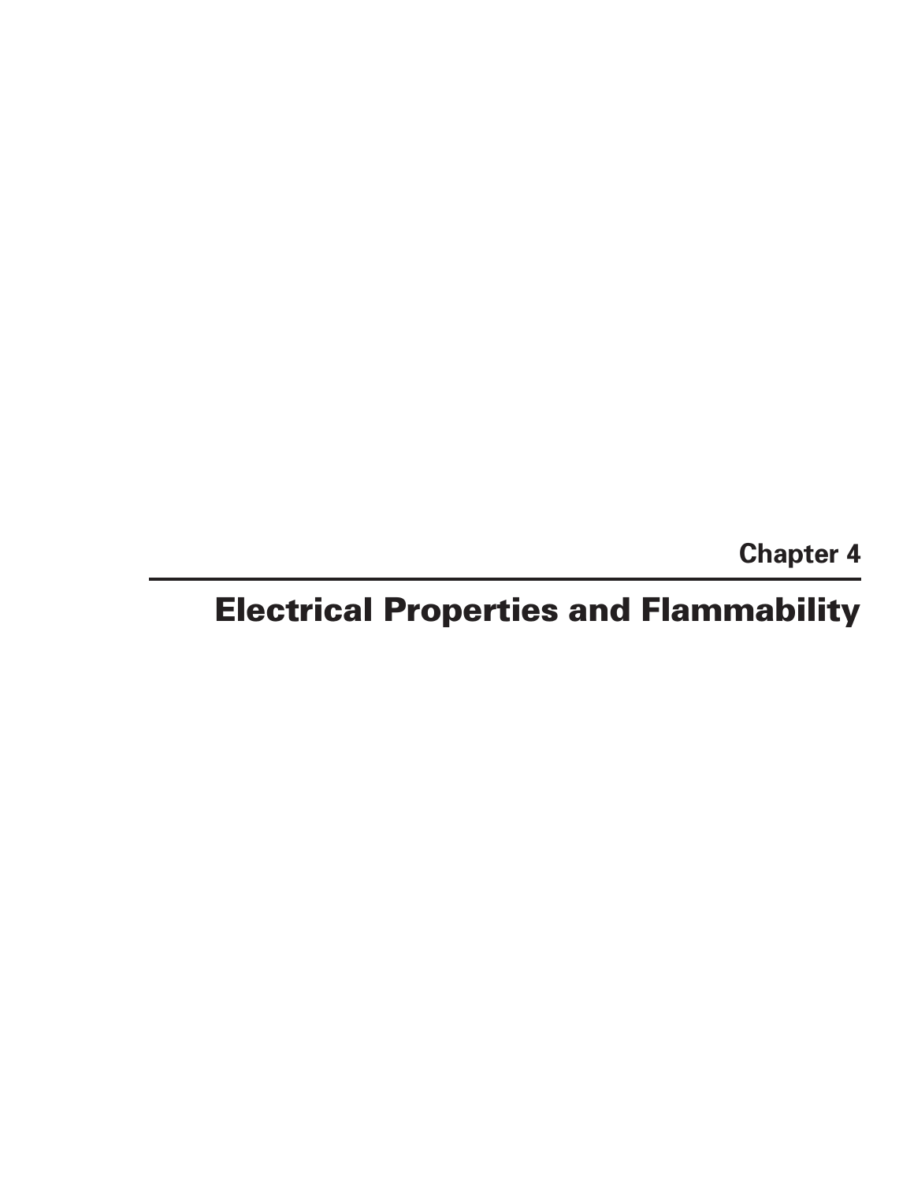Chapter 4

# Electrical Properties and Flammability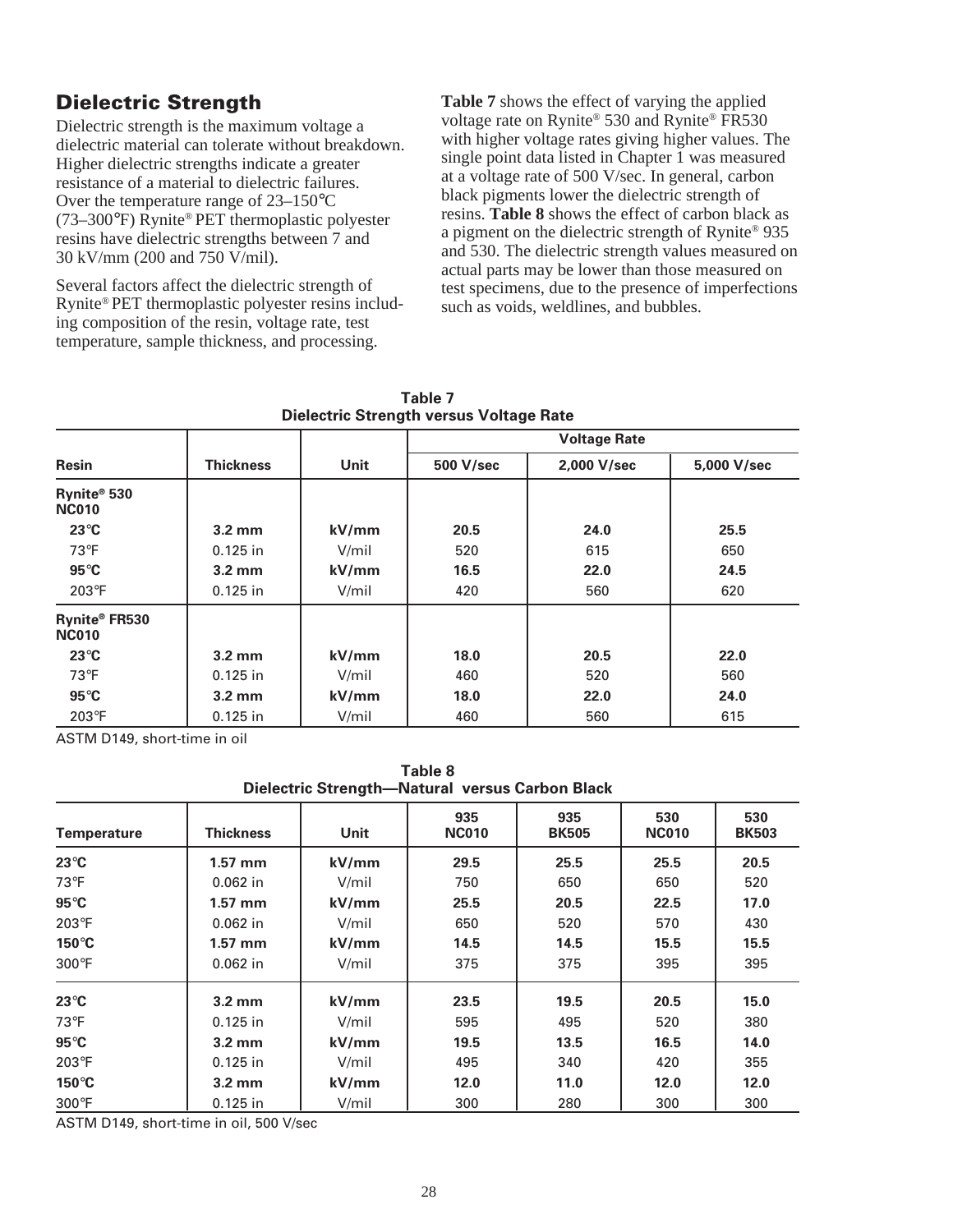## Dielectric Strength

Dielectric strength is the maximum voltage a dielectric material can tolerate without breakdown. Higher dielectric strengths indicate a greater resistance of a material to dielectric failures. Over the temperature range of 23–150°C (73–300°F) Rynite® PET thermoplastic polyester resins have dielectric strengths between 7 and 30 kV/mm (200 and 750 V/mil).

Several factors affect the dielectric strength of Rynite® PET thermoplastic polyester resins including composition of the resin, voltage rate, test temperature, sample thickness, and processing.

**Table 7** shows the effect of varying the applied voltage rate on Rynite® 530 and Rynite® FR530 with higher voltage rates giving higher values. The single point data listed in Chapter 1 was measured at a voltage rate of 500 V/sec. In general, carbon black pigments lower the dielectric strength of resins. **Table 8** shows the effect of carbon black as a pigment on the dielectric strength of Rynite® 935 and 530. The dielectric strength values measured on actual parts may be lower than those measured on test specimens, due to the presence of imperfections such as voids, weldlines, and bubbles.

**Table 7**
**Dielectric Strength versus Voltage Rate**

| Resin | Thickness | Unit | Voltage Rate | | |
|---|---|---|---|---|---|
| | | | 500 V/sec | 2,000 V/sec | 5,000 V/sec |
| **Rynite® 530 NC010** | | | | | |
| **23°C** | **3.2 mm** | **kV/mm** | **20.5** | **24.0** | **25.5** |
| 73°F | 0.125 in | V/mil | 520 | 615 | 650 |
| **95°C** | **3.2 mm** | **kV/mm** | **16.5** | **22.0** | **24.5** |
| 203°F | 0.125 in | V/mil | 420 | 560 | 620 |
| **Rynite® FR530 NC010** | | | | | |
| **23°C** | **3.2 mm** | **kV/mm** | **18.0** | **20.5** | **22.0** |
| 73°F | 0.125 in | V/mil | 460 | 520 | 560 |
| **95°C** | **3.2 mm** | **kV/mm** | **18.0** | **22.0** | **24.0** |
| 203°F | 0.125 in | V/mil | 460 | 560 | 615 |

ASTM D149, short-time in oil

**Table 8**
**Dielectric Strength—Natural versus Carbon Black**

| Temperature | Thickness | Unit | 935 NC010 | 935 BK505 | 530 NC010 | 530 BK503 |
|---|---|---|---|---|---|---|
| **23°C** | **1.57 mm** | **kV/mm** | **29.5** | **25.5** | **25.5** | **20.5** |
| 73°F | 0.062 in | V/mil | 750 | 650 | 650 | 520 |
| **95°C** | **1.57 mm** | **kV/mm** | **25.5** | **20.5** | **22.5** | **17.0** |
| 203°F | 0.062 in | V/mil | 650 | 520 | 570 | 430 |
| **150°C** | **1.57 mm** | **kV/mm** | **14.5** | **14.5** | **15.5** | **15.5** |
| 300°F | 0.062 in | V/mil | 375 | 375 | 395 | 395 |
| **23°C** | **3.2 mm** | **kV/mm** | **23.5** | **19.5** | **20.5** | **15.0** |
| 73°F | 0.125 in | V/mil | 595 | 495 | 520 | 380 |
| **95°C** | **3.2 mm** | **kV/mm** | **19.5** | **13.5** | **16.5** | **14.0** |
| 203°F | 0.125 in | V/mil | 495 | 340 | 420 | 355 |
| **150°C** | **3.2 mm** | **kV/mm** | **12.0** | **11.0** | **12.0** | **12.0** |
| 300°F | 0.125 in | V/mil | 300 | 280 | 300 | 300 |

ASTM D149, short-time in oil, 500 V/sec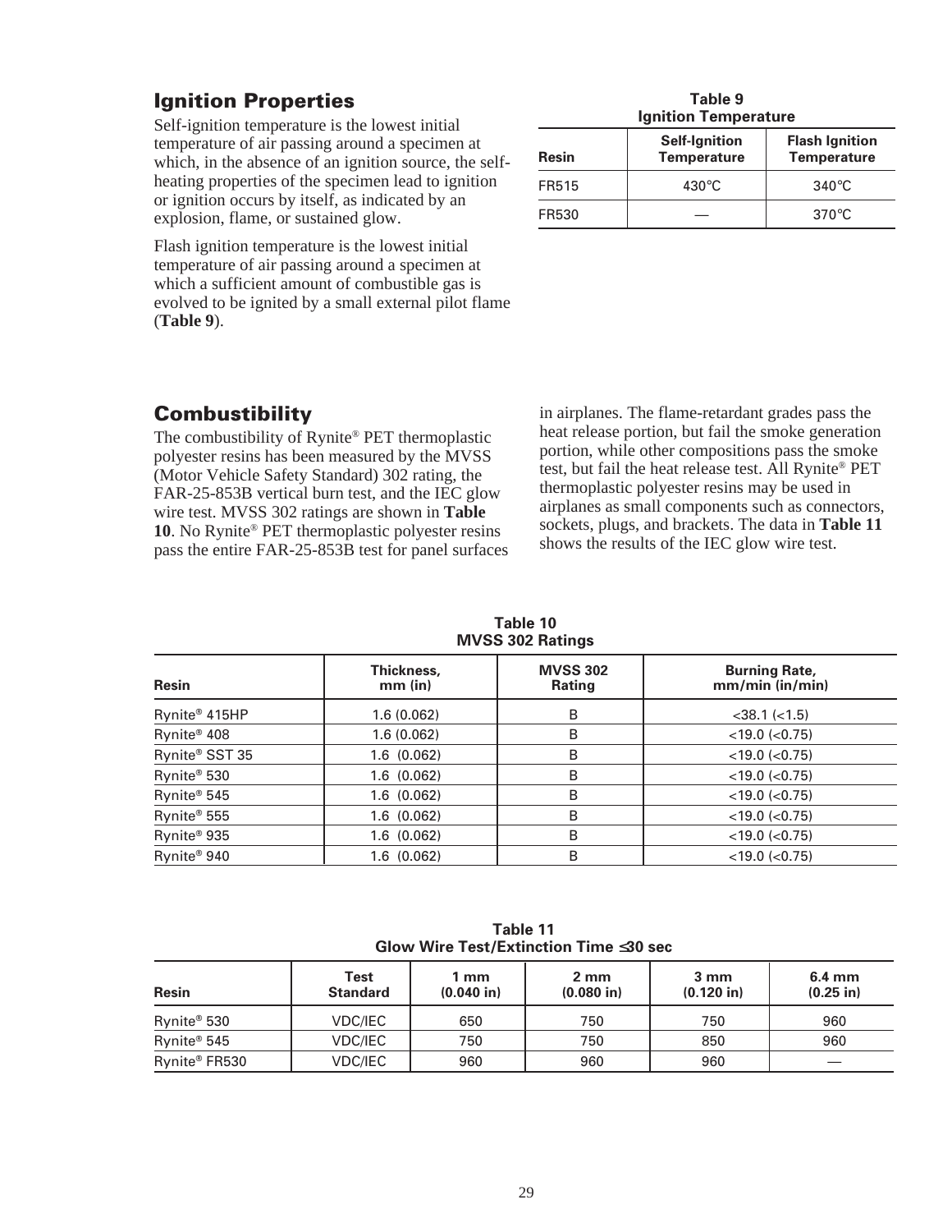## Ignition Properties

Self-ignition temperature is the lowest initial temperature of air passing around a specimen at which, in the absence of an ignition source, the self-heating properties of the specimen lead to ignition or ignition occurs by itself, as indicated by an explosion, flame, or sustained glow.

Flash ignition temperature is the lowest initial temperature of air passing around a specimen at which a sufficient amount of combustible gas is evolved to be ignited by a small external pilot flame (**Table 9**).

**Table 9**
**Ignition Temperature**

| Resin | Self-Ignition Temperature | Flash Ignition Temperature |
|---|---|---|
| FR515 | 430°C | 340°C |
| FR530 | — | 370°C |

## Combustibility

The combustibility of Rynite® PET thermoplastic polyester resins has been measured by the MVSS (Motor Vehicle Safety Standard) 302 rating, the FAR-25-853B vertical burn test, and the IEC glow wire test. MVSS 302 ratings are shown in **Table 10**. No Rynite® PET thermoplastic polyester resins pass the entire FAR-25-853B test for panel surfaces in airplanes. The flame-retardant grades pass the heat release portion, but fail the smoke generation portion, while other compositions pass the smoke test, but fail the heat release test. All Rynite® PET thermoplastic polyester resins may be used in airplanes as small components such as connectors, sockets, plugs, and brackets. The data in **Table 11** shows the results of the IEC glow wire test.

**Table 10**
**MVSS 302 Ratings**

| Resin | Thickness, mm (in) | MVSS 302 Rating | Burning Rate, mm/min (in/min) |
|---|---|---|---|
| Rynite® 415HP | 1.6 (0.062) | B | <38.1 (<1.5) |
| Rynite® 408 | 1.6 (0.062) | B | <19.0 (<0.75) |
| Rynite® SST 35 | 1.6 (0.062) | B | <19.0 (<0.75) |
| Rynite® 530 | 1.6 (0.062) | B | <19.0 (<0.75) |
| Rynite® 545 | 1.6 (0.062) | B | <19.0 (<0.75) |
| Rynite® 555 | 1.6 (0.062) | B | <19.0 (<0.75) |
| Rynite® 935 | 1.6 (0.062) | B | <19.0 (<0.75) |
| Rynite® 940 | 1.6 (0.062) | B | <19.0 (<0.75) |

**Table 11**
**Glow Wire Test/Extinction Time ≤30 sec**

| Resin | Test Standard | 1 mm (0.040 in) | 2 mm (0.080 in) | 3 mm (0.120 in) | 6.4 mm (0.25 in) |
|---|---|---|---|---|---|
| Rynite® 530 | VDC/IEC | 650 | 750 | 750 | 960 |
| Rynite® 545 | VDC/IEC | 750 | 750 | 850 | 960 |
| Rynite® FR530 | VDC/IEC | 960 | 960 | 960 | — |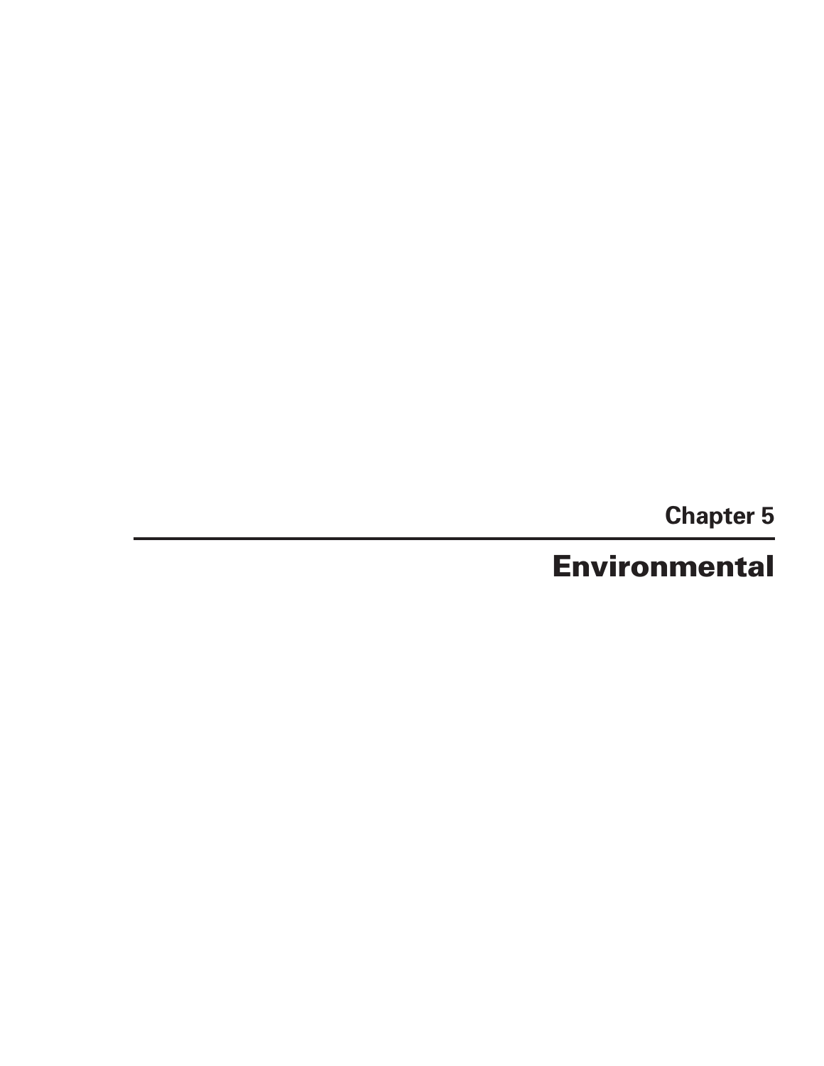# Chapter 5

# Environmental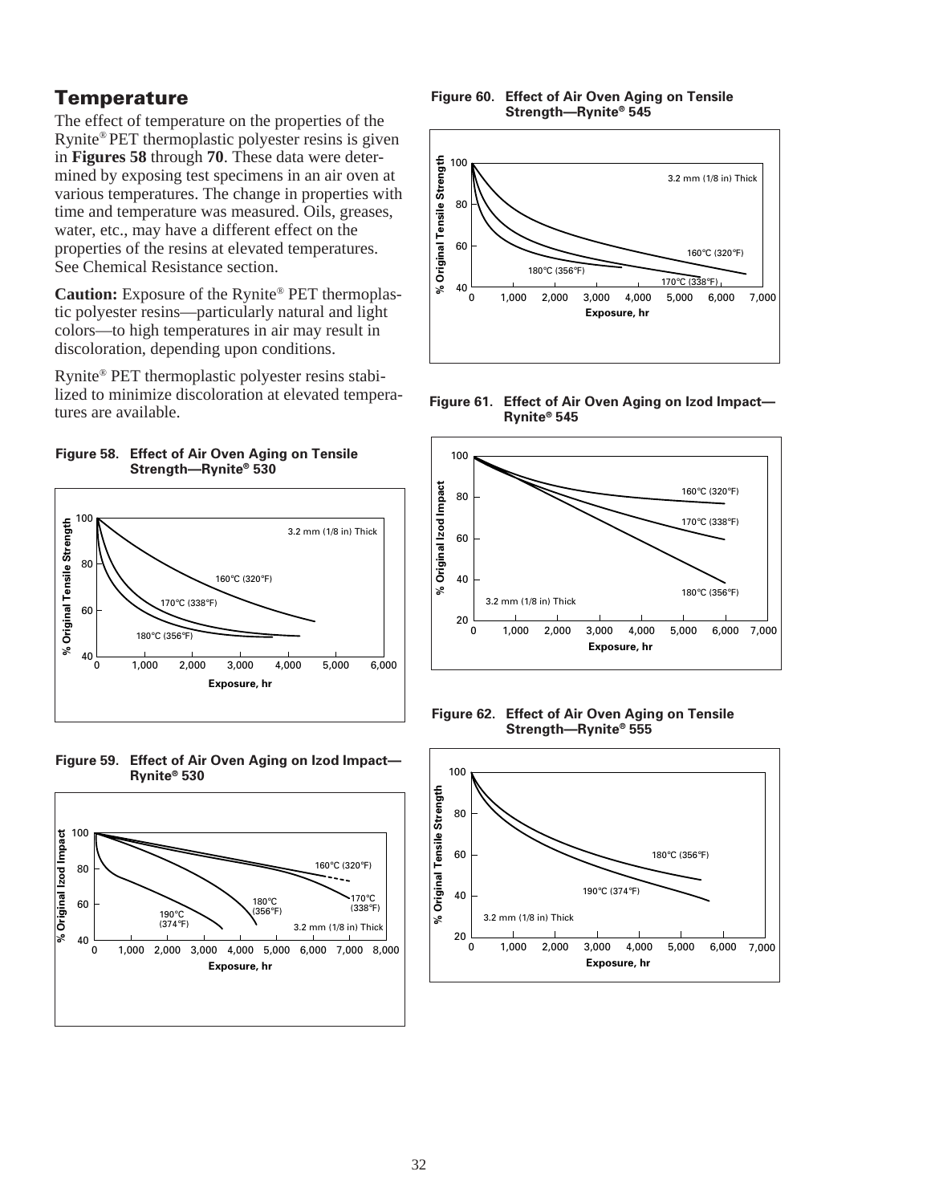## Temperature

The effect of temperature on the properties of the Rynite® PET thermoplastic polyester resins is given in **Figures 58** through **70**. These data were determined by exposing test specimens in an air oven at various temperatures. The change in properties with time and temperature was measured. Oils, greases, water, etc., may have a different effect on the properties of the resins at elevated temperatures. See Chemical Resistance section.

**Caution:** Exposure of the Rynite® PET thermoplastic polyester resins—particularly natural and light colors—to high temperatures in air may result in discoloration, depending upon conditions.

Rynite® PET thermoplastic polyester resins stabilized to minimize discoloration at elevated temperatures are available.

**Figure 58. Effect of Air Oven Aging on Tensile Strength—Rynite® 530**

**Figure 59. Effect of Air Oven Aging on Izod Impact—Rynite® 530**

**Figure 60. Effect of Air Oven Aging on Tensile Strength—Rynite® 545**

**Figure 61. Effect of Air Oven Aging on Izod Impact—Rynite® 545**

**Figure 62. Effect of Air Oven Aging on Tensile Strength—Rynite® 555**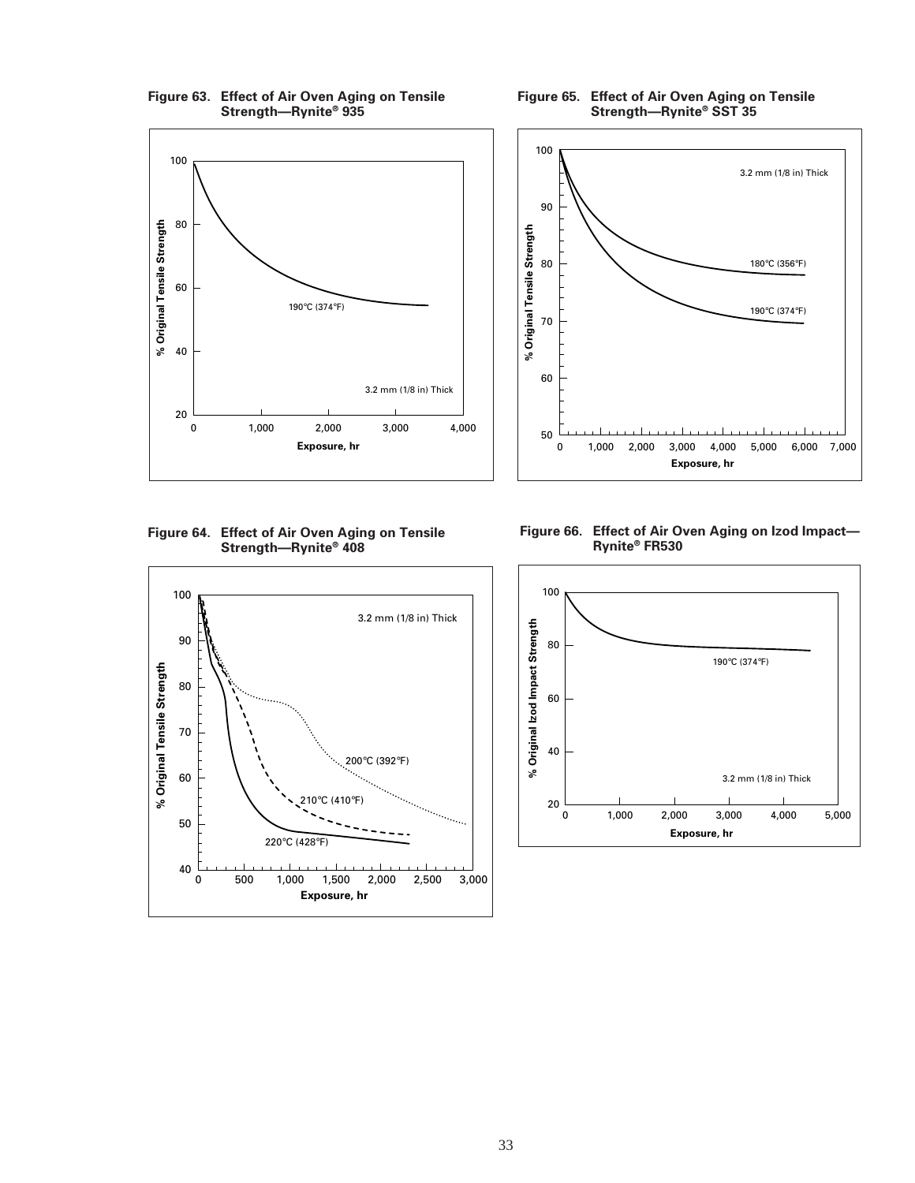**Figure 63. Effect of Air Oven Aging on Tensile Strength—Rynite® 935**

**Figure 65. Effect of Air Oven Aging on Tensile Strength—Rynite® SST 35**

**Figure 64. Effect of Air Oven Aging on Tensile Strength—Rynite® 408**

**Figure 66. Effect of Air Oven Aging on Izod Impact—Rynite® FR530**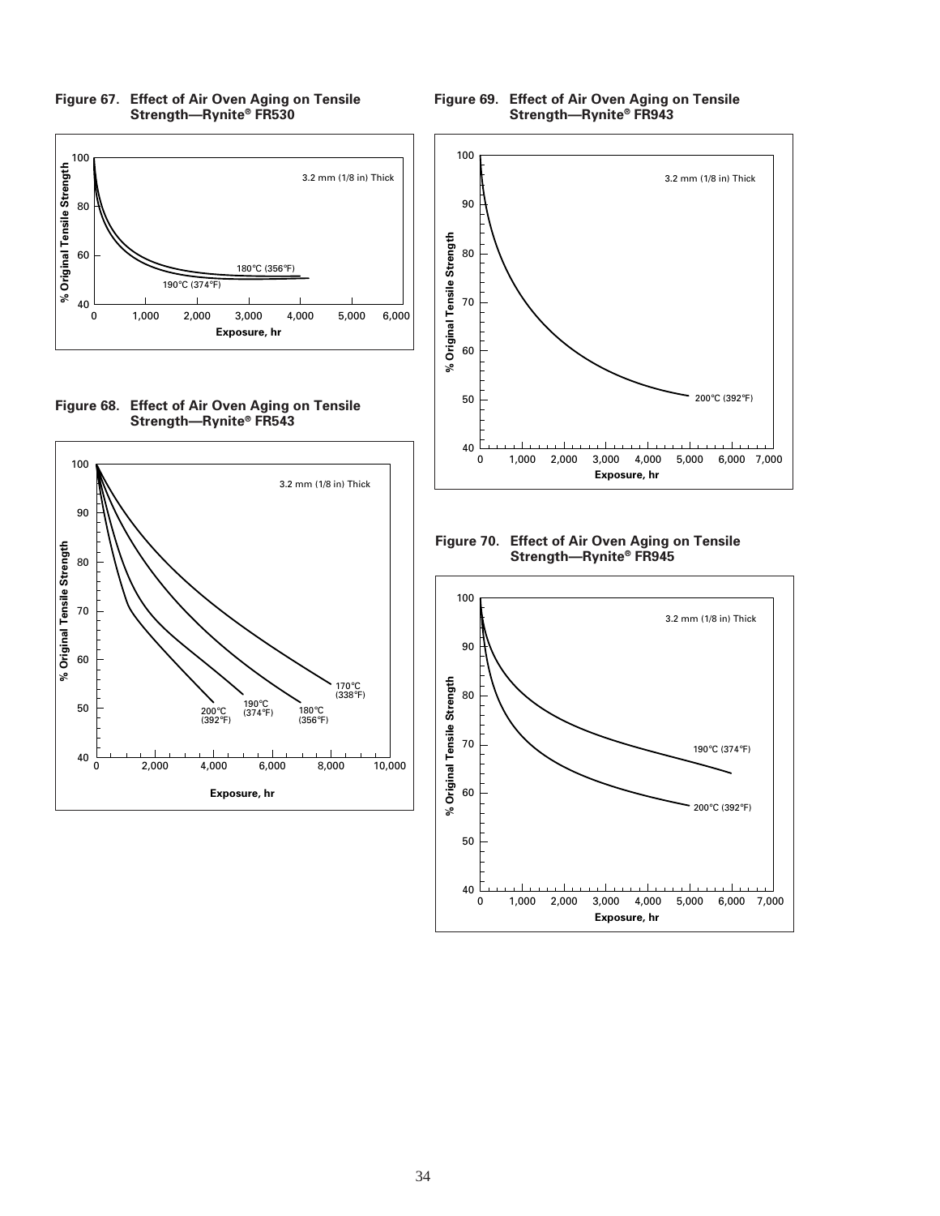**Figure 67. Effect of Air Oven Aging on Tensile Strength—Rynite® FR530**

3.2 mm (1/8 in) Thick

% Original Tensile Strength vs. Exposure, hr

180°C (356°F)

190°C (374°F)

**Figure 68. Effect of Air Oven Aging on Tensile Strength—Rynite® FR543**

3.2 mm (1/8 in) Thick

% Original Tensile Strength vs. Exposure, hr

170°C (338°F)

180°C (356°F)

190°C (374°F)

200°C (392°F)

**Figure 69. Effect of Air Oven Aging on Tensile Strength—Rynite® FR943**

3.2 mm (1/8 in) Thick

% Original Tensile Strength vs. Exposure, hr

200°C (392°F)

**Figure 70. Effect of Air Oven Aging on Tensile Strength—Rynite® FR945**

3.2 mm (1/8 in) Thick

% Original Tensile Strength vs. Exposure, hr

190°C (374°F)

200°C (392°F)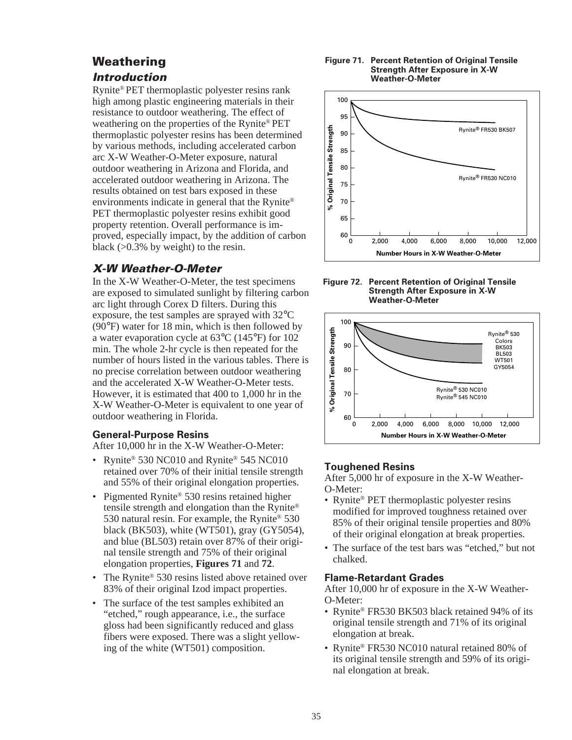# Weathering

## *Introduction*

Rynite® PET thermoplastic polyester resins rank high among plastic engineering materials in their resistance to outdoor weathering. The effect of weathering on the properties of the Rynite® PET thermoplastic polyester resins has been determined by various methods, including accelerated carbon arc X-W Weather-O-Meter exposure, natural outdoor weathering in Arizona and Florida, and accelerated outdoor weathering in Arizona. The results obtained on test bars exposed in these environments indicate in general that the Rynite® PET thermoplastic polyester resins exhibit good property retention. Overall performance is improved, especially impact, by the addition of carbon black (>0.3% by weight) to the resin.

## *X-W Weather-O-Meter*

In the X-W Weather-O-Meter, the test specimens are exposed to simulated sunlight by filtering carbon arc light through Corex D filters. During this exposure, the test samples are sprayed with 32°C (90°F) water for 18 min, which is then followed by a water evaporation cycle at 63°C (145°F) for 102 min. The whole 2-hr cycle is then repeated for the number of hours listed in the various tables. There is no precise correlation between outdoor weathering and the accelerated X-W Weather-O-Meter tests. However, it is estimated that 400 to 1,000 hr in the X-W Weather-O-Meter is equivalent to one year of outdoor weathering in Florida.

### General-Purpose Resins

After 10,000 hr in the X-W Weather-O-Meter:

- Rynite® 530 NC010 and Rynite® 545 NC010 retained over 70% of their initial tensile strength and 55% of their original elongation properties.
- Pigmented Rynite® 530 resins retained higher tensile strength and elongation than the Rynite® 530 natural resin. For example, the Rynite® 530 black (BK503), white (WT501), gray (GY5054), and blue (BL503) retain over 87% of their original tensile strength and 75% of their original elongation properties, **Figures 71** and **72**.
- The Rynite® 530 resins listed above retained over 83% of their original Izod impact properties.
- The surface of the test samples exhibited an "etched," rough appearance, i.e., the surface gloss had been significantly reduced and glass fibers were exposed. There was a slight yellowing of the white (WT501) composition.

**Figure 71. Percent Retention of Original Tensile Strength After Exposure in X-W Weather-O-Meter**

**Figure 72. Percent Retention of Original Tensile Strength After Exposure in X-W Weather-O-Meter**

### Toughened Resins

After 5,000 hr of exposure in the X-W Weather-O-Meter:

- Rynite® PET thermoplastic polyester resins modified for improved toughness retained over 85% of their original tensile properties and 80% of their original elongation at break properties.
- The surface of the test bars was "etched," but not chalked.

### Flame-Retardant Grades

After 10,000 hr of exposure in the X-W Weather-O-Meter:

- Rynite® FR530 BK503 black retained 94% of its original tensile strength and 71% of its original elongation at break.
- Rynite® FR530 NC010 natural retained 80% of its original tensile strength and 59% of its original elongation at break.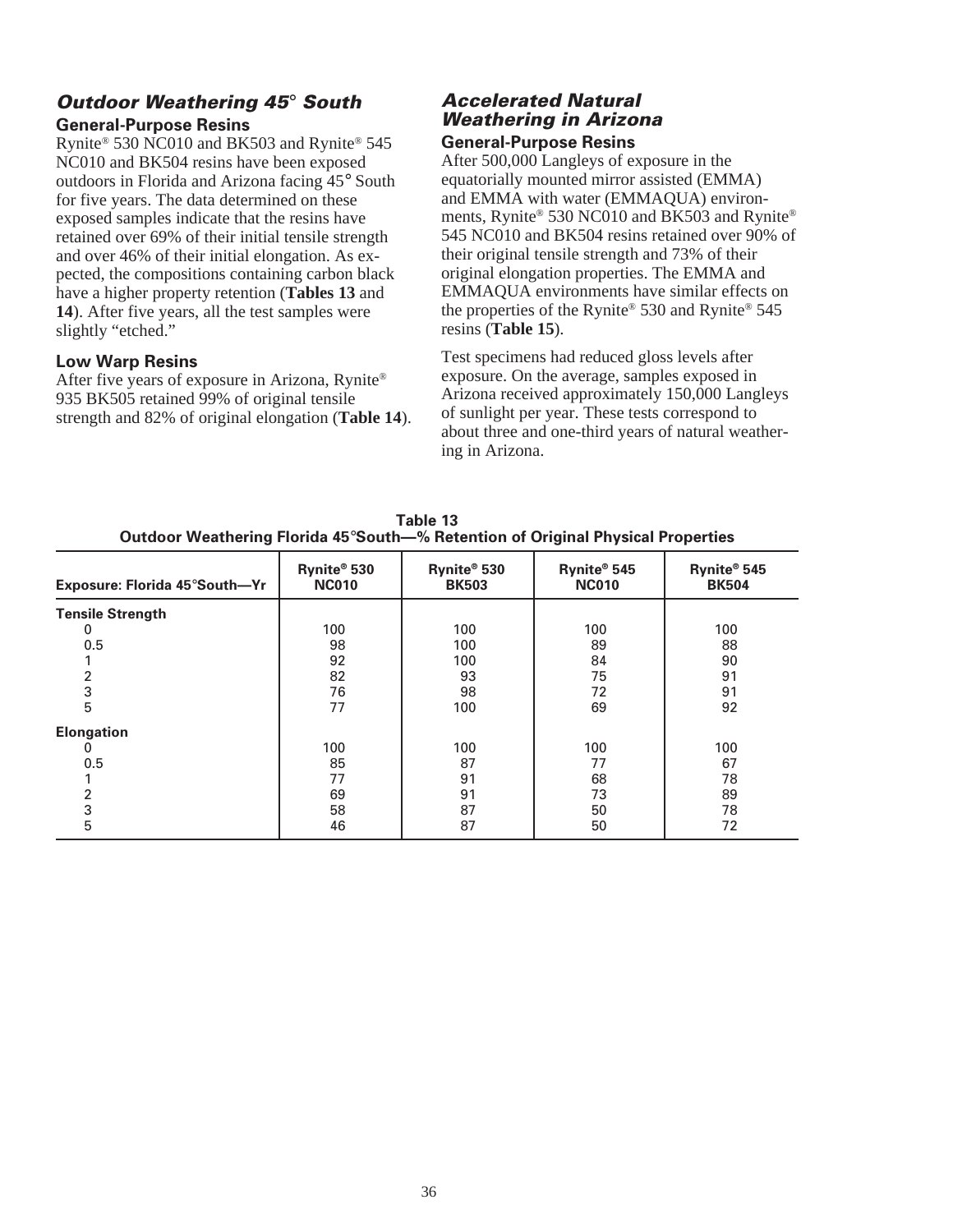## *Outdoor Weathering 45° South*

### General-Purpose Resins

Rynite® 530 NC010 and BK503 and Rynite® 545 NC010 and BK504 resins have been exposed outdoors in Florida and Arizona facing 45° South for five years. The data determined on these exposed samples indicate that the resins have retained over 69% of their initial tensile strength and over 46% of their initial elongation. As expected, the compositions containing carbon black have a higher property retention (**Tables 13** and **14**). After five years, all the test samples were slightly "etched."

### Low Warp Resins

After five years of exposure in Arizona, Rynite® 935 BK505 retained 99% of original tensile strength and 82% of original elongation (**Table 14**).

## *Accelerated Natural Weathering in Arizona*

### General-Purpose Resins

After 500,000 Langleys of exposure in the equatorially mounted mirror assisted (EMMA) and EMMA with water (EMMAQUA) environments, Rynite® 530 NC010 and BK503 and Rynite® 545 NC010 and BK504 resins retained over 90% of their original tensile strength and 73% of their original elongation properties. The EMMA and EMMAQUA environments have similar effects on the properties of the Rynite® 530 and Rynite® 545 resins (**Table 15**).

Test specimens had reduced gloss levels after exposure. On the average, samples exposed in Arizona received approximately 150,000 Langleys of sunlight per year. These tests correspond to about three and one-third years of natural weathering in Arizona.

**Table 13**
**Outdoor Weathering Florida 45°South—% Retention of Original Physical Properties**

| Exposure: Florida 45°South—Yr | Rynite® 530 NC010 | Rynite® 530 BK503 | Rynite® 545 NC010 | Rynite® 545 BK504 |
|---|---|---|---|---|
| **Tensile Strength** | | | | |
| 0 | 100 | 100 | 100 | 100 |
| 0.5 | 98 | 100 | 89 | 88 |
| 1 | 92 | 100 | 84 | 90 |
| 2 | 82 | 93 | 75 | 91 |
| 3 | 76 | 98 | 72 | 91 |
| 5 | 77 | 100 | 69 | 92 |
| **Elongation** | | | | |
| 0 | 100 | 100 | 100 | 100 |
| 0.5 | 85 | 87 | 77 | 67 |
| 1 | 77 | 91 | 68 | 78 |
| 2 | 69 | 91 | 73 | 89 |
| 3 | 58 | 87 | 50 | 78 |
| 5 | 46 | 87 | 50 | 72 |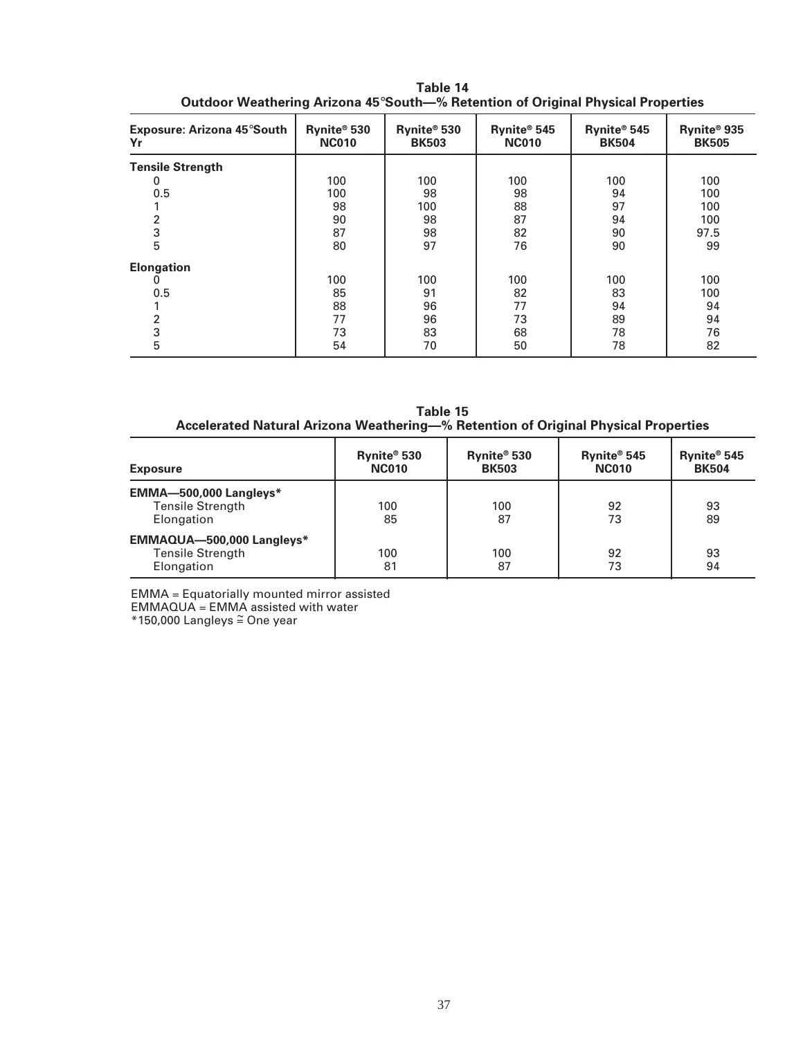**Table 14**
**Outdoor Weathering Arizona 45°South—% Retention of Original Physical Properties**

| Exposure: Arizona 45°South Yr | Rynite® 530 NC010 | Rynite® 530 BK503 | Rynite® 545 NC010 | Rynite® 545 BK504 | Rynite® 935 BK505 |
|---|---|---|---|---|---|
| **Tensile Strength** | | | | | |
| 0 | 100 | 100 | 100 | 100 | 100 |
| 0.5 | 100 | 98 | 98 | 94 | 100 |
| 1 | 98 | 100 | 88 | 97 | 100 |
| 2 | 90 | 98 | 87 | 94 | 100 |
| 3 | 87 | 98 | 82 | 90 | 97.5 |
| 5 | 80 | 97 | 76 | 90 | 99 |
| **Elongation** | | | | | |
| 0 | 100 | 100 | 100 | 100 | 100 |
| 0.5 | 85 | 91 | 82 | 83 | 100 |
| 1 | 88 | 96 | 77 | 94 | 94 |
| 2 | 77 | 96 | 73 | 89 | 94 |
| 3 | 73 | 83 | 68 | 78 | 76 |
| 5 | 54 | 70 | 50 | 78 | 82 |

**Table 15**
**Accelerated Natural Arizona Weathering—% Retention of Original Physical Properties**

| Exposure | Rynite® 530 NC010 | Rynite® 530 BK503 | Rynite® 545 NC010 | Rynite® 545 BK504 |
|---|---|---|---|---|
| **EMMA—500,000 Langleys*** | | | | |
| Tensile Strength | 100 | 100 | 92 | 93 |
| Elongation | 85 | 87 | 73 | 89 |
| **EMMAQUA—500,000 Langleys*** | | | | |
| Tensile Strength | 100 | 100 | 92 | 93 |
| Elongation | 81 | 87 | 73 | 94 |

EMMA = Equatorially mounted mirror assisted
EMMAQUA = EMMA assisted with water
*150,000 Langleys ≅ One year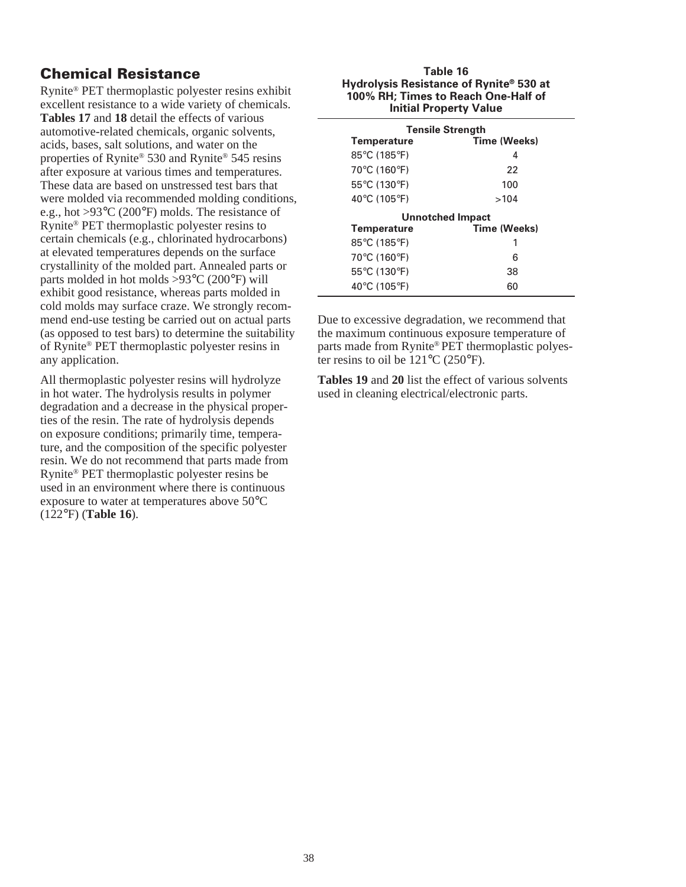## Chemical Resistance

Rynite® PET thermoplastic polyester resins exhibit excellent resistance to a wide variety of chemicals. **Tables 17** and **18** detail the effects of various automotive-related chemicals, organic solvents, acids, bases, salt solutions, and water on the properties of Rynite® 530 and Rynite® 545 resins after exposure at various times and temperatures. These data are based on unstressed test bars that were molded via recommended molding conditions, e.g., hot >93°C (200°F) molds. The resistance of Rynite® PET thermoplastic polyester resins to certain chemicals (e.g., chlorinated hydrocarbons) at elevated temperatures depends on the surface crystallinity of the molded part. Annealed parts or parts molded in hot molds >93°C (200°F) will exhibit good resistance, whereas parts molded in cold molds may surface craze. We strongly recommend end-use testing be carried out on actual parts (as opposed to test bars) to determine the suitability of Rynite® PET thermoplastic polyester resins in any application.

All thermoplastic polyester resins will hydrolyze in hot water. The hydrolysis results in polymer degradation and a decrease in the physical properties of the resin. The rate of hydrolysis depends on exposure conditions; primarily time, temperature, and the composition of the specific polyester resin. We do not recommend that parts made from Rynite® PET thermoplastic polyester resins be used in an environment where there is continuous exposure to water at temperatures above 50°C (122°F) (**Table 16**).

**Table 16**
**Hydrolysis Resistance of Rynite® 530 at 100% RH; Times to Reach One-Half of Initial Property Value**

| Tensile Strength | |
|---|---|
| **Temperature** | **Time (Weeks)** |
| 85°C (185°F) | 4 |
| 70°C (160°F) | 22 |
| 55°C (130°F) | 100 |
| 40°C (105°F) | >104 |
| **Unnotched Impact** | |
| **Temperature** | **Time (Weeks)** |
| 85°C (185°F) | 1 |
| 70°C (160°F) | 6 |
| 55°C (130°F) | 38 |
| 40°C (105°F) | 60 |

Due to excessive degradation, we recommend that the maximum continuous exposure temperature of parts made from Rynite® PET thermoplastic polyester resins to oil be 121°C (250°F).

**Tables 19** and **20** list the effect of various solvents used in cleaning electrical/electronic parts.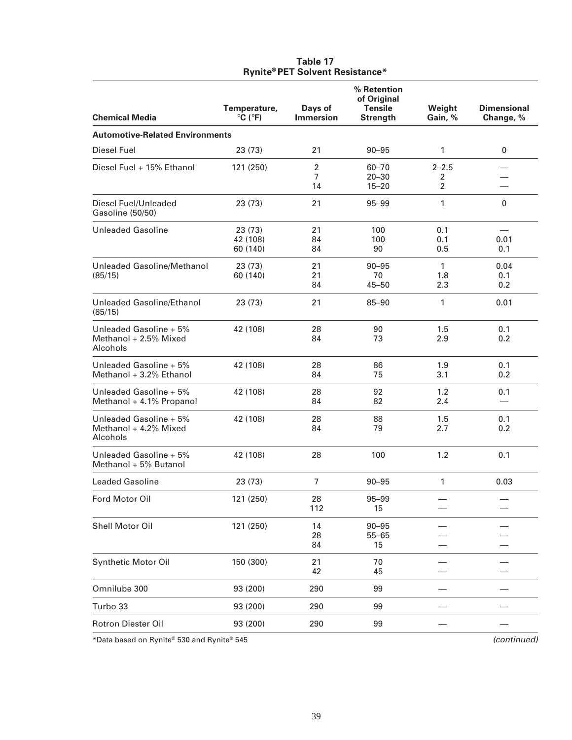**Table 17**
**Rynite® PET Solvent Resistance***

| Chemical Media | Temperature, °C (°F) | Days of Immersion | % Retention of Original Tensile Strength | Weight Gain, % | Dimensional Change, % |
|---|---|---|---|---|---|
| **Automotive-Related Environments** | | | | | |
| Diesel Fuel | 23 (73) | 21 | 90–95 | 1 | 0 |
| Diesel Fuel + 15% Ethanol | 121 (250) | 2 | 60–70 | 2–2.5 | — |
| | | 7 | 20–30 | 2 | — |
| | | 14 | 15–20 | 2 | — |
| Diesel Fuel/Unleaded Gasoline (50/50) | 23 (73) | 21 | 95–99 | 1 | 0 |
| Unleaded Gasoline | 23 (73) | 21 | 100 | 0.1 | — |
| | 42 (108) | 84 | 100 | 0.1 | 0.01 |
| | 60 (140) | 84 | 90 | 0.5 | 0.1 |
| Unleaded Gasoline/Methanol (85/15) | 23 (73) | 21 | 90–95 | 1 | 0.04 |
| | 60 (140) | 21 | 70 | 1.8 | 0.1 |
| | | 84 | 45–50 | 2.3 | 0.2 |
| Unleaded Gasoline/Ethanol (85/15) | 23 (73) | 21 | 85–90 | 1 | 0.01 |
| Unleaded Gasoline + 5% Methanol + 2.5% Mixed Alcohols | 42 (108) | 28 | 90 | 1.5 | 0.1 |
| | | 84 | 73 | 2.9 | 0.2 |
| Unleaded Gasoline + 5% Methanol + 3.2% Ethanol | 42 (108) | 28 | 86 | 1.9 | 0.1 |
| | | 84 | 75 | 3.1 | 0.2 |
| Unleaded Gasoline + 5% Methanol + 4.1% Propanol | 42 (108) | 28 | 92 | 1.2 | 0.1 |
| | | 84 | 82 | 2.4 | — |
| Unleaded Gasoline + 5% Methanol + 4.2% Mixed Alcohols | 42 (108) | 28 | 88 | 1.5 | 0.1 |
| | | 84 | 79 | 2.7 | 0.2 |
| Unleaded Gasoline + 5% Methanol + 5% Butanol | 42 (108) | 28 | 100 | 1.2 | 0.1 |
| Leaded Gasoline | 23 (73) | 7 | 90–95 | 1 | 0.03 |
| Ford Motor Oil | 121 (250) | 28 | 95–99 | — | — |
| | | 112 | 15 | — | — |
| Shell Motor Oil | 121 (250) | 14 | 90–95 | — | — |
| | | 28 | 55–65 | — | — |
| | | 84 | 15 | — | — |
| Synthetic Motor Oil | 150 (300) | 21 | 70 | — | — |
| | | 42 | 45 | — | — |
| Omnilube 300 | 93 (200) | 290 | 99 | — | — |
| Turbo 33 | 93 (200) | 290 | 99 | — | — |
| Rotron Diester Oil | 93 (200) | 290 | 99 | — | — |

*Data based on Rynite® 530 and Rynite® 545

*(continued)*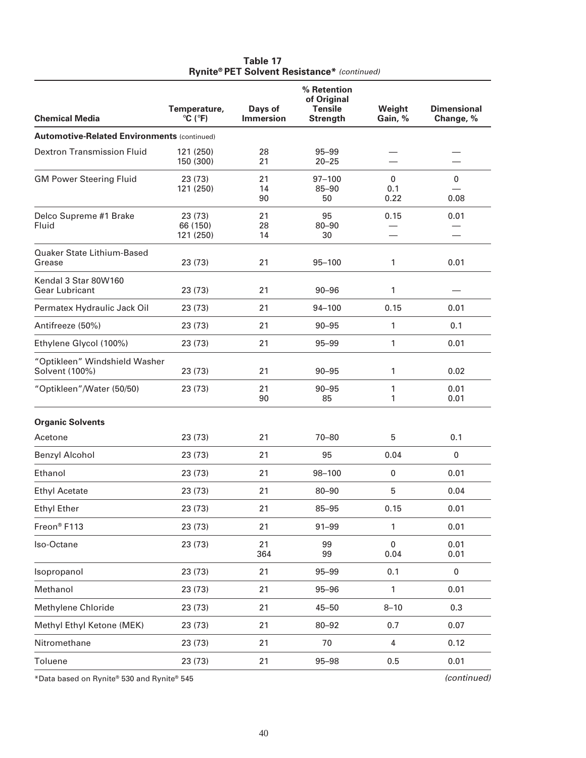**Table 17**
**Rynite® PET Solvent Resistance*** *(continued)*

| Chemical Media | Temperature, °C (°F) | Days of Immersion | % Retention of Original Tensile Strength | Weight Gain, % | Dimensional Change, % |
|---|---|---|---|---|---|
| **Automotive-Related Environments** (continued) | | | | | |
| Dextron Transmission Fluid | 121 (250) | 28 | 95–99 | — | — |
| | 150 (300) | 21 | 20–25 | — | — |
| GM Power Steering Fluid | 23 (73) | 21 | 97–100 | 0 | 0 |
| | 121 (250) | 14 | 85–90 | 0.1 | — |
| | | 90 | 50 | 0.22 | 0.08 |
| Delco Supreme #1 Brake Fluid | 23 (73) | 21 | 95 | 0.15 | 0.01 |
| | 66 (150) | 28 | 80–90 | — | — |
| | 121 (250) | 14 | 30 | — | — |
| Quaker State Lithium-Based Grease | 23 (73) | 21 | 95–100 | 1 | 0.01 |
| Kendal 3 Star 80W160 Gear Lubricant | 23 (73) | 21 | 90–96 | 1 | — |
| Permatex Hydraulic Jack Oil | 23 (73) | 21 | 94–100 | 0.15 | 0.01 |
| Antifreeze (50%) | 23 (73) | 21 | 90–95 | 1 | 0.1 |
| Ethylene Glycol (100%) | 23 (73) | 21 | 95–99 | 1 | 0.01 |
| "Optikleen" Windshield Washer Solvent (100%) | 23 (73) | 21 | 90–95 | 1 | 0.02 |
| "Optikleen"/Water (50/50) | 23 (73) | 21 | 90–95 | 1 | 0.01 |
| | | 90 | 85 | 1 | 0.01 |
| **Organic Solvents** | | | | | |
| Acetone | 23 (73) | 21 | 70–80 | 5 | 0.1 |
| Benzyl Alcohol | 23 (73) | 21 | 95 | 0.04 | 0 |
| Ethanol | 23 (73) | 21 | 98–100 | 0 | 0.01 |
| Ethyl Acetate | 23 (73) | 21 | 80–90 | 5 | 0.04 |
| Ethyl Ether | 23 (73) | 21 | 85–95 | 0.15 | 0.01 |
| Freon® F113 | 23 (73) | 21 | 91–99 | 1 | 0.01 |
| Iso-Octane | 23 (73) | 21 | 99 | 0 | 0.01 |
| | | 364 | 99 | 0.04 | 0.01 |
| Isopropanol | 23 (73) | 21 | 95–99 | 0.1 | 0 |
| Methanol | 23 (73) | 21 | 95–96 | 1 | 0.01 |
| Methylene Chloride | 23 (73) | 21 | 45–50 | 8–10 | 0.3 |
| Methyl Ethyl Ketone (MEK) | 23 (73) | 21 | 80–92 | 0.7 | 0.07 |
| Nitromethane | 23 (73) | 21 | 70 | 4 | 0.12 |
| Toluene | 23 (73) | 21 | 95–98 | 0.5 | 0.01 |

*Data based on Rynite® 530 and Rynite® 545

*(continued)*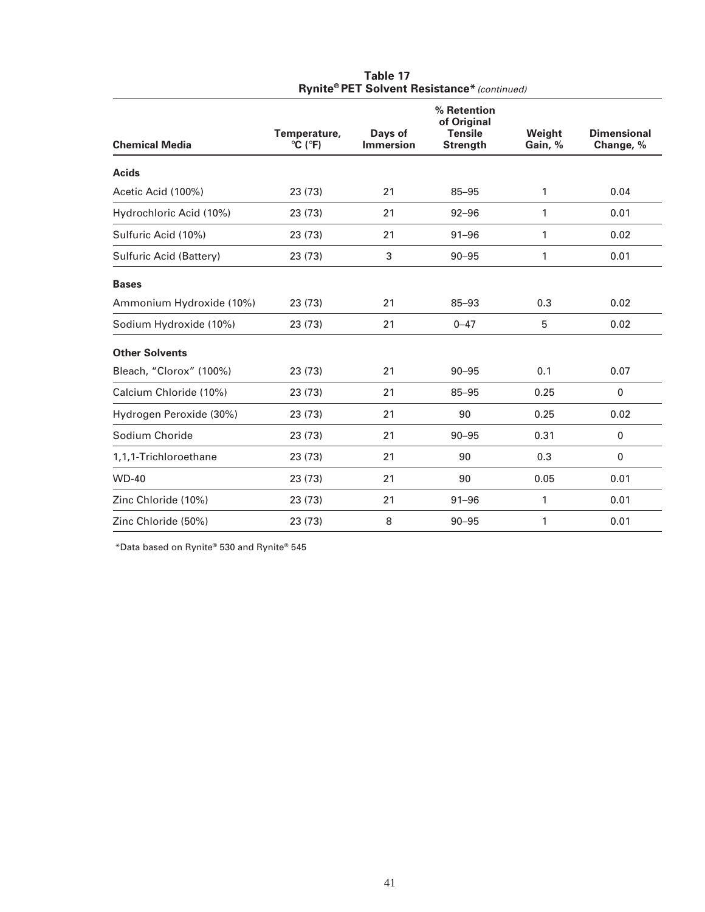**Table 17**
**Rynite® PET Solvent Resistance*** *(continued)*

| Chemical Media | Temperature, °C (°F) | Days of Immersion | % Retention of Original Tensile Strength | Weight Gain, % | Dimensional Change, % |
|---|---|---|---|---|---|
| **Acids** | | | | | |
| Acetic Acid (100%) | 23 (73) | 21 | 85–95 | 1 | 0.04 |
| Hydrochloric Acid (10%) | 23 (73) | 21 | 92–96 | 1 | 0.01 |
| Sulfuric Acid (10%) | 23 (73) | 21 | 91–96 | 1 | 0.02 |
| Sulfuric Acid (Battery) | 23 (73) | 3 | 90–95 | 1 | 0.01 |
| **Bases** | | | | | |
| Ammonium Hydroxide (10%) | 23 (73) | 21 | 85–93 | 0.3 | 0.02 |
| Sodium Hydroxide (10%) | 23 (73) | 21 | 0–47 | 5 | 0.02 |
| **Other Solvents** | | | | | |
| Bleach, "Clorox" (100%) | 23 (73) | 21 | 90–95 | 0.1 | 0.07 |
| Calcium Chloride (10%) | 23 (73) | 21 | 85–95 | 0.25 | 0 |
| Hydrogen Peroxide (30%) | 23 (73) | 21 | 90 | 0.25 | 0.02 |
| Sodium Choride | 23 (73) | 21 | 90–95 | 0.31 | 0 |
| 1,1,1-Trichloroethane | 23 (73) | 21 | 90 | 0.3 | 0 |
| WD-40 | 23 (73) | 21 | 90 | 0.05 | 0.01 |
| Zinc Chloride (10%) | 23 (73) | 21 | 91–96 | 1 | 0.01 |
| Zinc Chloride (50%) | 23 (73) | 8 | 90–95 | 1 | 0.01 |

*Data based on Rynite® 530 and Rynite® 545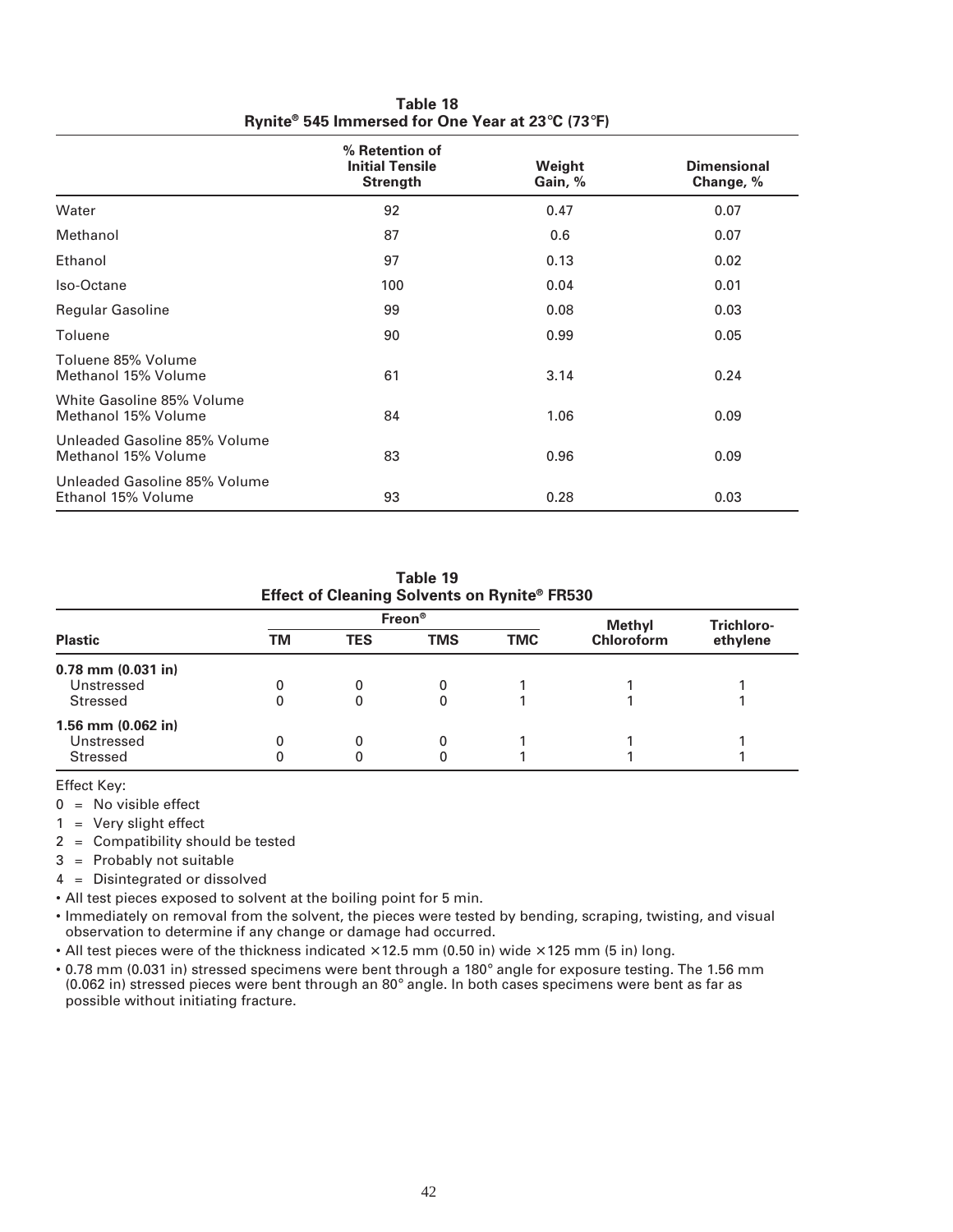**Table 18**
**Rynite® 545 Immersed for One Year at 23°C (73°F)**

| | % Retention of Initial Tensile Strength | Weight Gain, % | Dimensional Change, % |
|---|---|---|---|
| Water | 92 | 0.47 | 0.07 |
| Methanol | 87 | 0.6 | 0.07 |
| Ethanol | 97 | 0.13 | 0.02 |
| Iso-Octane | 100 | 0.04 | 0.01 |
| Regular Gasoline | 99 | 0.08 | 0.03 |
| Toluene | 90 | 0.99 | 0.05 |
| Toluene 85% Volume Methanol 15% Volume | 61 | 3.14 | 0.24 |
| White Gasoline 85% Volume Methanol 15% Volume | 84 | 1.06 | 0.09 |
| Unleaded Gasoline 85% Volume Methanol 15% Volume | 83 | 0.96 | 0.09 |
| Unleaded Gasoline 85% Volume Ethanol 15% Volume | 93 | 0.28 | 0.03 |

**Table 19**
**Effect of Cleaning Solvents on Rynite® FR530**

| | Freon® | | | | Methyl | Trichloro- |
|---|---|---|---|---|---|---|
| **Plastic** | **TM** | **TES** | **TMS** | **TMC** | **Chloroform** | **ethylene** |
| **0.78 mm (0.031 in)** | | | | | | |
| Unstressed | 0 | 0 | 0 | 1 | 1 | 1 |
| Stressed | 0 | 0 | 0 | 1 | 1 | 1 |
| **1.56 mm (0.062 in)** | | | | | | |
| Unstressed | 0 | 0 | 0 | 1 | 1 | 1 |
| Stressed | 0 | 0 | 0 | 1 | 1 | 1 |

Effect Key:

0 = No visible effect
1 = Very slight effect
2 = Compatibility should be tested
3 = Probably not suitable
4 = Disintegrated or dissolved

- All test pieces exposed to solvent at the boiling point for 5 min.
- Immediately on removal from the solvent, the pieces were tested by bending, scraping, twisting, and visual observation to determine if any change or damage had occurred.
- All test pieces were of the thickness indicated ×12.5 mm (0.50 in) wide ×125 mm (5 in) long.
- 0.78 mm (0.031 in) stressed specimens were bent through a 180° angle for exposure testing. The 1.56 mm (0.062 in) stressed pieces were bent through an 80° angle. In both cases specimens were bent as far as possible without initiating fracture.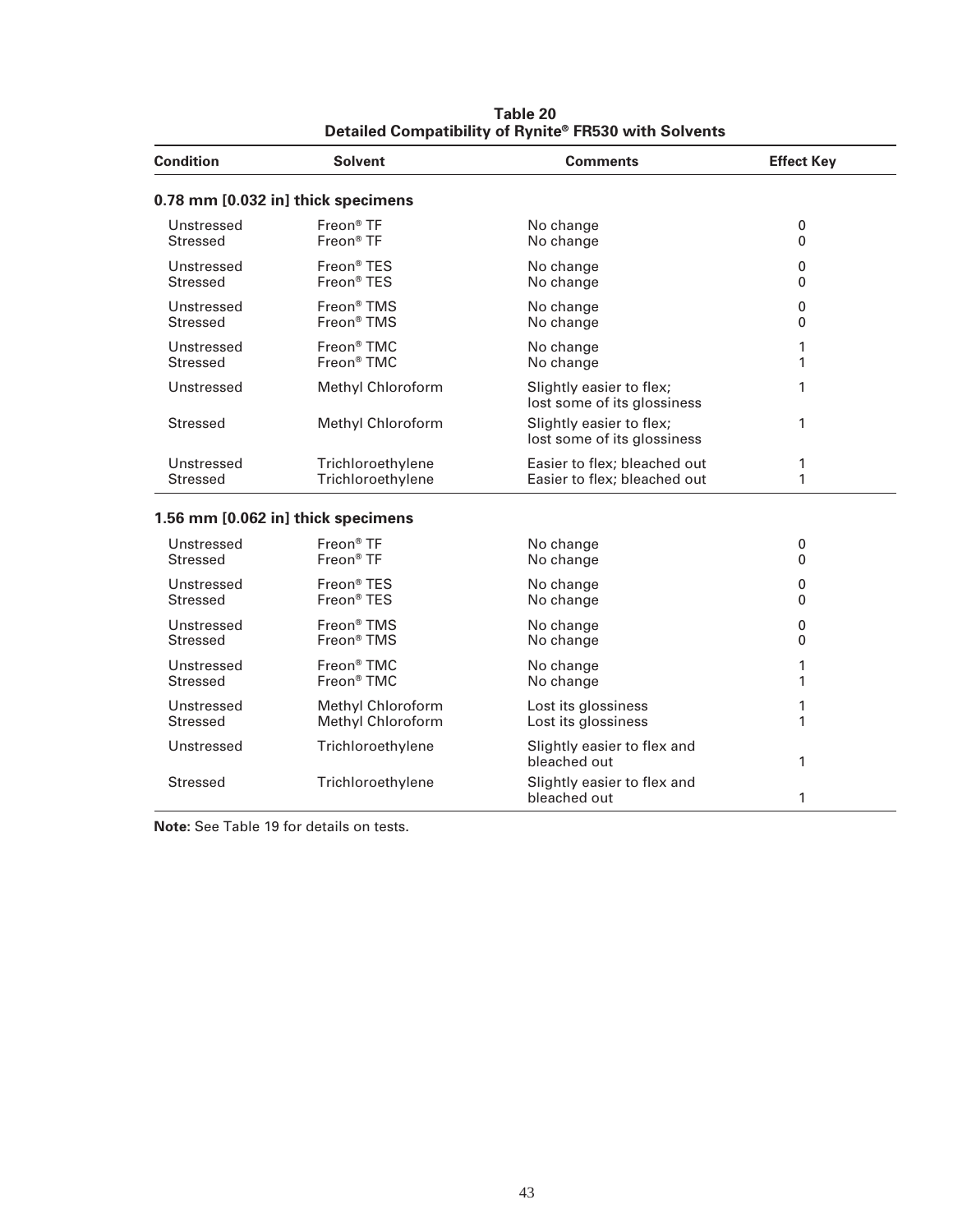**Table 20**
**Detailed Compatibility of Rynite® FR530 with Solvents**

| Condition | Solvent | Comments | Effect Key |
|---|---|---|---|
| **0.78 mm [0.032 in] thick specimens** | | | |
| Unstressed | Freon® TF | No change | 0 |
| Stressed | Freon® TF | No change | 0 |
| Unstressed | Freon® TES | No change | 0 |
| Stressed | Freon® TES | No change | 0 |
| Unstressed | Freon® TMS | No change | 0 |
| Stressed | Freon® TMS | No change | 0 |
| Unstressed | Freon® TMC | No change | 1 |
| Stressed | Freon® TMC | No change | 1 |
| Unstressed | Methyl Chloroform | Slightly easier to flex; lost some of its glossiness | 1 |
| Stressed | Methyl Chloroform | Slightly easier to flex; lost some of its glossiness | 1 |
| Unstressed | Trichloroethylene | Easier to flex; bleached out | 1 |
| Stressed | Trichloroethylene | Easier to flex; bleached out | 1 |
| **1.56 mm [0.062 in] thick specimens** | | | |
| Unstressed | Freon® TF | No change | 0 |
| Stressed | Freon® TF | No change | 0 |
| Unstressed | Freon® TES | No change | 0 |
| Stressed | Freon® TES | No change | 0 |
| Unstressed | Freon® TMS | No change | 0 |
| Stressed | Freon® TMS | No change | 0 |
| Unstressed | Freon® TMC | No change | 1 |
| Stressed | Freon® TMC | No change | 1 |
| Unstressed | Methyl Chloroform | Lost its glossiness | 1 |
| Stressed | Methyl Chloroform | Lost its glossiness | 1 |
| Unstressed | Trichloroethylene | Slightly easier to flex and bleached out | 1 |
| Stressed | Trichloroethylene | Slightly easier to flex and bleached out | 1 |

**Note:** See Table 19 for details on tests.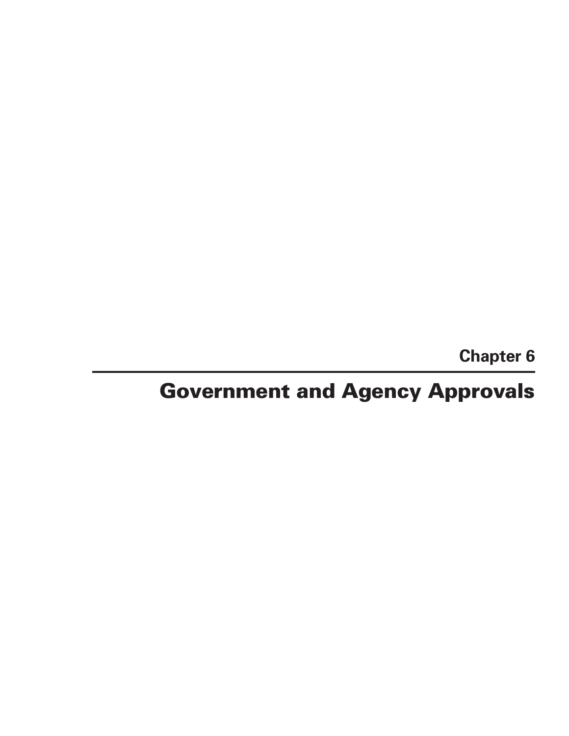Chapter 6

# Government and Agency Approvals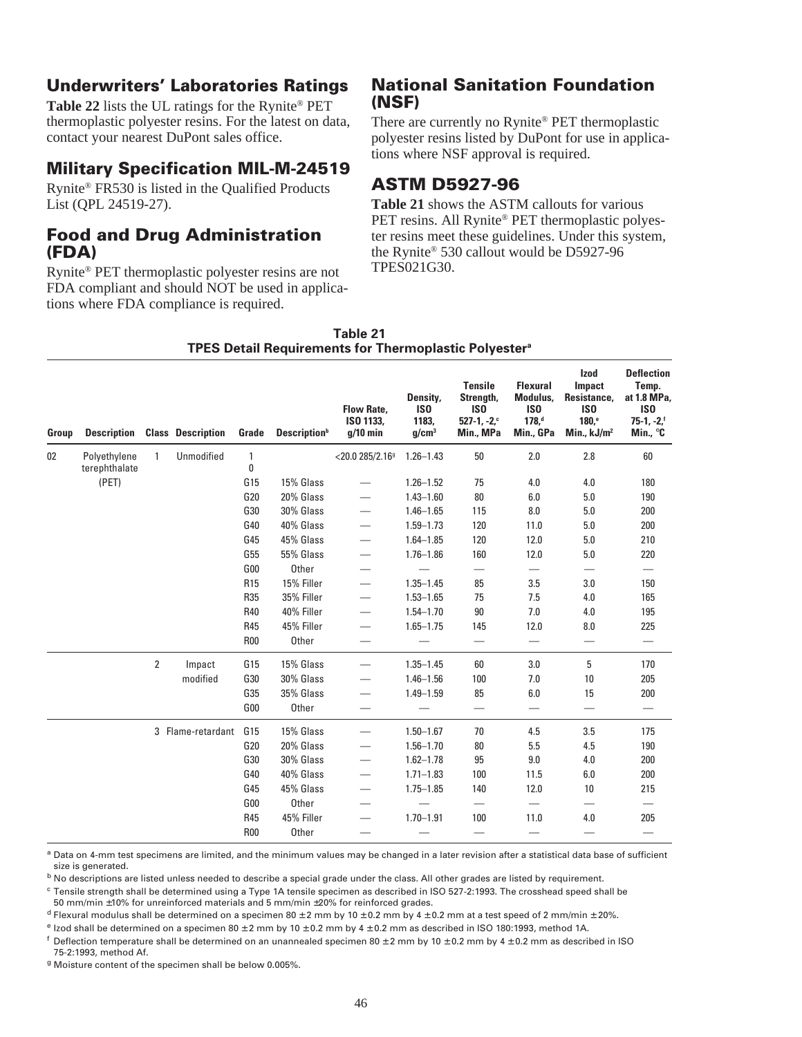## Underwriters' Laboratories Ratings

**Table 22** lists the UL ratings for the Rynite® PET thermoplastic polyester resins. For the latest on data, contact your nearest DuPont sales office.

## Military Specification MIL-M-24519

Rynite® FR530 is listed in the Qualified Products List (QPL 24519-27).

## Food and Drug Administration (FDA)

Rynite® PET thermoplastic polyester resins are not FDA compliant and should NOT be used in applications where FDA compliance is required.

## National Sanitation Foundation (NSF)

There are currently no Rynite® PET thermoplastic polyester resins listed by DuPont for use in applications where NSF approval is required.

## ASTM D5927-96

**Table 21** shows the ASTM callouts for various PET resins. All Rynite® PET thermoplastic polyester resins meet these guidelines. Under this system, the Rynite® 530 callout would be D5927-96 TPES021G30.

**Table 21**
**TPES Detail Requirements for Thermoplastic Polyester[a]**

| Group | Description | Class | Description | Grade | Description[b] | Flow Rate, ISO 1133, g/10 min | Density, ISO 1183, g/cm³ | Tensile Strength, ISO 527-1, -2,[c] Min., MPa | Flexural Modulus, ISO 178,[d] Min., GPa | Izod Impact Resistance, ISO 180,[e] Min., kJ/m² | Deflection Temp. at 1.8 MPa, ISO 75-1, -2,[f] Min., °C |
|---|---|---|---|---|---|---|---|---|---|---|---|
| 02 | Polyethylene terephthalate (PET) | 1 | Unmodified | 1 0 | | <20.0 285/2.16[g] | 1.26–1.43 | 50 | 2.0 | 2.8 | 60 |
| | | | | G15 | 15% Glass | — | 1.26–1.52 | 75 | 4.0 | 4.0 | 180 |
| | | | | G20 | 20% Glass | — | 1.43–1.60 | 80 | 6.0 | 5.0 | 190 |
| | | | | G30 | 30% Glass | — | 1.46–1.65 | 115 | 8.0 | 5.0 | 200 |
| | | | | G40 | 40% Glass | — | 1.59–1.73 | 120 | 11.0 | 5.0 | 200 |
| | | | | G45 | 45% Glass | — | 1.64–1.85 | 120 | 12.0 | 5.0 | 210 |
| | | | | G55 | 55% Glass | — | 1.76–1.86 | 160 | 12.0 | 5.0 | 220 |
| | | | | G00 | Other | — | — | — | — | — | — |
| | | | | R15 | 15% Filler | — | 1.35–1.45 | 85 | 3.5 | 3.0 | 150 |
| | | | | R35 | 35% Filler | — | 1.53–1.65 | 75 | 7.5 | 4.0 | 165 |
| | | | | R40 | 40% Filler | — | 1.54–1.70 | 90 | 7.0 | 4.0 | 195 |
| | | | | R45 | 45% Filler | — | 1.65–1.75 | 145 | 12.0 | 8.0 | 225 |
| | | | | R00 | Other | — | — | — | — | — | — |
| | | 2 | Impact modified | G15 | 15% Glass | — | 1.35–1.45 | 60 | 3.0 | 5 | 170 |
| | | | | G30 | 30% Glass | — | 1.46–1.56 | 100 | 7.0 | 10 | 205 |
| | | | | G35 | 35% Glass | — | 1.49–1.59 | 85 | 6.0 | 15 | 200 |
| | | | | G00 | Other | — | — | — | — | — | — |
| | | 3 | Flame-retardant | G15 | 15% Glass | — | 1.50–1.67 | 70 | 4.5 | 3.5 | 175 |
| | | | | G20 | 20% Glass | — | 1.56–1.70 | 80 | 5.5 | 4.5 | 190 |
| | | | | G30 | 30% Glass | — | 1.62–1.78 | 95 | 9.0 | 4.0 | 200 |
| | | | | G40 | 40% Glass | — | 1.71–1.83 | 100 | 11.5 | 6.0 | 200 |
| | | | | G45 | 45% Glass | — | 1.75–1.85 | 140 | 12.0 | 10 | 215 |
| | | | | G00 | Other | — | — | — | — | — | — |
| | | | | R45 | 45% Filler | — | 1.70–1.91 | 100 | 11.0 | 4.0 | 205 |
| | | | | R00 | Other | — | — | — | — | — | — |

[a] Data on 4-mm test specimens are limited, and the minimum values may be changed in a later revision after a statistical data base of sufficient size is generated.

[b] No descriptions are listed unless needed to describe a special grade under the class. All other grades are listed by requirement.

[c] Tensile strength shall be determined using a Type 1A tensile specimen as described in ISO 527-2:1993. The crosshead speed shall be 50 mm/min ±10% for unreinforced materials and 5 mm/min ±20% for reinforced grades.

[d] Flexural modulus shall be determined on a specimen 80 ±2 mm by 10 ±0.2 mm by 4 ±0.2 mm at a test speed of 2 mm/min ±20%.

[e] Izod shall be determined on a specimen 80 ±2 mm by 10 ±0.2 mm by 4 ±0.2 mm as described in ISO 180:1993, method 1A.

[f] Deflection temperature shall be determined on an unannealed specimen 80 ±2 mm by 10 ±0.2 mm by 4 ±0.2 mm as described in ISO 75-2:1993, method Af.

[g] Moisture content of the specimen shall be below 0.005%.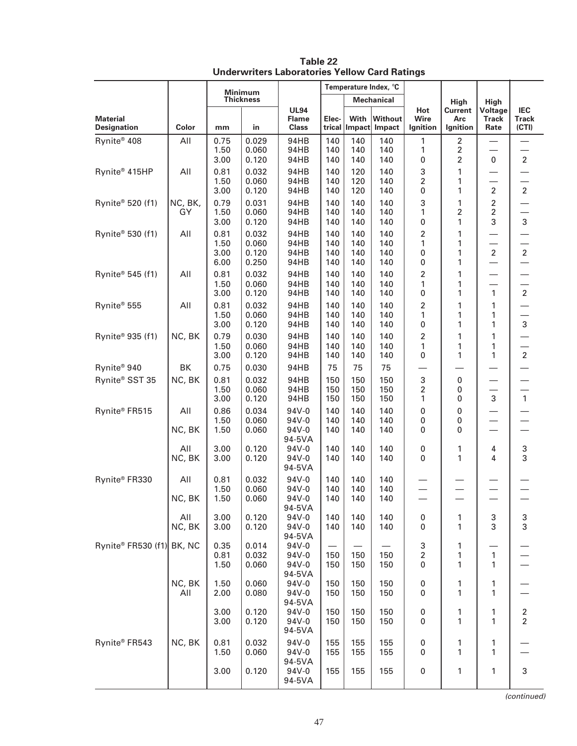**Table 22**
**Underwriters Laboratories Yellow Card Ratings**

| Material Designation | Color | Minimum Thickness mm | Minimum Thickness in | UL94 Flame Class | Temperature Index, °C Electrical | Temperature Index, °C Mechanical With Impact | Temperature Index, °C Mechanical Without Impact | Hot Wire Ignition | High Current Arc Ignition | High Voltage Track Rate | IEC Track (CTI) |
|---|---|---|---|---|---|---|---|---|---|---|---|
| Rynite® 408 | All | 0.75 | 0.029 | 94HB | 140 | 140 | 140 | 1 | 2 | — | — |
| | | 1.50 | 0.060 | 94HB | 140 | 140 | 140 | 1 | 2 | — | — |
| | | 3.00 | 0.120 | 94HB | 140 | 140 | 140 | 0 | 2 | 0 | 2 |
| Rynite® 415HP | All | 0.81 | 0.032 | 94HB | 140 | 120 | 140 | 3 | 1 | — | — |
| | | 1.50 | 0.060 | 94HB | 140 | 120 | 140 | 2 | 1 | — | — |
| | | 3.00 | 0.120 | 94HB | 140 | 120 | 140 | 0 | 1 | 2 | 2 |
| Rynite® 520 (f1) | NC, BK, GY | 0.79 | 0.031 | 94HB | 140 | 140 | 140 | 3 | 1 | 2 | — |
| | | 1.50 | 0.060 | 94HB | 140 | 140 | 140 | 1 | 2 | 2 | — |
| | | 3.00 | 0.120 | 94HB | 140 | 140 | 140 | 0 | 1 | 3 | 3 |
| Rynite® 530 (f1) | All | 0.81 | 0.032 | 94HB | 140 | 140 | 140 | 2 | 1 | — | — |
| | | 1.50 | 0.060 | 94HB | 140 | 140 | 140 | 1 | 1 | — | — |
| | | 3.00 | 0.120 | 94HB | 140 | 140 | 140 | 0 | 1 | 2 | 2 |
| | | 6.00 | 0.250 | 94HB | 140 | 140 | 140 | 0 | 1 | — | — |
| Rynite® 545 (f1) | All | 0.81 | 0.032 | 94HB | 140 | 140 | 140 | 2 | 1 | — | — |
| | | 1.50 | 0.060 | 94HB | 140 | 140 | 140 | 1 | 1 | — | — |
| | | 3.00 | 0.120 | 94HB | 140 | 140 | 140 | 0 | 1 | 1 | 2 |
| Rynite® 555 | All | 0.81 | 0.032 | 94HB | 140 | 140 | 140 | 2 | 1 | 1 | — |
| | | 1.50 | 0.060 | 94HB | 140 | 140 | 140 | 1 | 1 | 1 | — |
| | | 3.00 | 0.120 | 94HB | 140 | 140 | 140 | 0 | 1 | 1 | 3 |
| Rynite® 935 (f1) | NC, BK | 0.79 | 0.030 | 94HB | 140 | 140 | 140 | 2 | 1 | 1 | — |
| | | 1.50 | 0.060 | 94HB | 140 | 140 | 140 | 1 | 1 | 1 | — |
| | | 3.00 | 0.120 | 94HB | 140 | 140 | 140 | 0 | 1 | 1 | 2 |
| Rynite® 940 | BK | 0.75 | 0.030 | 94HB | 75 | 75 | 75 | — | — | — | — |
| Rynite® SST 35 | NC, BK | 0.81 | 0.032 | 94HB | 150 | 150 | 150 | 3 | 0 | — | — |
| | | 1.50 | 0.060 | 94HB | 150 | 150 | 150 | 2 | 0 | — | — |
| | | 3.00 | 0.120 | 94HB | 150 | 150 | 150 | 1 | 0 | 3 | 1 |
| Rynite® FR515 | All | 0.86 | 0.034 | 94V-0 | 140 | 140 | 140 | 0 | 0 | — | — |
| | | 1.50 | 0.060 | 94V-0 | 140 | 140 | 140 | 0 | 0 | — | — |
| | NC, BK | 1.50 | 0.060 | 94V-0 94-5VA | 140 | 140 | 140 | 0 | 0 | — | — |
| | All | 3.00 | 0.120 | 94V-0 | 140 | 140 | 140 | 0 | 1 | 4 | 3 |
| | NC, BK | 3.00 | 0.120 | 94V-0 94-5VA | 140 | 140 | 140 | 0 | 1 | 4 | 3 |
| Rynite® FR330 | All | 0.81 | 0.032 | 94V-0 | 140 | 140 | 140 | — | — | — | — |
| | | 1.50 | 0.060 | 94V-0 | 140 | 140 | 140 | — | — | — | — |
| | NC, BK | 1.50 | 0.060 | 94V-0 94-5VA | 140 | 140 | 140 | — | — | — | — |
| | All | 3.00 | 0.120 | 94V-0 | 140 | 140 | 140 | 0 | 1 | 3 | 3 |
| | NC, BK | 3.00 | 0.120 | 94V-0 94-5VA | 140 | 140 | 140 | 0 | 1 | 3 | 3 |
| Rynite® FR530 (f1) | BK, NC | 0.35 | 0.014 | 94V-0 | — | — | — | 3 | 1 | — | — |
| | | 0.81 | 0.032 | 94V-0 | 150 | 150 | 150 | 2 | 1 | 1 | — |
| | | 1.50 | 0.060 | 94V-0 94-5VA | 150 | 150 | 150 | 0 | 1 | 1 | — |
| | NC, BK | 1.50 | 0.060 | 94V-0 | 150 | 150 | 150 | 0 | 1 | 1 | — |
| | All | 2.00 | 0.080 | 94V-0 94-5VA | 150 | 150 | 150 | 0 | 1 | 1 | — |
| | | 3.00 | 0.120 | 94V-0 | 150 | 150 | 150 | 0 | 1 | 1 | 2 |
| | | 3.00 | 0.120 | 94V-0 94-5VA | 150 | 150 | 150 | 0 | 1 | 1 | 2 |
| Rynite® FR543 | NC, BK | 0.81 | 0.032 | 94V-0 | 155 | 155 | 155 | 0 | 1 | 1 | — |
| | | 1.50 | 0.060 | 94V-0 94-5VA | 155 | 155 | 155 | 0 | 1 | 1 | — |
| | | 3.00 | 0.120 | 94V-0 94-5VA | 155 | 155 | 155 | 0 | 1 | 1 | 3 |

*(continued)*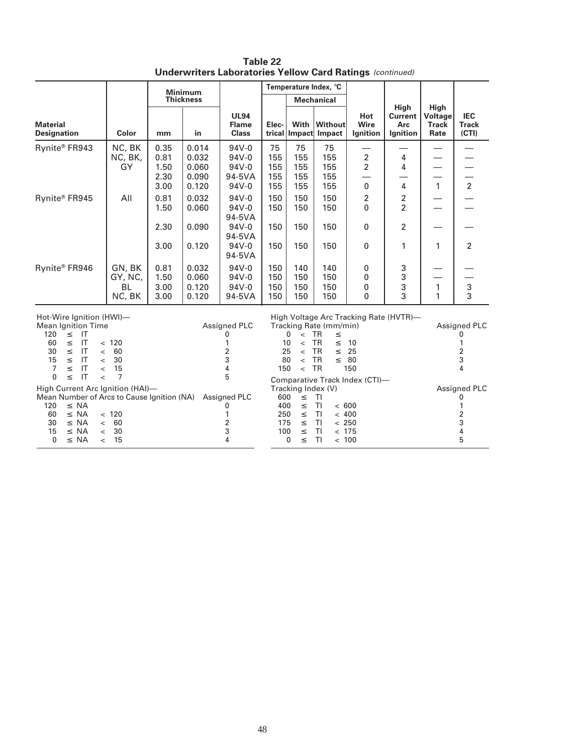**Table 22**
**Underwriters Laboratories Yellow Card Ratings** *(continued)*

| Material Designation | Color | Minimum Thickness mm | Minimum Thickness in | UL94 Flame Class | Temperature Index, °C Electrical | Temperature Index, °C Mechanical With Impact | Temperature Index, °C Mechanical Without Impact | Hot Wire Ignition | High Current Arc Ignition | High Voltage Track Rate | IEC Track (CTI) |
|---|---|---|---|---|---|---|---|---|---|---|---|
| Rynite® FR943 | NC, BK | 0.35 | 0.014 | 94V-0 | 75 | 75 | 75 | — | — | — | — |
| | NC, BK, | 0.81 | 0.032 | 94V-0 | 155 | 155 | 155 | 2 | 4 | — | — |
| | GY | 1.50 | 0.060 | 94V-0 | 155 | 155 | 155 | 2 | 4 | — | — |
| | | 2.30 | 0.090 | 94-5VA | 155 | 155 | 155 | — | — | — | — |
| | | 3.00 | 0.120 | 94V-0 | 155 | 155 | 155 | 0 | 4 | 1 | 2 |
| Rynite® FR945 | All | 0.81 | 0.032 | 94V-0 | 150 | 150 | 150 | 2 | 2 | — | — |
| | | 1.50 | 0.060 | 94V-0 94-5VA | 150 | 150 | 150 | 0 | 2 | — | — |
| | | 2.30 | 0.090 | 94V-0 94-5VA | 150 | 150 | 150 | 0 | 2 | — | — |
| | | 3.00 | 0.120 | 94V-0 94-5VA | 150 | 150 | 150 | 0 | 1 | 1 | 2 |
| Rynite® FR946 | GN, BK | 0.81 | 0.032 | 94V-0 | 150 | 140 | 140 | 0 | 3 | — | — |
| | GY, NC, | 1.50 | 0.060 | 94V-0 | 150 | 150 | 150 | 0 | 3 | — | — |
| | BL | 3.00 | 0.120 | 94V-0 | 150 | 150 | 150 | 0 | 3 | 1 | 3 |
| | NC, BK | 3.00 | 0.120 | 94-5VA | 150 | 150 | 150 | 0 | 3 | 1 | 3 |

Hot-Wire Ignition (HWI)—

| Mean Ignition Time | Assigned PLC |
|---|---|
| 120 ≤ IT | 0 |
| 60 ≤ IT < 120 | 1 |
| 30 ≤ IT < 60 | 2 |
| 15 ≤ IT < 30 | 3 |
| 7 ≤ IT < 15 | 4 |
| 0 ≤ IT < 7 | 5 |

High Current Arc Ignition (HAI)—

| Mean Number of Arcs to Cause Ignition (NA) | Assigned PLC |
|---|---|
| 120 ≤ NA | 0 |
| 60 ≤ NA < 120 | 1 |
| 30 ≤ NA < 60 | 2 |
| 15 ≤ NA < 30 | 3 |
| 0 ≤ NA < 15 | 4 |

High Voltage Arc Tracking Rate (HVTR)—

| Tracking Rate (mm/min) | Assigned PLC |
|---|---|
| 0 < TR ≤ | 0 |
| 10 < TR ≤ 10 | 1 |
| 25 < TR ≤ 25 | 2 |
| 80 < TR ≤ 80 | 3 |
| 150 < TR 150 | 4 |

Comparative Track Index (CTI)—

| Tracking Index (V) | Assigned PLC |
|---|---|
| 600 ≤ TI | 0 |
| 400 ≤ TI < 600 | 1 |
| 250 ≤ TI < 400 | 2 |
| 175 ≤ TI < 250 | 3 |
| 100 ≤ TI < 175 | 4 |
| 0 ≤ TI < 100 | 5 |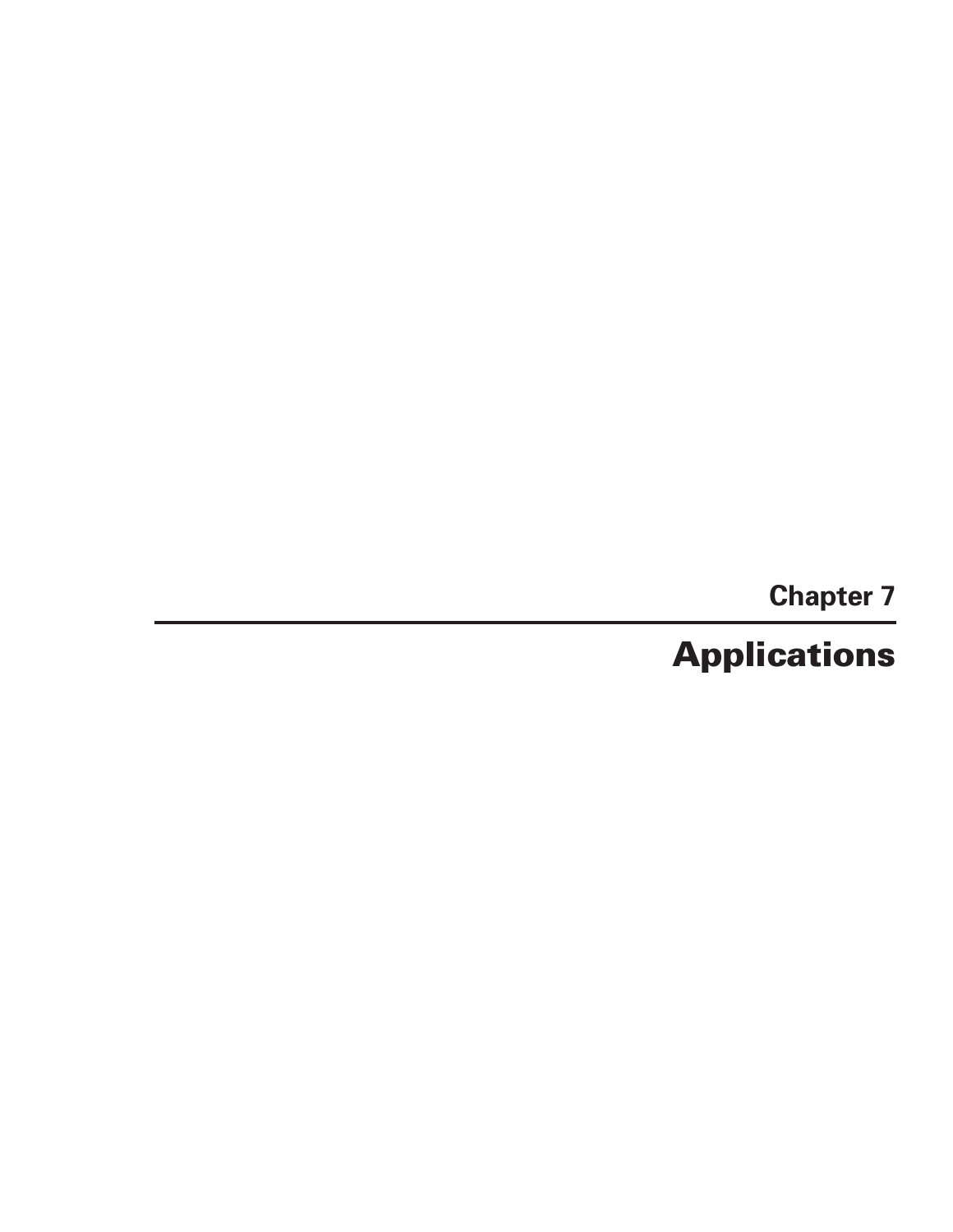# Chapter 7

# Applications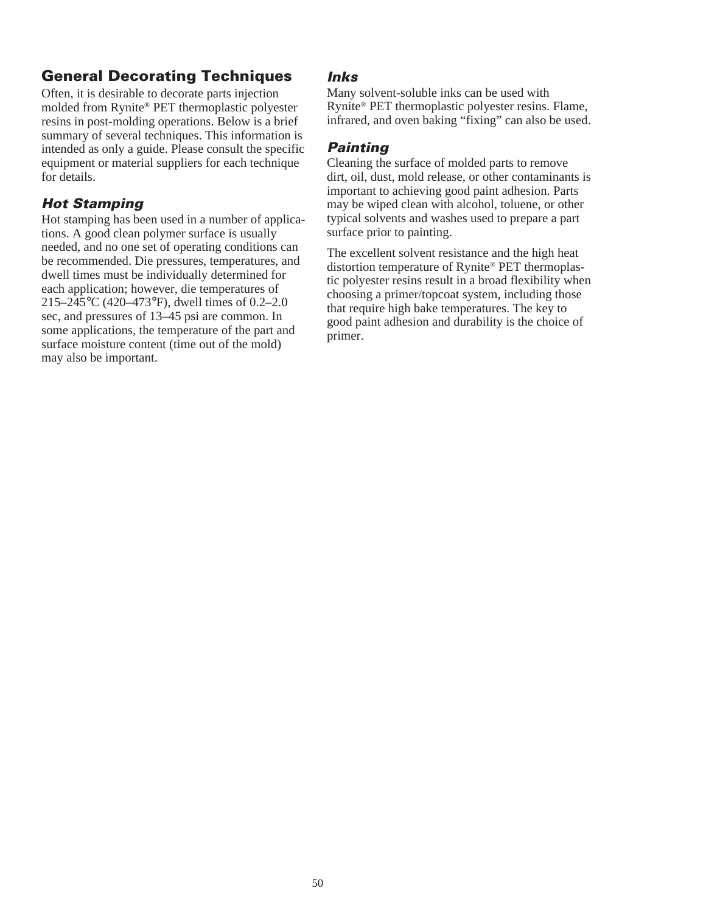## General Decorating Techniques

Often, it is desirable to decorate parts injection molded from Rynite® PET thermoplastic polyester resins in post-molding operations. Below is a brief summary of several techniques. This information is intended as only a guide. Please consult the specific equipment or material suppliers for each technique for details.

### *Hot Stamping*

Hot stamping has been used in a number of applications. A good clean polymer surface is usually needed, and no one set of operating conditions can be recommended. Die pressures, temperatures, and dwell times must be individually determined for each application; however, die temperatures of 215–245°C (420–473°F), dwell times of 0.2–2.0 sec, and pressures of 13–45 psi are common. In some applications, the temperature of the part and surface moisture content (time out of the mold) may also be important.

### *Inks*

Many solvent-soluble inks can be used with Rynite® PET thermoplastic polyester resins. Flame, infrared, and oven baking "fixing" can also be used.

### *Painting*

Cleaning the surface of molded parts to remove dirt, oil, dust, mold release, or other contaminants is important to achieving good paint adhesion. Parts may be wiped clean with alcohol, toluene, or other typical solvents and washes used to prepare a part surface prior to painting.

The excellent solvent resistance and the high heat distortion temperature of Rynite® PET thermoplastic polyester resins result in a broad flexibility when choosing a primer/topcoat system, including those that require high bake temperatures. The key to good paint adhesion and durability is the choice of primer.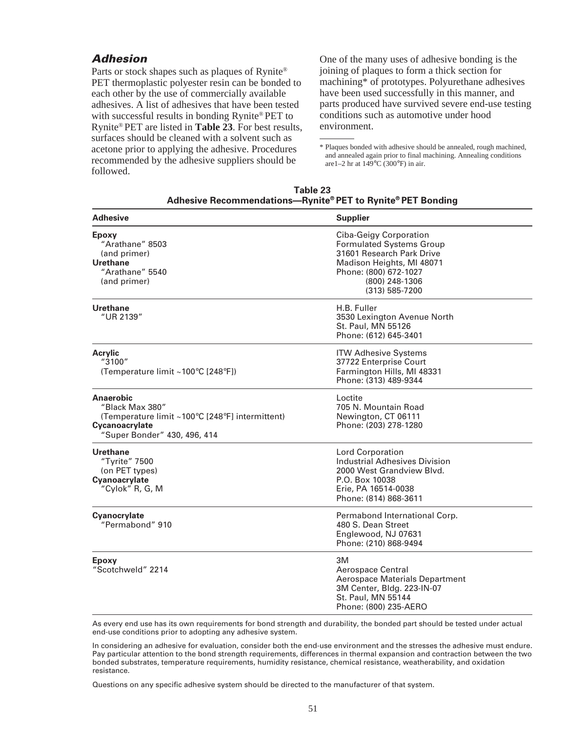## *Adhesion*

Parts or stock shapes such as plaques of Rynite® PET thermoplastic polyester resin can be bonded to each other by the use of commercially available adhesives. A list of adhesives that have been tested with successful results in bonding Rynite® PET to Rynite® PET are listed in **Table 23**. For best results, surfaces should be cleaned with a solvent such as acetone prior to applying the adhesive. Procedures recommended by the adhesive suppliers should be followed.

One of the many uses of adhesive bonding is the joining of plaques to form a thick section for machining* of prototypes. Polyurethane adhesives have been used successfully in this manner, and parts produced have survived severe end-use testing conditions such as automotive under hood environment.

\* Plaques bonded with adhesive should be annealed, rough machined, and annealed again prior to final machining. Annealing conditions are1–2 hr at 149°C (300°F) in air.

**Table 23**
**Adhesive Recommendations—Rynite® PET to Rynite® PET Bonding**

| Adhesive | Supplier |
|---|---|
| **Epoxy**<br>"Arathane" 8503<br>(and primer)<br>**Urethane**<br>"Arathane" 5540<br>(and primer) | Ciba-Geigy Corporation<br>Formulated Systems Group<br>31601 Research Park Drive<br>Madison Heights, MI 48071<br>Phone: (800) 672-1027<br>(800) 248-1306<br>(313) 585-7200 |
| **Urethane**<br>"UR 2139" | H.B. Fuller<br>3530 Lexington Avenue North<br>St. Paul, MN 55126<br>Phone: (612) 645-3401 |
| **Acrylic**<br>"3100"<br>(Temperature limit ~100°C [248°F]) | ITW Adhesive Systems<br>37722 Enterprise Court<br>Farmington Hills, MI 48331<br>Phone: (313) 489-9344 |
| **Anaerobic**<br>"Black Max 380"<br>(Temperature limit ~100°C [248°F] intermittent)<br>**Cycanoacrylate**<br>"Super Bonder" 430, 496, 414 | Loctite<br>705 N. Mountain Road<br>Newington, CT 06111<br>Phone: (203) 278-1280 |
| **Urethane**<br>"Tyrite" 7500<br>(on PET types)<br>**Cyanoacrylate**<br>"Cylok" R, G, M | Lord Corporation<br>Industrial Adhesives Division<br>2000 West Grandview Blvd.<br>P.O. Box 10038<br>Erie, PA 16514-0038<br>Phone: (814) 868-3611 |
| **Cyanocrylate**<br>"Permabond" 910 | Permabond International Corp.<br>480 S. Dean Street<br>Englewood, NJ 07631<br>Phone: (210) 868-9494 |
| **Epoxy**<br>"Scotchweld" 2214 | 3M<br>Aerospace Central<br>Aerospace Materials Department<br>3M Center, Bldg. 223-IN-07<br>St. Paul, MN 55144<br>Phone: (800) 235-AERO |

As every end use has its own requirements for bond strength and durability, the bonded part should be tested under actual end-use conditions prior to adopting any adhesive system.

In considering an adhesive for evaluation, consider both the end-use environment and the stresses the adhesive must endure. Pay particular attention to the bond strength requirements, differences in thermal expansion and contraction between the two bonded substrates, temperature requirements, humidity resistance, chemical resistance, weatherability, and oxidation resistance.

Questions on any specific adhesive system should be directed to the manufacturer of that system.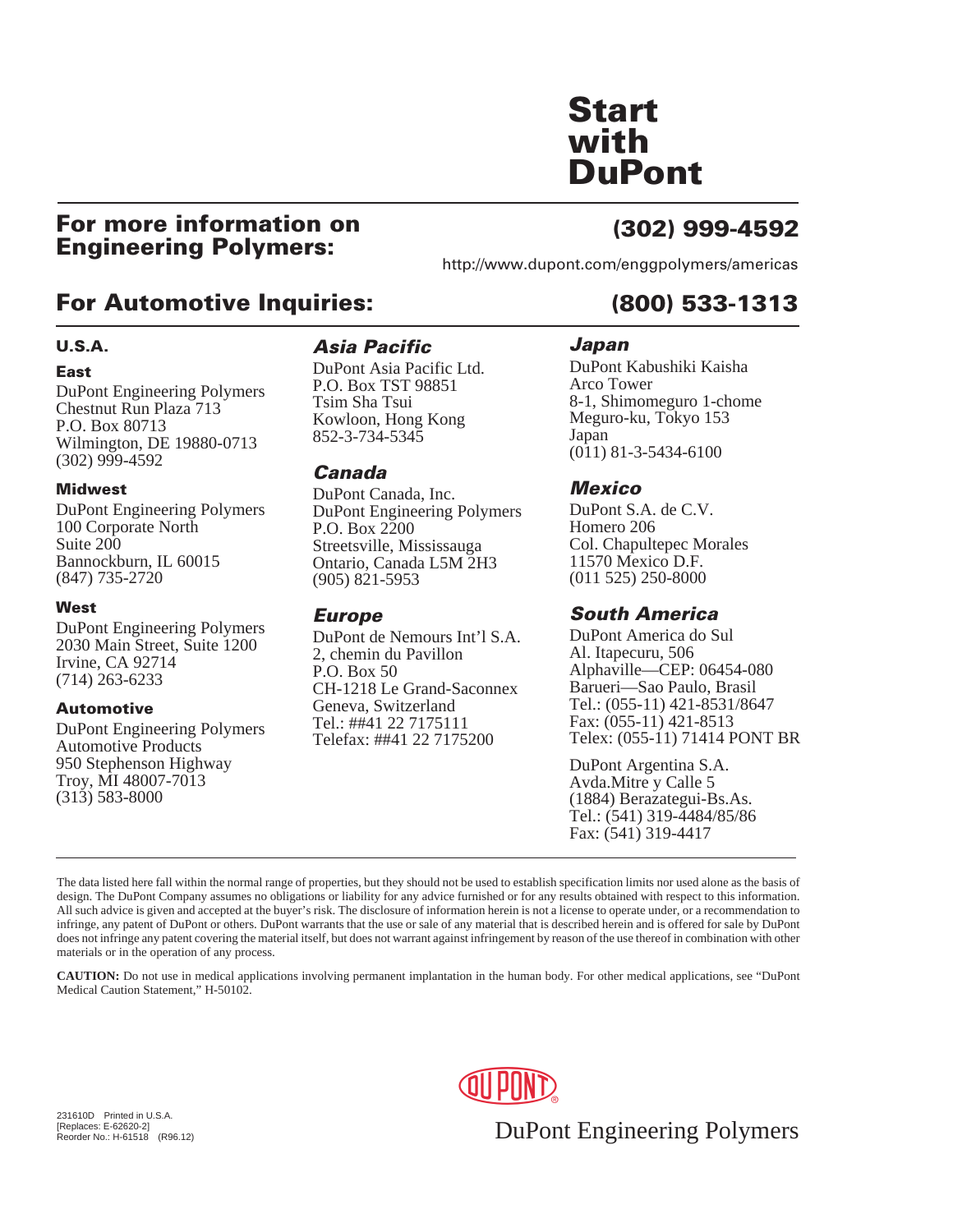# Start with DuPont

## For more information on Engineering Polymers:

**(302) 999-4592**

http://www.dupont.com/enggpolymers/americas

## For Automotive Inquiries:

**(800) 533-1313**

### U.S.A.

**East**

DuPont Engineering Polymers
Chestnut Run Plaza 713
P.O. Box 80713
Wilmington, DE 19880-0713
(302) 999-4592

**Midwest**

DuPont Engineering Polymers
100 Corporate North
Suite 200
Bannockburn, IL 60015
(847) 735-2720

**West**

DuPont Engineering Polymers
2030 Main Street, Suite 1200
Irvine, CA 92714
(714) 263-6233

**Automotive**

DuPont Engineering Polymers
Automotive Products
950 Stephenson Highway
Troy, MI 48007-7013
(313) 583-8000

### *Asia Pacific*

DuPont Asia Pacific Ltd.
P.O. Box TST 98851
Tsim Sha Tsui
Kowloon, Hong Kong
852-3-734-5345

### *Canada*

DuPont Canada, Inc.
DuPont Engineering Polymers
P.O. Box 2200
Streetsville, Mississauga
Ontario, Canada L5M 2H3
(905) 821-5953

### *Europe*

DuPont de Nemours Int'l S.A.
2, chemin du Pavillon
P.O. Box 50
CH-1218 Le Grand-Saconnex
Geneva, Switzerland
Tel.: ##41 22 7175111
Telefax: ##41 22 7175200

### *Japan*

DuPont Kabushiki Kaisha
Arco Tower
8-1, Shimomeguro 1-chome
Meguro-ku, Tokyo 153
Japan
(011) 81-3-5434-6100

### *Mexico*

DuPont S.A. de C.V.
Homero 206
Col. Chapultepec Morales
11570 Mexico D.F.
(011 525) 250-8000

### *South America*

DuPont America do Sul
Al. Itapecuru, 506
Alphaville—CEP: 06454-080
Barueri—Sao Paulo, Brasil
Tel.: (055-11) 421-8531/8647
Fax: (055-11) 421-8513
Telex: (055-11) 71414 PONT BR

DuPont Argentina S.A.
Avda.Mitre y Calle 5
(1884) Berazategui-Bs.As.
Tel.: (541) 319-4484/85/86
Fax: (541) 319-4417

---

The data listed here fall within the normal range of properties, but they should not be used to establish specification limits nor used alone as the basis of design. The DuPont Company assumes no obligations or liability for any advice furnished or for any results obtained with respect to this information. All such advice is given and accepted at the buyer's risk. The disclosure of information herein is not a license to operate under, or a recommendation to infringe, any patent of DuPont or others. DuPont warrants that the use or sale of any material that is described herein and is offered for sale by DuPont does not infringe any patent covering the material itself, but does not warrant against infringement by reason of the use thereof in combination with other materials or in the operation of any process.

**CAUTION:** Do not use in medical applications involving permanent implantation in the human body. For other medical applications, see "DuPont Medical Caution Statement," H-50102.

231610D Printed in U.S.A.
[Replaces: E-62620-2]
Reorder No.: H-61518 (R96.12)

DuPont Engineering Polymers